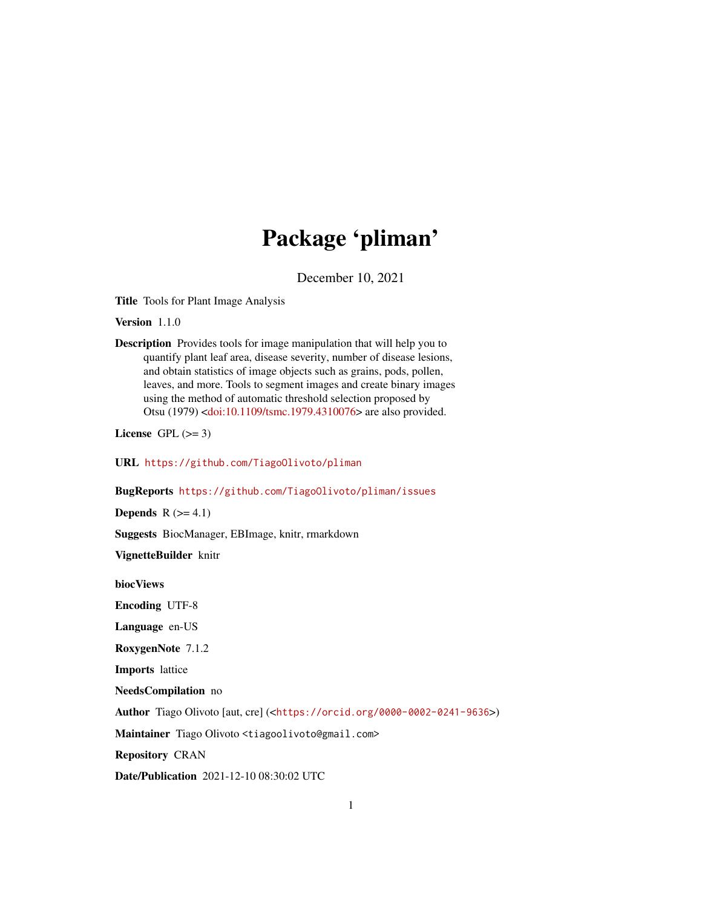# Package 'pliman'

December 10, 2021

**Title** Tools for Plant Image Analysis

**Version** 1.1.0

**Description** Provides tools for image manipulation that will help you to quantify plant leaf area, disease severity, number of disease lesions, and obtain statistics of image objects such as grains, pods, pollen, leaves, and more. Tools to segment images and create binary images using the method of automatic threshold selection proposed by Otsu (1979) <doi:10.1109/tsmc.1979.4310076> are also provided.

**License** GPL (>= 3)

**URL** https://github.com/TiagoOlivoto/pliman

**BugReports** https://github.com/TiagoOlivoto/pliman/issues

**Depends** R (>= 4.1)

**Suggests** BiocManager, EBImage, knitr, rmarkdown

**VignetteBuilder** knitr

**biocViews**

**Encoding** UTF-8

**Language** en-US

**RoxygenNote** 7.1.2

**Imports** lattice

**NeedsCompilation** no

**Author** Tiago Olivoto [aut, cre] (<https://orcid.org/0000-0002-0241-9636>)

**Maintainer** Tiago Olivoto <tiagoolivoto@gmail.com>

**Repository** CRAN

**Date/Publication** 2021-12-10 08:30:02 UTC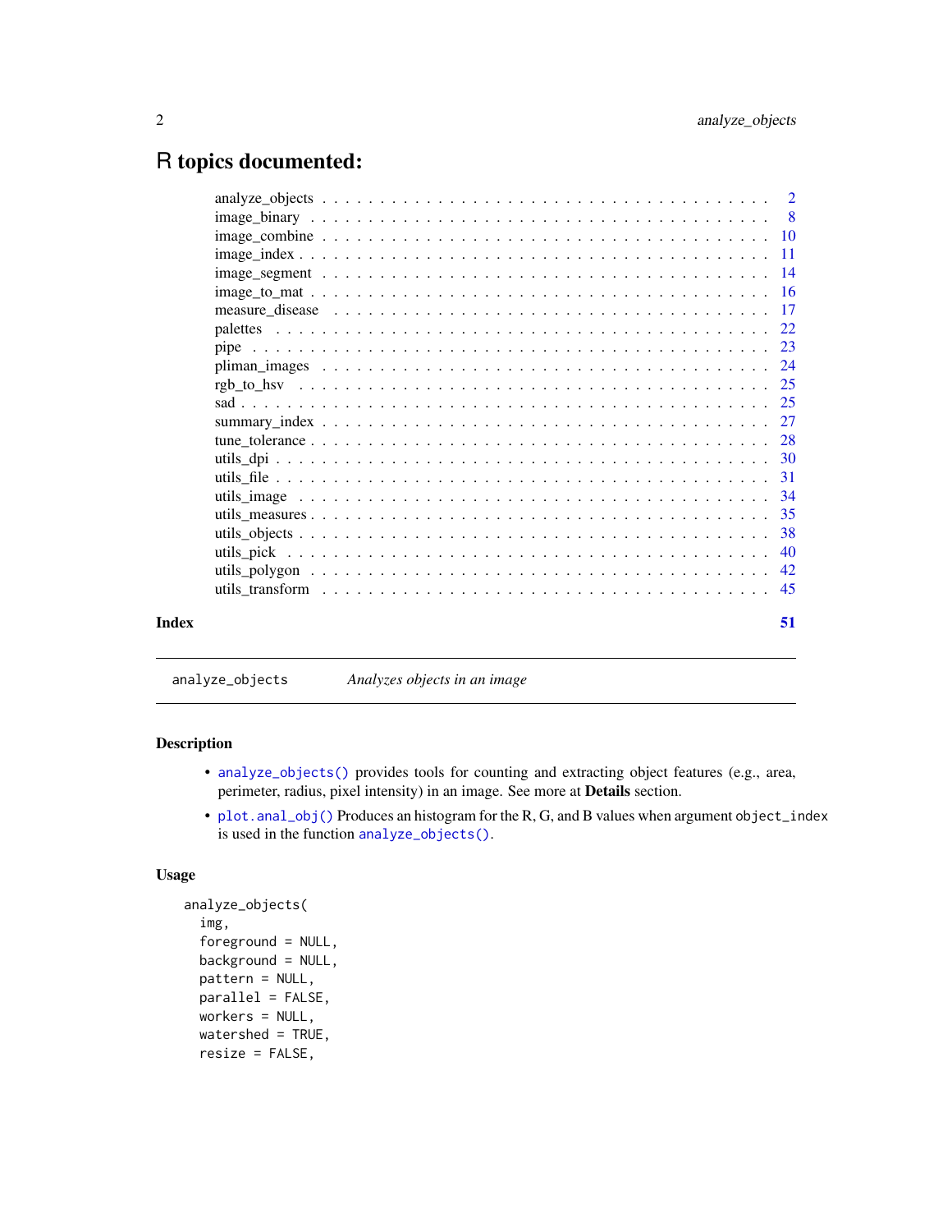# R topics documented:

| | |
|---|---|
| analyze_objects | 2 |
| image_binary | 8 |
| image_combine | 10 |
| image_index | 11 |
| image_segment | 14 |
| image_to_mat | 16 |
| measure_disease | 17 |
| palettes | 22 |
| pipe | 23 |
| pliman_images | 24 |
| rgb_to_hsv | 25 |
| sad | 25 |
| summary_index | 27 |
| tune_tolerance | 28 |
| utils_dpi | 30 |
| utils_file | 31 |
| utils_image | 34 |
| utils_measures | 35 |
| utils_objects | 38 |
| utils_pick | 40 |
| utils_polygon | 42 |
| utils_transform | 45 |
| **Index** | **51** |

---

analyze_objects — *Analyzes objects in an image*

---

## Description

- analyze_objects() provides tools for counting and extracting object features (e.g., area, perimeter, radius, pixel intensity) in an image. See more at **Details** section.
- plot.anal_obj() Produces an histogram for the R, G, and B values when argument object_index is used in the function analyze_objects().

## Usage

```
analyze_objects(
  img,
  foreground = NULL,
  background = NULL,
  pattern = NULL,
  parallel = FALSE,
  workers = NULL,
  watershed = TRUE,
  resize = FALSE,
```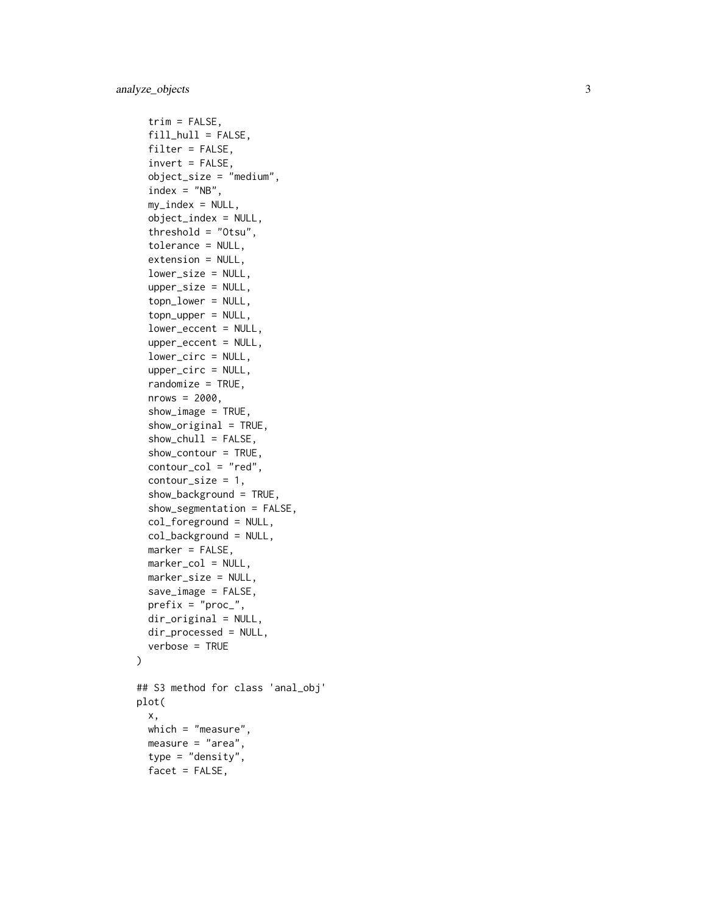```
  trim = FALSE,
  fill_hull = FALSE,
  filter = FALSE,
  invert = FALSE,
  object_size = "medium",
  index = "NB",
  my_index = NULL,
  object_index = NULL,
  threshold = "Otsu",
  tolerance = NULL,
  extension = NULL,
  lower_size = NULL,
  upper_size = NULL,
  topn_lower = NULL,
  topn_upper = NULL,
  lower_eccent = NULL,
  upper_eccent = NULL,
  lower_circ = NULL,
  upper_circ = NULL,
  randomize = TRUE,
  nrows = 2000,
  show_image = TRUE,
  show_original = TRUE,
  show_chull = FALSE,
  show_contour = TRUE,
  contour_col = "red",
  contour_size = 1,
  show_background = TRUE,
  show_segmentation = FALSE,
  col_foreground = NULL,
  col_background = NULL,
  marker = FALSE,
  marker_col = NULL,
  marker_size = NULL,
  save_image = FALSE,
  prefix = "proc_",
  dir_original = NULL,
  dir_processed = NULL,
  verbose = TRUE
)

## S3 method for class 'anal_obj'
plot(
  x,
  which = "measure",
  measure = "area",
  type = "density",
  facet = FALSE,
```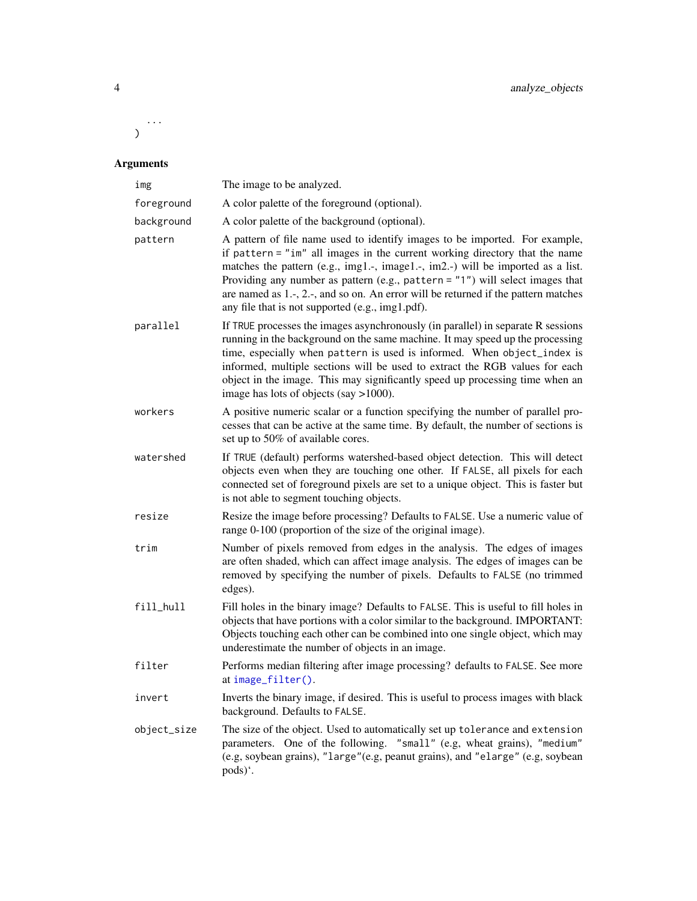```
  ...
)
```

## Arguments

| | |
|---|---|
| `img` | The image to be analyzed. |
| `foreground` | A color palette of the foreground (optional). |
| `background` | A color palette of the background (optional). |
| `pattern` | A pattern of file name used to identify images to be imported. For example, if `pattern = "im"` all images in the current working directory that the name matches the pattern (e.g., img1.-, image1.-, im2.-) will be imported as a list. Providing any number as pattern (e.g., `pattern = "1"`) will select images that are named as 1.-, 2.-, and so on. An error will be returned if the pattern matches any file that is not supported (e.g., img1.pdf). |
| `parallel` | If `TRUE` processes the images asynchronously (in parallel) in separate R sessions running in the background on the same machine. It may speed up the processing time, especially when `pattern` is used is informed. When `object_index` is informed, multiple sections will be used to extract the RGB values for each object in the image. This may significantly speed up processing time when an image has lots of objects (say >1000). |
| `workers` | A positive numeric scalar or a function specifying the number of parallel processes that can be active at the same time. By default, the number of sections is set up to 50% of available cores. |
| `watershed` | If `TRUE` (default) performs watershed-based object detection. This will detect objects even when they are touching one other. If `FALSE`, all pixels for each connected set of foreground pixels are set to a unique object. This is faster but is not able to segment touching objects. |
| `resize` | Resize the image before processing? Defaults to `FALSE`. Use a numeric value of range 0-100 (proportion of the size of the original image). |
| `trim` | Number of pixels removed from edges in the analysis. The edges of images are often shaded, which can affect image analysis. The edges of images can be removed by specifying the number of pixels. Defaults to `FALSE` (no trimmed edges). |
| `fill_hull` | Fill holes in the binary image? Defaults to `FALSE`. This is useful to fill holes in objects that have portions with a color similar to the background. IMPORTANT: Objects touching each other can be combined into one single object, which may underestimate the number of objects in an image. |
| `filter` | Performs median filtering after image processing? defaults to `FALSE`. See more at `image_filter()`. |
| `invert` | Inverts the binary image, if desired. This is useful to process images with black background. Defaults to `FALSE`. |
| `object_size` | The size of the object. Used to automatically set up `tolerance` and `extension` parameters. One of the following. `"small"` (e.g, wheat grains), `"medium"` (e.g, soybean grains), `"large"`(e.g, peanut grains), and `"elarge"` (e.g, soybean pods)`. |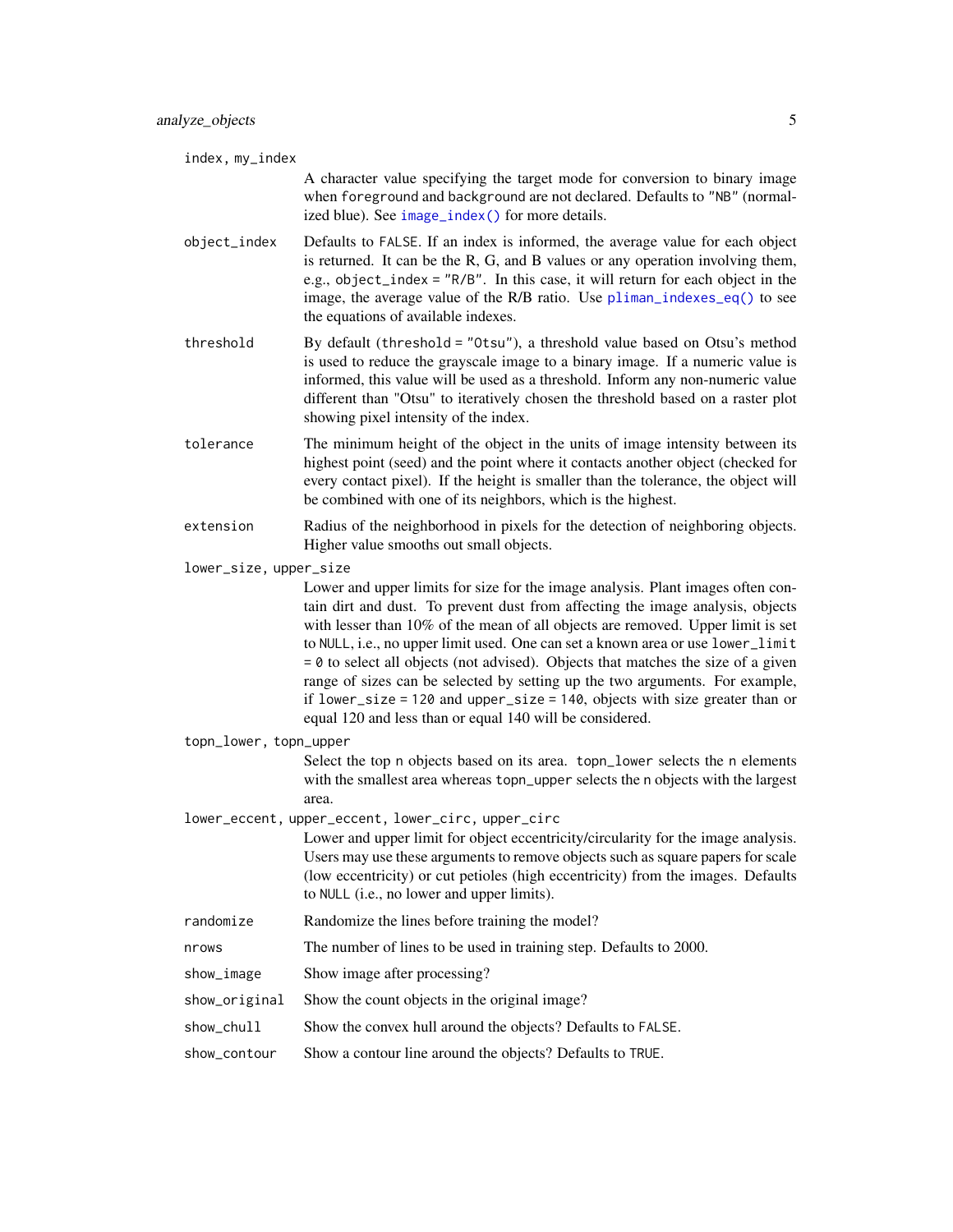`index, my_index`
: A character value specifying the target mode for conversion to binary image when `foreground` and `background` are not declared. Defaults to `"NB"` (normalized blue). See `image_index()` for more details.

`object_index`
: Defaults to `FALSE`. If an index is informed, the average value for each object is returned. It can be the R, G, and B values or any operation involving them, e.g., `object_index = "R/B"`. In this case, it will return for each object in the image, the average value of the R/B ratio. Use `pliman_indexes_eq()` to see the equations of available indexes.

`threshold`
: By default (`threshold = "Otsu"`), a threshold value based on Otsu's method is used to reduce the grayscale image to a binary image. If a numeric value is informed, this value will be used as a threshold. Inform any non-numeric value different than "Otsu" to iteratively chosen the threshold based on a raster plot showing pixel intensity of the index.

`tolerance`
: The minimum height of the object in the units of image intensity between its highest point (seed) and the point where it contacts another object (checked for every contact pixel). If the height is smaller than the tolerance, the object will be combined with one of its neighbors, which is the highest.

`extension`
: Radius of the neighborhood in pixels for the detection of neighboring objects. Higher value smooths out small objects.

`lower_size, upper_size`
: Lower and upper limits for size for the image analysis. Plant images often contain dirt and dust. To prevent dust from affecting the image analysis, objects with lesser than 10% of the mean of all objects are removed. Upper limit is set to `NULL`, i.e., no upper limit used. One can set a known area or use `lower_limit = 0` to select all objects (not advised). Objects that matches the size of a given range of sizes can be selected by setting up the two arguments. For example, if `lower_size = 120` and `upper_size = 140`, objects with size greater than or equal 120 and less than or equal 140 will be considered.

`topn_lower, topn_upper`
: Select the top `n` objects based on its area. `topn_lower` selects the `n` elements with the smallest area whereas `topn_upper` selects the `n` objects with the largest area.

`lower_eccent, upper_eccent, lower_circ, upper_circ`
: Lower and upper limit for object eccentricity/circularity for the image analysis. Users may use these arguments to remove objects such as square papers for scale (low eccentricity) or cut petioles (high eccentricity) from the images. Defaults to `NULL` (i.e., no lower and upper limits).

`randomize`
: Randomize the lines before training the model?

`nrows`
: The number of lines to be used in training step. Defaults to 2000.

`show_image`
: Show image after processing?

`show_original`
: Show the count objects in the original image?

`show_chull`
: Show the convex hull around the objects? Defaults to `FALSE`.

`show_contour`
: Show a contour line around the objects? Defaults to `TRUE`.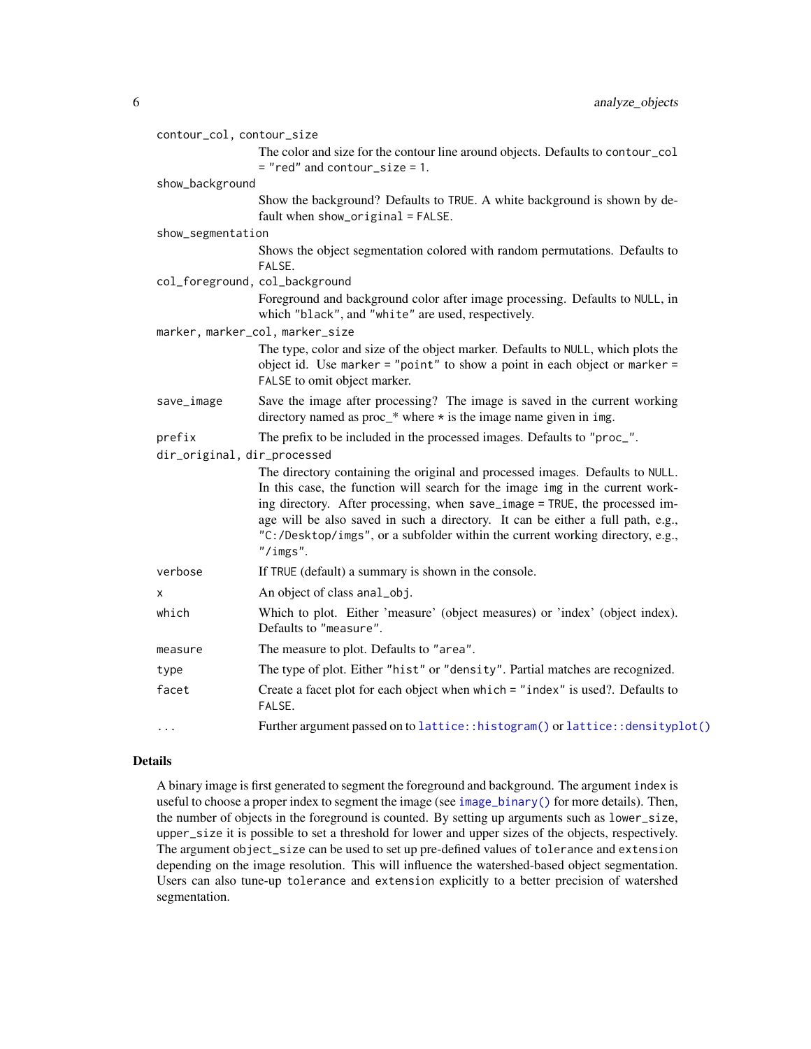`contour_col, contour_size`
: The color and size for the contour line around objects. Defaults to `contour_col = "red"` and `contour_size = 1`.

`show_background`
: Show the background? Defaults to `TRUE`. A white background is shown by default when `show_original = FALSE`.

`show_segmentation`
: Shows the object segmentation colored with random permutations. Defaults to `FALSE`.

`col_foreground, col_background`
: Foreground and background color after image processing. Defaults to `NULL`, in which `"black"`, and `"white"` are used, respectively.

`marker, marker_col, marker_size`
: The type, color and size of the object marker. Defaults to `NULL`, which plots the object id. Use `marker = "point"` to show a point in each object or `marker = FALSE` to omit object marker.

`save_image`
: Save the image after processing? The image is saved in the current working directory named as proc_* where * is the image name given in `img`.

`prefix`
: The prefix to be included in the processed images. Defaults to `"proc_"`.

`dir_original, dir_processed`
: The directory containing the original and processed images. Defaults to `NULL`. In this case, the function will search for the image `img` in the current working directory. After processing, when `save_image = TRUE`, the processed image will be also saved in such a directory. It can be either a full path, e.g., `"C:/Desktop/imgs"`, or a subfolder within the current working directory, e.g., `"/imgs"`.

`verbose`
: If `TRUE` (default) a summary is shown in the console.

`x`
: An object of class `anal_obj`.

`which`
: Which to plot. Either 'measure' (object measures) or 'index' (object index). Defaults to `"measure"`.

`measure`
: The measure to plot. Defaults to `"area"`.

`type`
: The type of plot. Either `"hist"` or `"density"`. Partial matches are recognized.

`facet`
: Create a facet plot for each object when `which = "index"` is used?. Defaults to `FALSE`.

`...`
: Further argument passed on to `lattice::histogram()` or `lattice::densityplot()`

### Details

A binary image is first generated to segment the foreground and background. The argument `index` is useful to choose a proper index to segment the image (see `image_binary()` for more details). Then, the number of objects in the foreground is counted. By setting up arguments such as `lower_size`, `upper_size` it is possible to set a threshold for lower and upper sizes of the objects, respectively. The argument `object_size` can be used to set up pre-defined values of `tolerance` and `extension` depending on the image resolution. This will influence the watershed-based object segmentation. Users can also tune-up `tolerance` and `extension` explicitly to a better precision of watershed segmentation.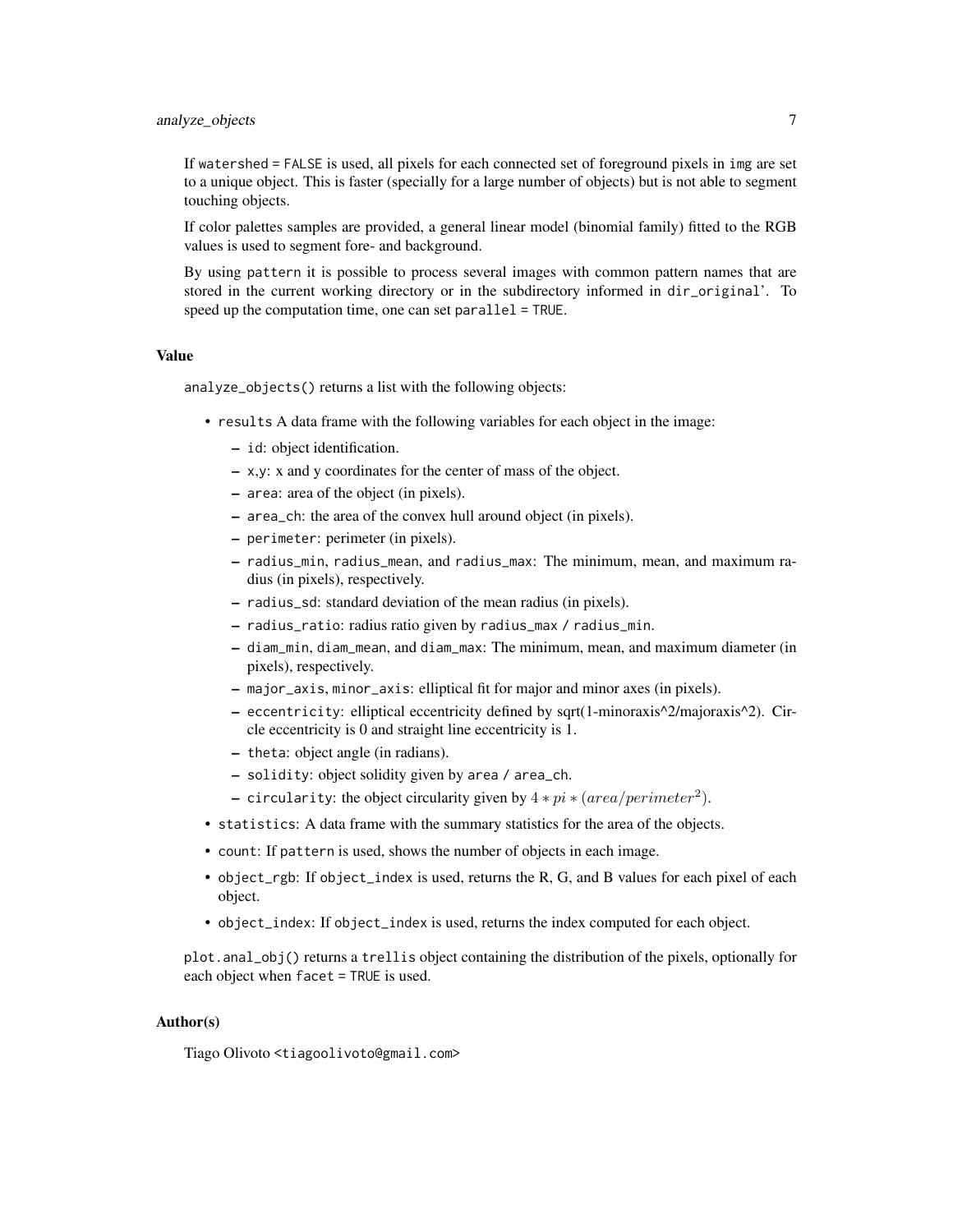If `watershed = FALSE` is used, all pixels for each connected set of foreground pixels in `img` are set to a unique object. This is faster (specially for a large number of objects) but is not able to segment touching objects.

If color palettes samples are provided, a general linear model (binomial family) fitted to the RGB values is used to segment fore- and background.

By using `pattern` it is possible to process several images with common pattern names that are stored in the current working directory or in the subdirectory informed in `dir_original`'. To speed up the computation time, one can set `parallel = TRUE`.

## Value

`analyze_objects()` returns a list with the following objects:

- `results` A data frame with the following variables for each object in the image:
  - `id`: object identification.
  - x,y: x and y coordinates for the center of mass of the object.
  - `area`: area of the object (in pixels).
  - `area_ch`: the area of the convex hull around object (in pixels).
  - `perimeter`: perimeter (in pixels).
  - `radius_min`, `radius_mean`, and `radius_max`: The minimum, mean, and maximum radius (in pixels), respectively.
  - `radius_sd`: standard deviation of the mean radius (in pixels).
  - `radius_ratio`: radius ratio given by `radius_max / radius_min`.
  - `diam_min`, `diam_mean`, and `diam_max`: The minimum, mean, and maximum diameter (in pixels), respectively.
  - `major_axis`, `minor_axis`: elliptical fit for major and minor axes (in pixels).
  - `eccentricity`: elliptical eccentricity defined by sqrt(1-minoraxis^2/majoraxis^2). Circle eccentricity is 0 and straight line eccentricity is 1.
  - `theta`: object angle (in radians).
  - `solidity`: object solidity given by `area / area_ch`.
  - `circularity`: the object circularity given by $4 * pi * (area/perimeter^2)$.
- `statistics`: A data frame with the summary statistics for the area of the objects.
- `count`: If `pattern` is used, shows the number of objects in each image.
- `object_rgb`: If `object_index` is used, returns the R, G, and B values for each pixel of each object.
- `object_index`: If `object_index` is used, returns the index computed for each object.

`plot.anal_obj()` returns a `trellis` object containing the distribution of the pixels, optionally for each object when `facet = TRUE` is used.

## Author(s)

Tiago Olivoto <tiagoolivoto@gmail.com>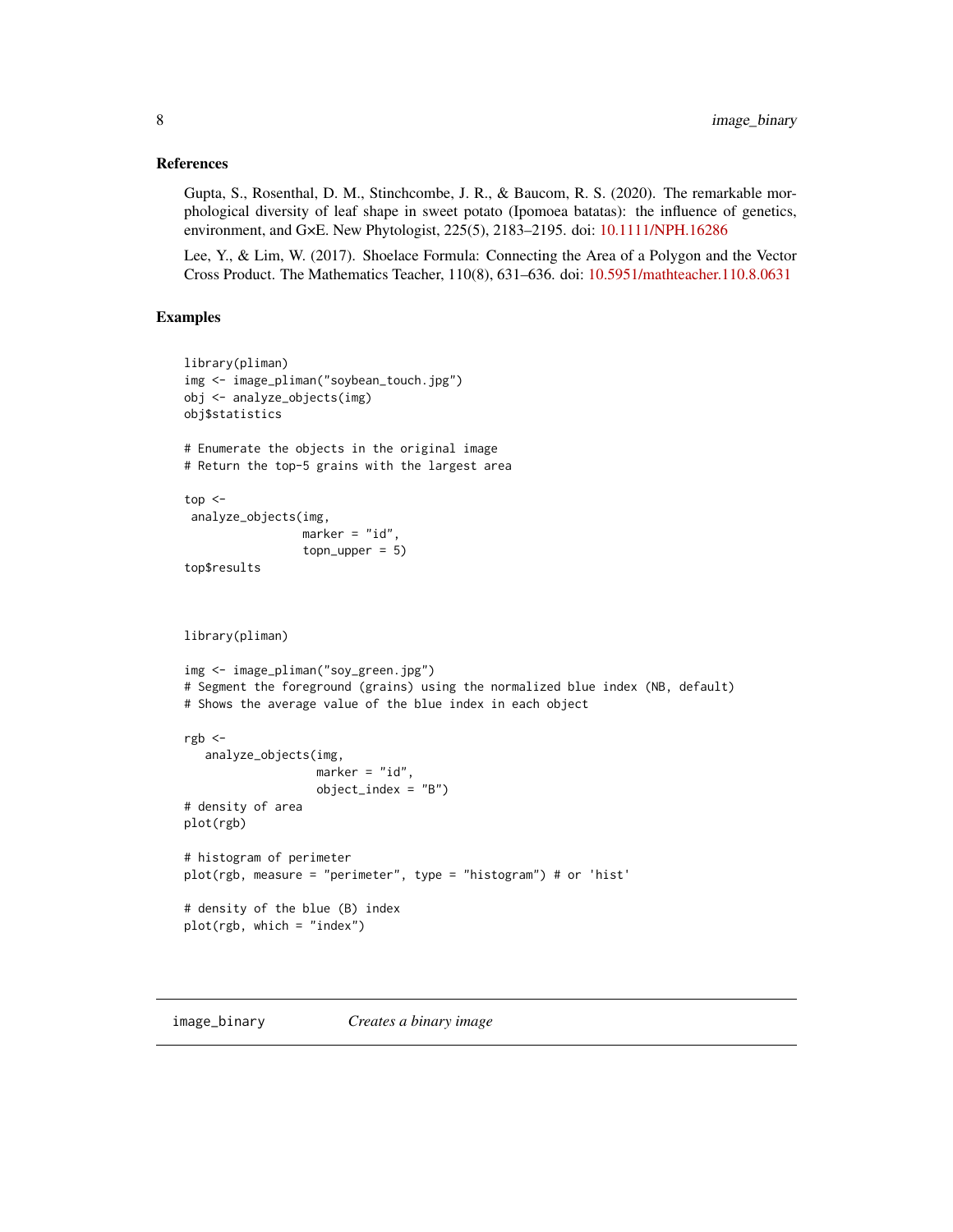### References

Gupta, S., Rosenthal, D. M., Stinchcombe, J. R., & Baucom, R. S. (2020). The remarkable morphological diversity of leaf shape in sweet potato (Ipomoea batatas): the influence of genetics, environment, and G×E. New Phytologist, 225(5), 2183–2195. doi: 10.1111/NPH.16286

Lee, Y., & Lim, W. (2017). Shoelace Formula: Connecting the Area of a Polygon and the Vector Cross Product. The Mathematics Teacher, 110(8), 631–636. doi: 10.5951/mathteacher.110.8.0631

### Examples

```
library(pliman)
img <- image_pliman("soybean_touch.jpg")
obj <- analyze_objects(img)
obj$statistics

# Enumerate the objects in the original image
# Return the top-5 grains with the largest area

top <-
 analyze_objects(img,
                 marker = "id",
                 topn_upper = 5)
top$results



library(pliman)

img <- image_pliman("soy_green.jpg")
# Segment the foreground (grains) using the normalized blue index (NB, default)
# Shows the average value of the blue index in each object

rgb <-
   analyze_objects(img,
                   marker = "id",
                   object_index = "B")
# density of area
plot(rgb)

# histogram of perimeter
plot(rgb, measure = "perimeter", type = "histogram") # or 'hist'

# density of the blue (B) index
plot(rgb, which = "index")
```

## image_binary    *Creates a binary image*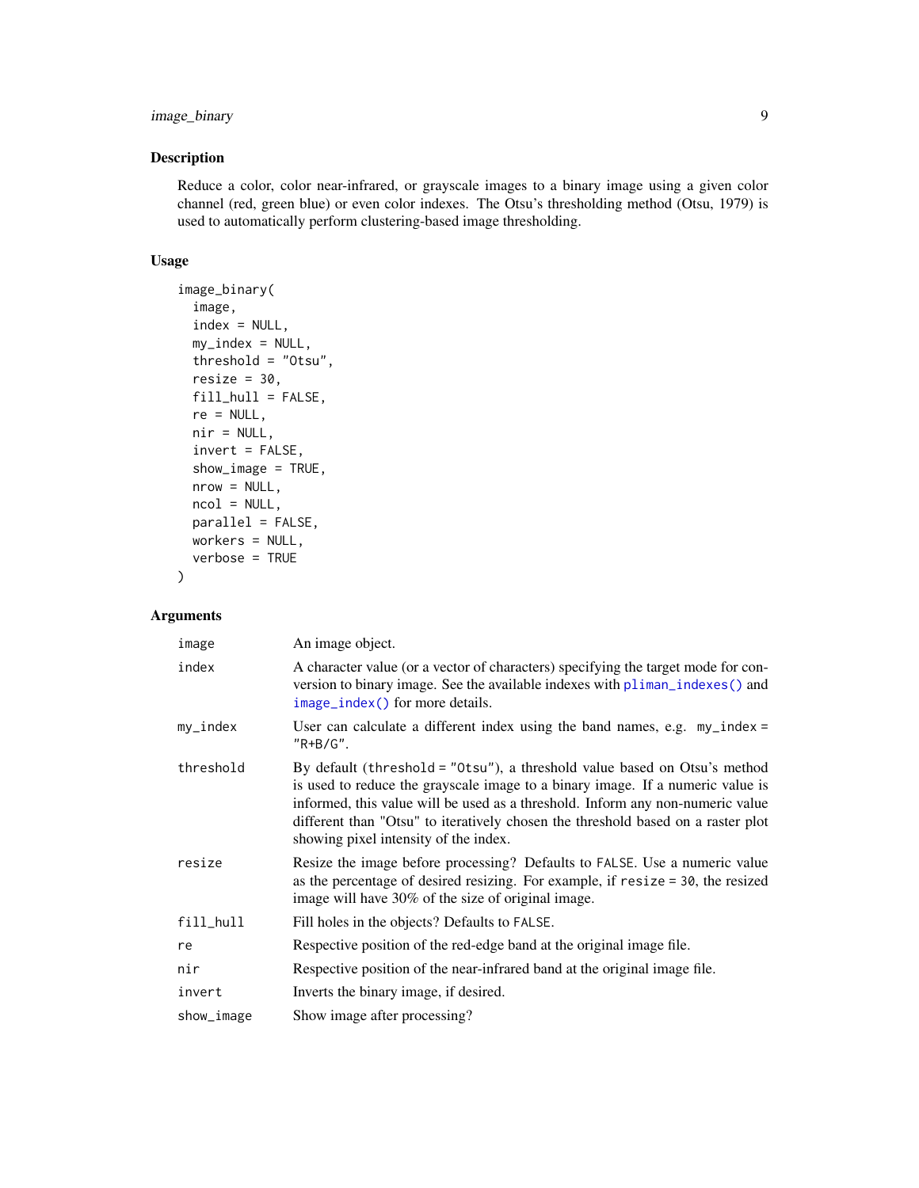## Description

Reduce a color, color near-infrared, or grayscale images to a binary image using a given color channel (red, green blue) or even color indexes. The Otsu's thresholding method (Otsu, 1979) is used to automatically perform clustering-based image thresholding.

## Usage

```
image_binary(
  image,
  index = NULL,
  my_index = NULL,
  threshold = "Otsu",
  resize = 30,
  fill_hull = FALSE,
  re = NULL,
  nir = NULL,
  invert = FALSE,
  show_image = TRUE,
  nrow = NULL,
  ncol = NULL,
  parallel = FALSE,
  workers = NULL,
  verbose = TRUE
)
```

## Arguments

| | |
|---|---|
| `image` | An image object. |
| `index` | A character value (or a vector of characters) specifying the target mode for conversion to binary image. See the available indexes with `pliman_indexes()` and `image_index()` for more details. |
| `my_index` | User can calculate a different index using the band names, e.g. `my_index = "R+B/G"`. |
| `threshold` | By default (`threshold = "Otsu"`), a threshold value based on Otsu's method is used to reduce the grayscale image to a binary image. If a numeric value is informed, this value will be used as a threshold. Inform any non-numeric value different than "Otsu" to iteratively chosen the threshold based on a raster plot showing pixel intensity of the index. |
| `resize` | Resize the image before processing? Defaults to `FALSE`. Use a numeric value as the percentage of desired resizing. For example, if `resize = 30`, the resized image will have 30% of the size of original image. |
| `fill_hull` | Fill holes in the objects? Defaults to `FALSE`. |
| `re` | Respective position of the red-edge band at the original image file. |
| `nir` | Respective position of the near-infrared band at the original image file. |
| `invert` | Inverts the binary image, if desired. |
| `show_image` | Show image after processing? |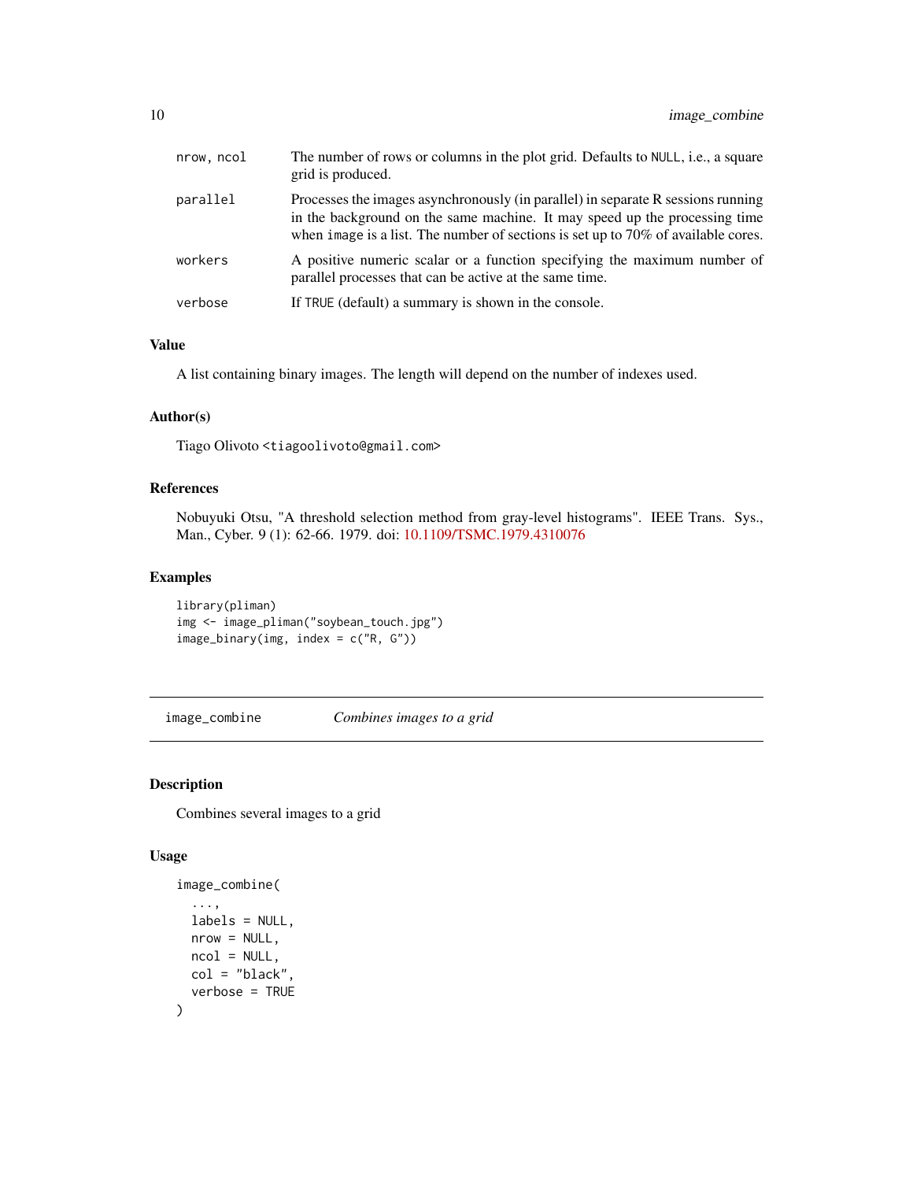| | |
|---|---|
| `nrow, ncol` | The number of rows or columns in the plot grid. Defaults to `NULL`, i.e., a square grid is produced. |
| `parallel` | Processes the images asynchronously (in parallel) in separate R sessions running in the background on the same machine. It may speed up the processing time when `image` is a list. The number of sections is set up to 70% of available cores. |
| `workers` | A positive numeric scalar or a function specifying the maximum number of parallel processes that can be active at the same time. |
| `verbose` | If `TRUE` (default) a summary is shown in the console. |

### Value

A list containing binary images. The length will depend on the number of indexes used.

### Author(s)

Tiago Olivoto <tiagoolivoto@gmail.com>

### References

Nobuyuki Otsu, "A threshold selection method from gray-level histograms". IEEE Trans. Sys., Man., Cyber. 9 (1): 62-66. 1979. doi: 10.1109/TSMC.1979.4310076

### Examples

```
library(pliman)
img <- image_pliman("soybean_touch.jpg")
image_binary(img, index = c("R, G"))
```

---

## image_combine *Combines images to a grid*

### Description

Combines several images to a grid

### Usage

```
image_combine(
  ...,
  labels = NULL,
  nrow = NULL,
  ncol = NULL,
  col = "black",
  verbose = TRUE
)
```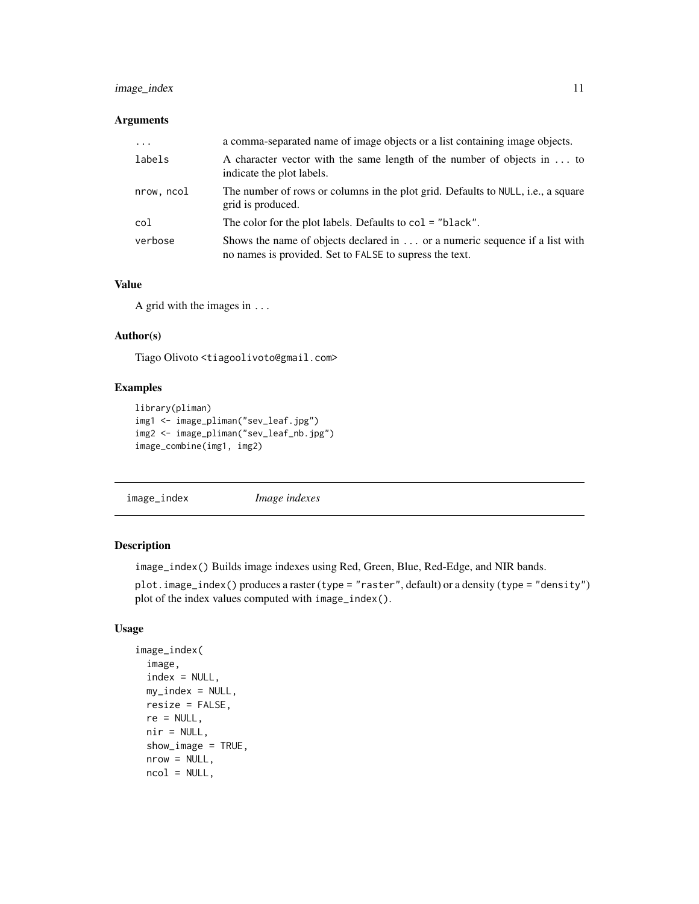### Arguments

| | |
|---|---|
| `...` | a comma-separated name of image objects or a list containing image objects. |
| `labels` | A character vector with the same length of the number of objects in `...` to indicate the plot labels. |
| `nrow, ncol` | The number of rows or columns in the plot grid. Defaults to `NULL`, i.e., a square grid is produced. |
| `col` | The color for the plot labels. Defaults to `col = "black"`. |
| `verbose` | Shows the name of objects declared in `...` or a numeric sequence if a list with no names is provided. Set to `FALSE` to supress the text. |

### Value

A grid with the images in `...`

### Author(s)

Tiago Olivoto `<tiagoolivoto@gmail.com>`

### Examples

```
library(pliman)
img1 <- image_pliman("sev_leaf.jpg")
img2 <- image_pliman("sev_leaf_nb.jpg")
image_combine(img1, img2)
```

---

## image_index — *Image indexes*

### Description

`image_index()` Builds image indexes using Red, Green, Blue, Red-Edge, and NIR bands.

`plot.image_index()` produces a raster (`type = "raster"`, default) or a density (`type = "density"`) plot of the index values computed with `image_index()`.

### Usage

```
image_index(
  image,
  index = NULL,
  my_index = NULL,
  resize = FALSE,
  re = NULL,
  nir = NULL,
  show_image = TRUE,
  nrow = NULL,
  ncol = NULL,
```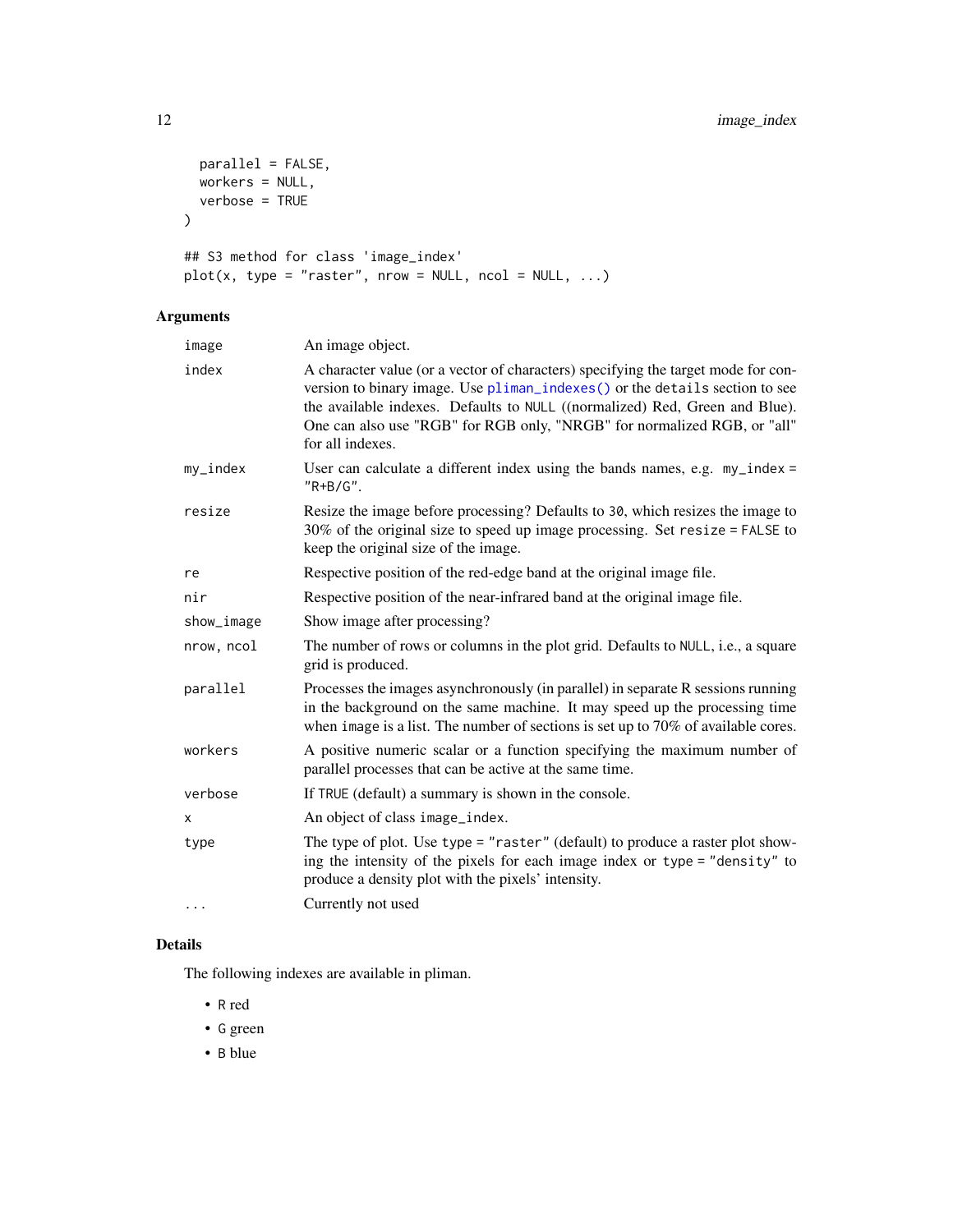```
  parallel = FALSE,
  workers = NULL,
  verbose = TRUE
)

## S3 method for class 'image_index'
plot(x, type = "raster", nrow = NULL, ncol = NULL, ...)
```

## Arguments

| | |
|---|---|
| `image` | An image object. |
| `index` | A character value (or a vector of characters) specifying the target mode for conversion to binary image. Use `pliman_indexes()` or the `details` section to see the available indexes. Defaults to `NULL` ((normalized) Red, Green and Blue). One can also use "RGB" for RGB only, "NRGB" for normalized RGB, or "all" for all indexes. |
| `my_index` | User can calculate a different index using the bands names, e.g. `my_index = "R+B/G"`. |
| `resize` | Resize the image before processing? Defaults to `30`, which resizes the image to 30% of the original size to speed up image processing. Set `resize = FALSE` to keep the original size of the image. |
| `re` | Respective position of the red-edge band at the original image file. |
| `nir` | Respective position of the near-infrared band at the original image file. |
| `show_image` | Show image after processing? |
| `nrow, ncol` | The number of rows or columns in the plot grid. Defaults to `NULL`, i.e., a square grid is produced. |
| `parallel` | Processes the images asynchronously (in parallel) in separate R sessions running in the background on the same machine. It may speed up the processing time when `image` is a list. The number of sections is set up to 70% of available cores. |
| `workers` | A positive numeric scalar or a function specifying the maximum number of parallel processes that can be active at the same time. |
| `verbose` | If `TRUE` (default) a summary is shown in the console. |
| `x` | An object of class `image_index`. |
| `type` | The type of plot. Use `type = "raster"` (default) to produce a raster plot showing the intensity of the pixels for each image index or `type = "density"` to produce a density plot with the pixels' intensity. |
| `...` | Currently not used |

## Details

The following indexes are available in pliman.

- `R` red
- `G` green
- `B` blue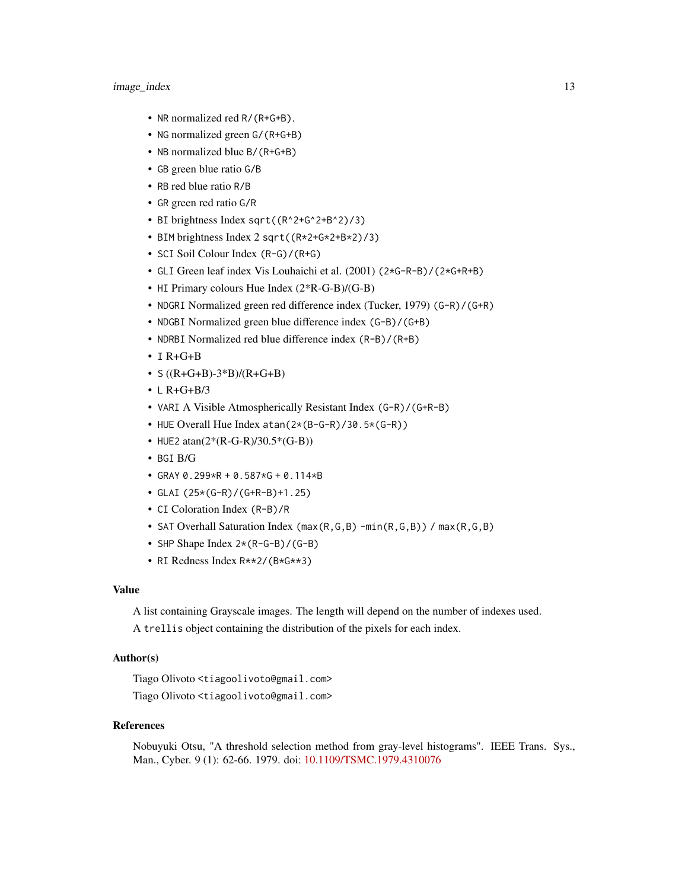- `NR` normalized red `R/(R+G+B)`.
- `NG` normalized green `G/(R+G+B)`
- `NB` normalized blue `B/(R+G+B)`
- `GB` green blue ratio `G/B`
- `RB` red blue ratio `R/B`
- `GR` green red ratio `G/R`
- `BI` brightness Index `sqrt((R^2+G^2+B^2)/3)`
- `BIM` brightness Index 2 `sqrt((R*2+G*2+B*2)/3)`
- `SCI` Soil Colour Index `(R-G)/(R+G)`
- `GLI` Green leaf index Vis Louhaichi et al. (2001) `(2*G-R-B)/(2*G+R+B)`
- `HI` Primary colours Hue Index (2*R-G-B)/(G-B)
- `NDGRI` Normalized green red difference index (Tucker, 1979) `(G-R)/(G+R)`
- `NDGBI` Normalized green blue difference index `(G-B)/(G+B)`
- `NDRBI` Normalized red blue difference index `(R-B)/(R+B)`
- `I` R+G+B
- `S` ((R+G+B)-3*B)/(R+G+B)
- `L` R+G+B/3
- `VARI` A Visible Atmospherically Resistant Index `(G-R)/(G+R-B)`
- `HUE` Overall Hue Index `atan(2*(B-G-R)/30.5*(G-R))`
- `HUE2` atan(2*(R-G-R)/30.5*(G-B))
- `BGI` B/G
- `GRAY` `0.299*R + 0.587*G + 0.114*B`
- `GLAI` `(25*(G-R)/(G+R-B)+1.25)`
- `CI` Coloration Index `(R-B)/R`
- `SAT` Overhall Saturation Index `(max(R,G,B) -min(R,G,B)) / max(R,G,B)`
- `SHP` Shape Index `2*(R-G-B)/(G-B)`
- `RI` Redness Index `R**2/(B*G**3)`

## Value

A list containing Grayscale images. The length will depend on the number of indexes used.

A `trellis` object containing the distribution of the pixels for each index.

## Author(s)

Tiago Olivoto <tiagoolivoto@gmail.com>

Tiago Olivoto <tiagoolivoto@gmail.com>

## References

Nobuyuki Otsu, "A threshold selection method from gray-level histograms". IEEE Trans. Sys., Man., Cyber. 9 (1): 62-66. 1979. doi: 10.1109/TSMC.1979.4310076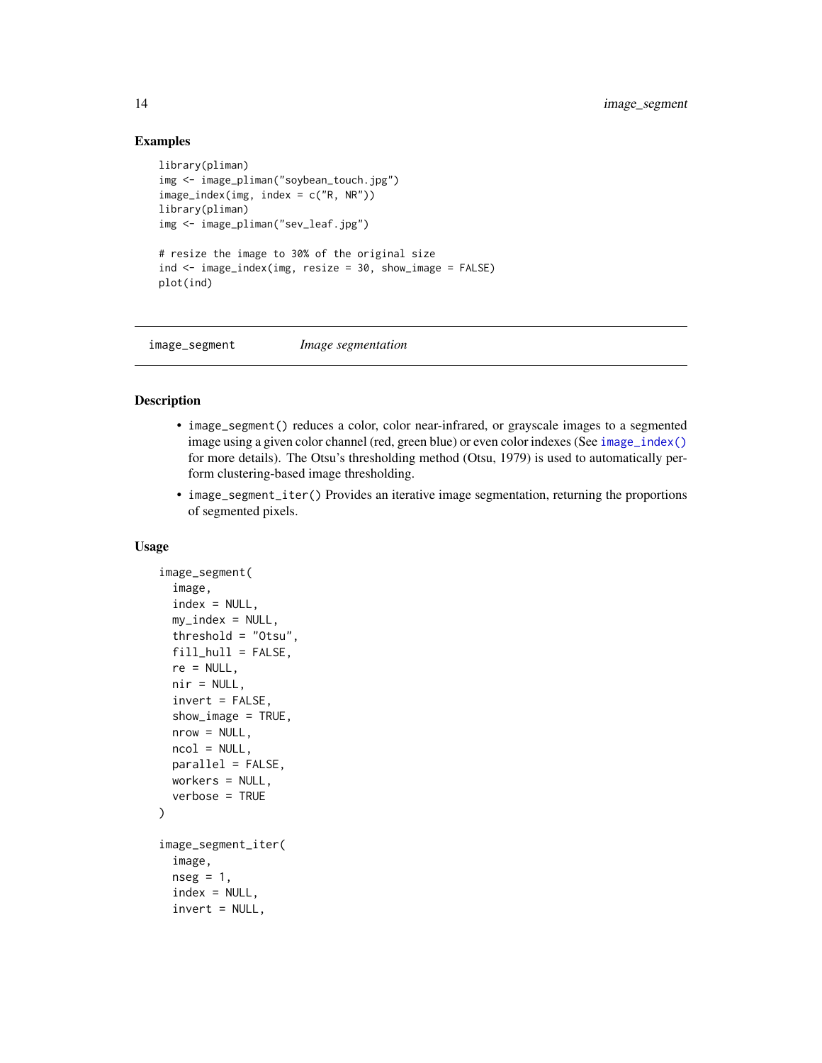## Examples

```
library(pliman)
img <- image_pliman("soybean_touch.jpg")
image_index(img, index = c("R, NR"))
library(pliman)
img <- image_pliman("sev_leaf.jpg")

# resize the image to 30% of the original size
ind <- image_index(img, resize = 30, show_image = FALSE)
plot(ind)
```

---

# image_segment *Image segmentation*

---

## Description

- `image_segment()` reduces a color, color near-infrared, or grayscale images to a segmented image using a given color channel (red, green blue) or even color indexes (See `image_index()` for more details). The Otsu's thresholding method (Otsu, 1979) is used to automatically perform clustering-based image thresholding.
- `image_segment_iter()` Provides an iterative image segmentation, returning the proportions of segmented pixels.

## Usage

```
image_segment(
  image,
  index = NULL,
  my_index = NULL,
  threshold = "Otsu",
  fill_hull = FALSE,
  re = NULL,
  nir = NULL,
  invert = FALSE,
  show_image = TRUE,
  nrow = NULL,
  ncol = NULL,
  parallel = FALSE,
  workers = NULL,
  verbose = TRUE
)

image_segment_iter(
  image,
  nseg = 1,
  index = NULL,
  invert = NULL,
```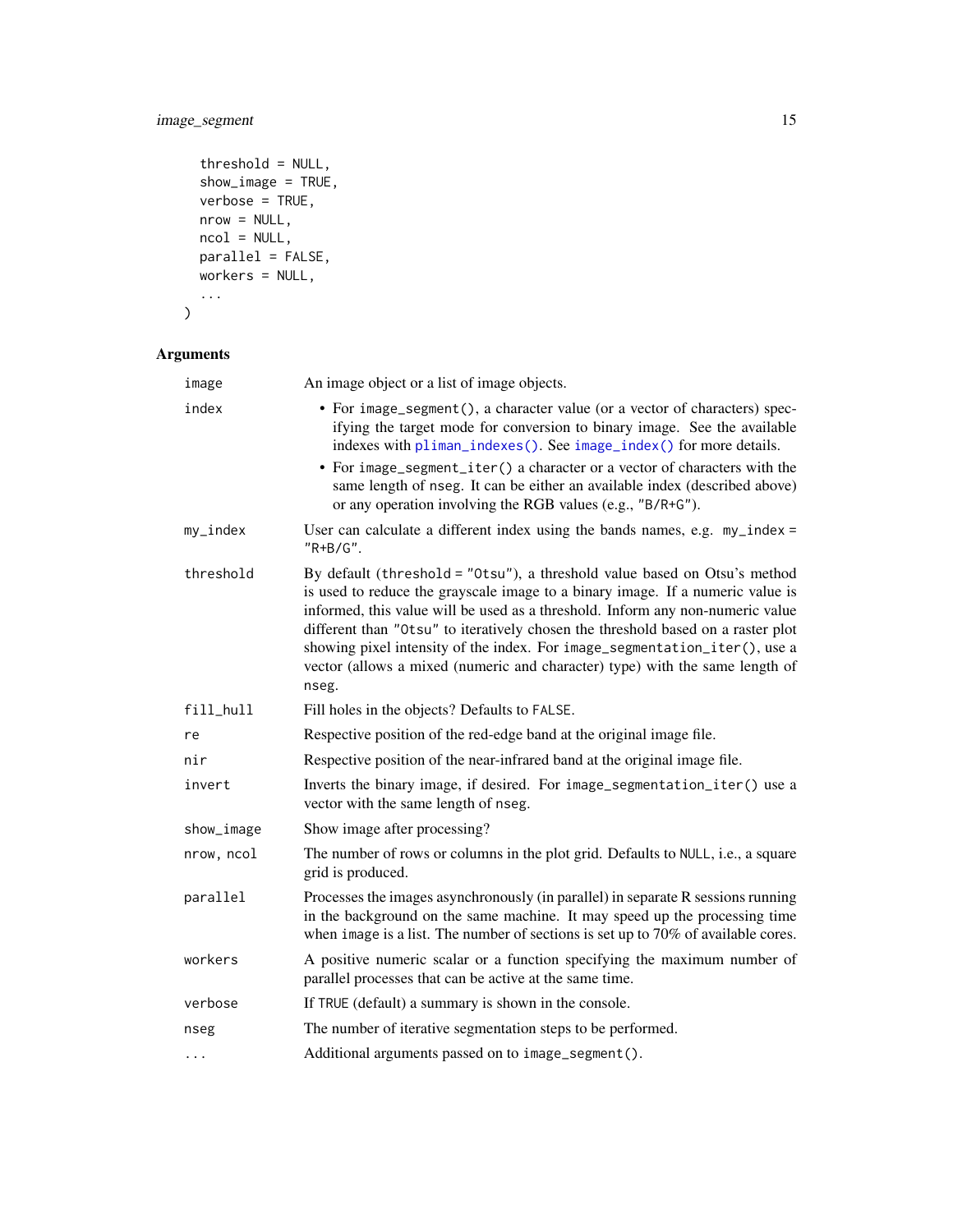```
  threshold = NULL,
  show_image = TRUE,
  verbose = TRUE,
  nrow = NULL,
  ncol = NULL,
  parallel = FALSE,
  workers = NULL,
  ...
)
```

## Arguments

| Argument | Description |
|---|---|
| `image` | An image object or a list of image objects. |
| `index` | • For `image_segment()`, a character value (or a vector of characters) specifying the target mode for conversion to binary image. See the available indexes with `pliman_indexes()`. See `image_index()` for more details.<br>• For `image_segment_iter()` a character or a vector of characters with the same length of `nseg`. It can be either an available index (described above) or any operation involving the RGB values (e.g., `"B/R+G"`). |
| `my_index` | User can calculate a different index using the bands names, e.g. `my_index = "R+B/G"`. |
| `threshold` | By default (`threshold = "Otsu"`), a threshold value based on Otsu's method is used to reduce the grayscale image to a binary image. If a numeric value is informed, this value will be used as a threshold. Inform any non-numeric value different than `"Otsu"` to iteratively chosen the threshold based on a raster plot showing pixel intensity of the index. For `image_segmentation_iter()`, use a vector (allows a mixed (numeric and character) type) with the same length of `nseg`. |
| `fill_hull` | Fill holes in the objects? Defaults to `FALSE`. |
| `re` | Respective position of the red-edge band at the original image file. |
| `nir` | Respective position of the near-infrared band at the original image file. |
| `invert` | Inverts the binary image, if desired. For `image_segmentation_iter()` use a vector with the same length of `nseg`. |
| `show_image` | Show image after processing? |
| `nrow, ncol` | The number of rows or columns in the plot grid. Defaults to `NULL`, i.e., a square grid is produced. |
| `parallel` | Processes the images asynchronously (in parallel) in separate R sessions running in the background on the same machine. It may speed up the processing time when `image` is a list. The number of sections is set up to 70% of available cores. |
| `workers` | A positive numeric scalar or a function specifying the maximum number of parallel processes that can be active at the same time. |
| `verbose` | If `TRUE` (default) a summary is shown in the console. |
| `nseg` | The number of iterative segmentation steps to be performed. |
| `...` | Additional arguments passed on to `image_segment()`. |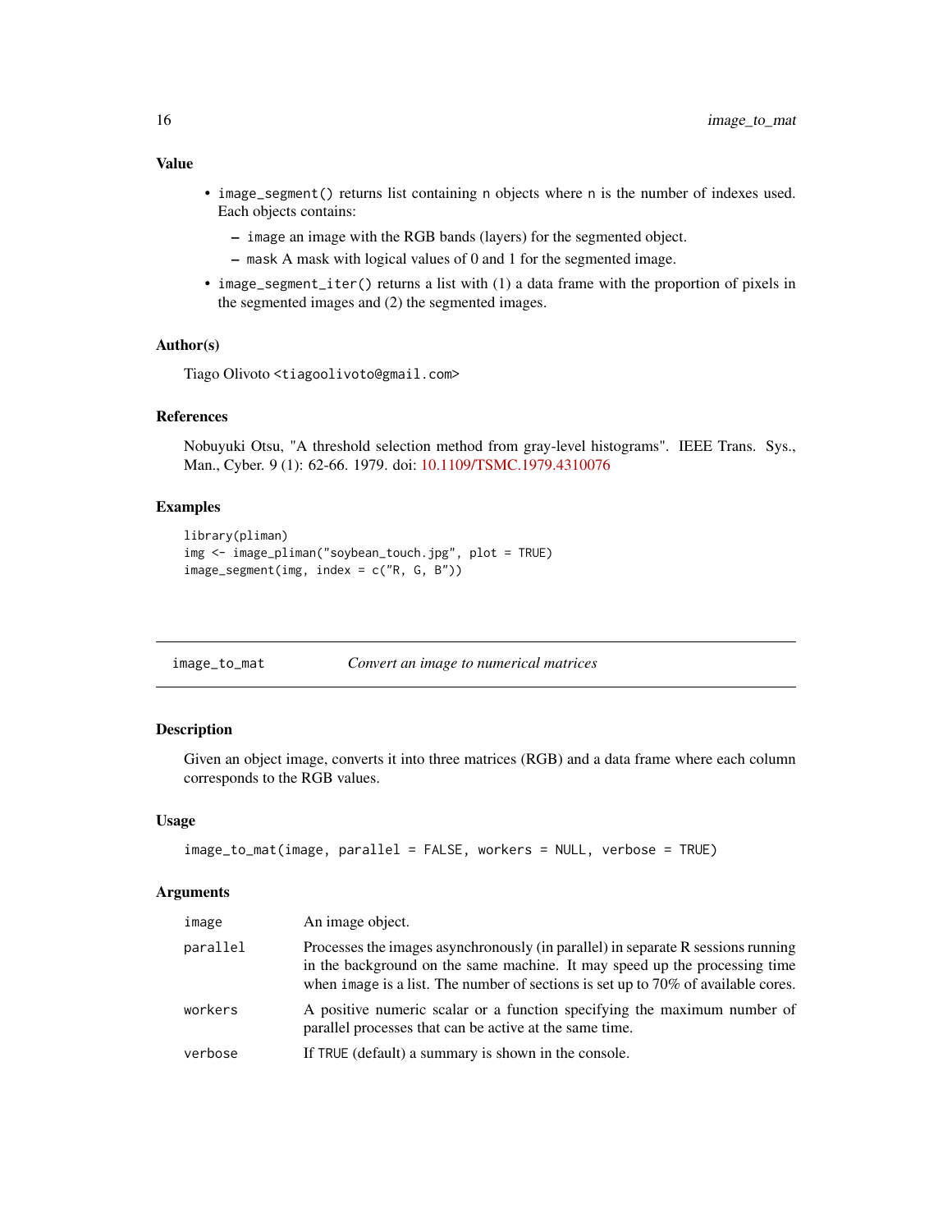### Value

- `image_segment()` returns list containing `n` objects where `n` is the number of indexes used. Each objects contains:
  - `image` an image with the RGB bands (layers) for the segmented object.
  - `mask` A mask with logical values of 0 and 1 for the segmented image.
- `image_segment_iter()` returns a list with (1) a data frame with the proportion of pixels in the segmented images and (2) the segmented images.

### Author(s)

Tiago Olivoto <tiagoolivoto@gmail.com>

### References

Nobuyuki Otsu, "A threshold selection method from gray-level histograms". IEEE Trans. Sys., Man., Cyber. 9 (1): 62-66. 1979. doi: 10.1109/TSMC.1979.4310076

### Examples

```
library(pliman)
img <- image_pliman("soybean_touch.jpg", plot = TRUE)
image_segment(img, index = c("R, G, B"))
```

---

## image_to_mat — *Convert an image to numerical matrices*

### Description

Given an object image, converts it into three matrices (RGB) and a data frame where each column corresponds to the RGB values.

### Usage

```
image_to_mat(image, parallel = FALSE, workers = NULL, verbose = TRUE)
```

### Arguments

| | |
|---|---|
| `image` | An image object. |
| `parallel` | Processes the images asynchronously (in parallel) in separate R sessions running in the background on the same machine. It may speed up the processing time when `image` is a list. The number of sections is set up to 70% of available cores. |
| `workers` | A positive numeric scalar or a function specifying the maximum number of parallel processes that can be active at the same time. |
| `verbose` | If `TRUE` (default) a summary is shown in the console. |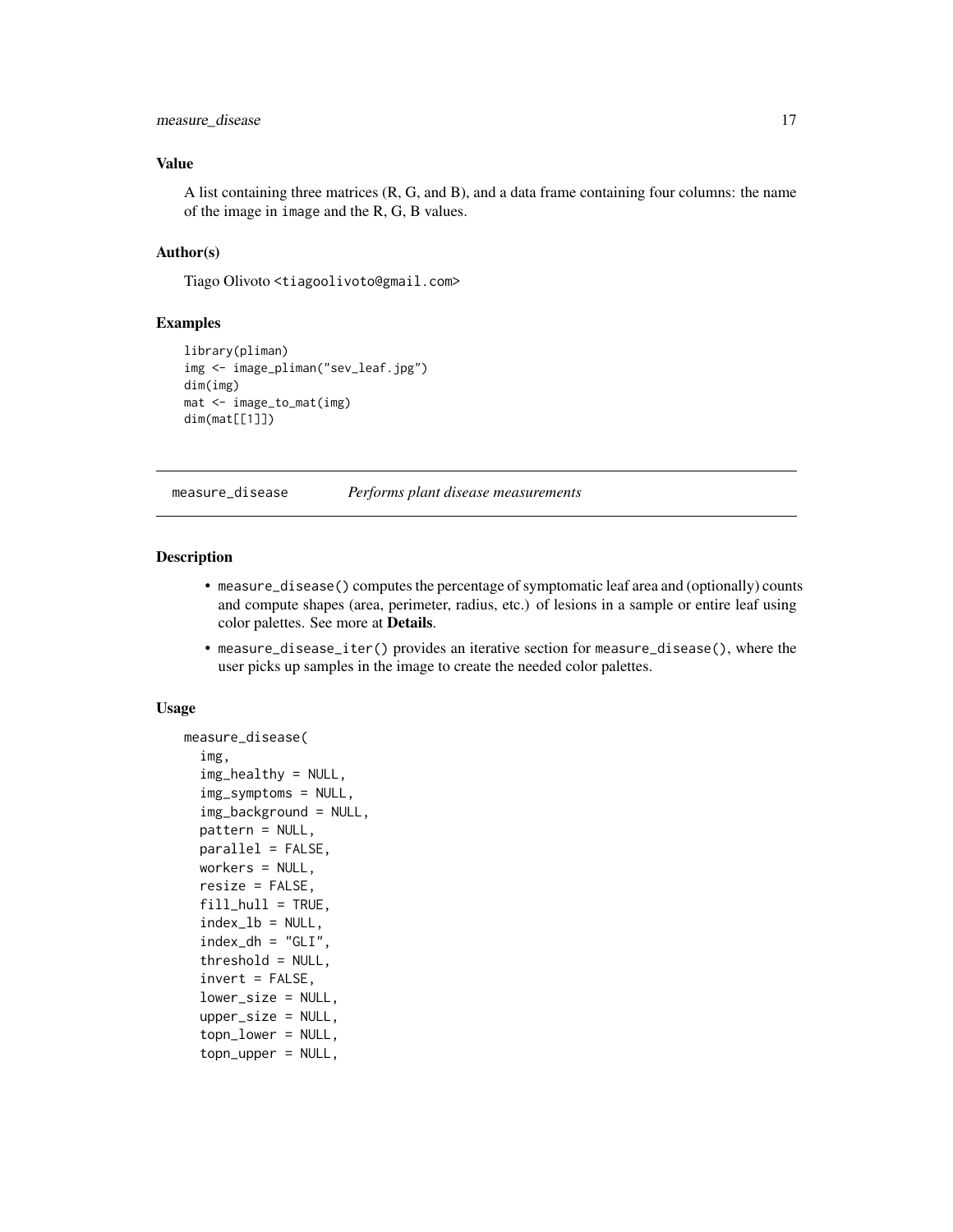### Value

A list containing three matrices (R, G, and B), and a data frame containing four columns: the name of the image in image and the R, G, B values.

### Author(s)

Tiago Olivoto <tiagoolivoto@gmail.com>

### Examples

```
library(pliman)
img <- image_pliman("sev_leaf.jpg")
dim(img)
mat <- image_to_mat(img)
dim(mat[[1]])
```

---

## measure_disease *Performs plant disease measurements*

### Description

- measure_disease() computes the percentage of symptomatic leaf area and (optionally) counts and compute shapes (area, perimeter, radius, etc.) of lesions in a sample or entire leaf using color palettes. See more at **Details**.
- measure_disease_iter() provides an iterative section for measure_disease(), where the user picks up samples in the image to create the needed color palettes.

### Usage

```
measure_disease(
  img,
  img_healthy = NULL,
  img_symptoms = NULL,
  img_background = NULL,
  pattern = NULL,
  parallel = FALSE,
  workers = NULL,
  resize = FALSE,
  fill_hull = TRUE,
  index_lb = NULL,
  index_dh = "GLI",
  threshold = NULL,
  invert = FALSE,
  lower_size = NULL,
  upper_size = NULL,
  topn_lower = NULL,
  topn_upper = NULL,
```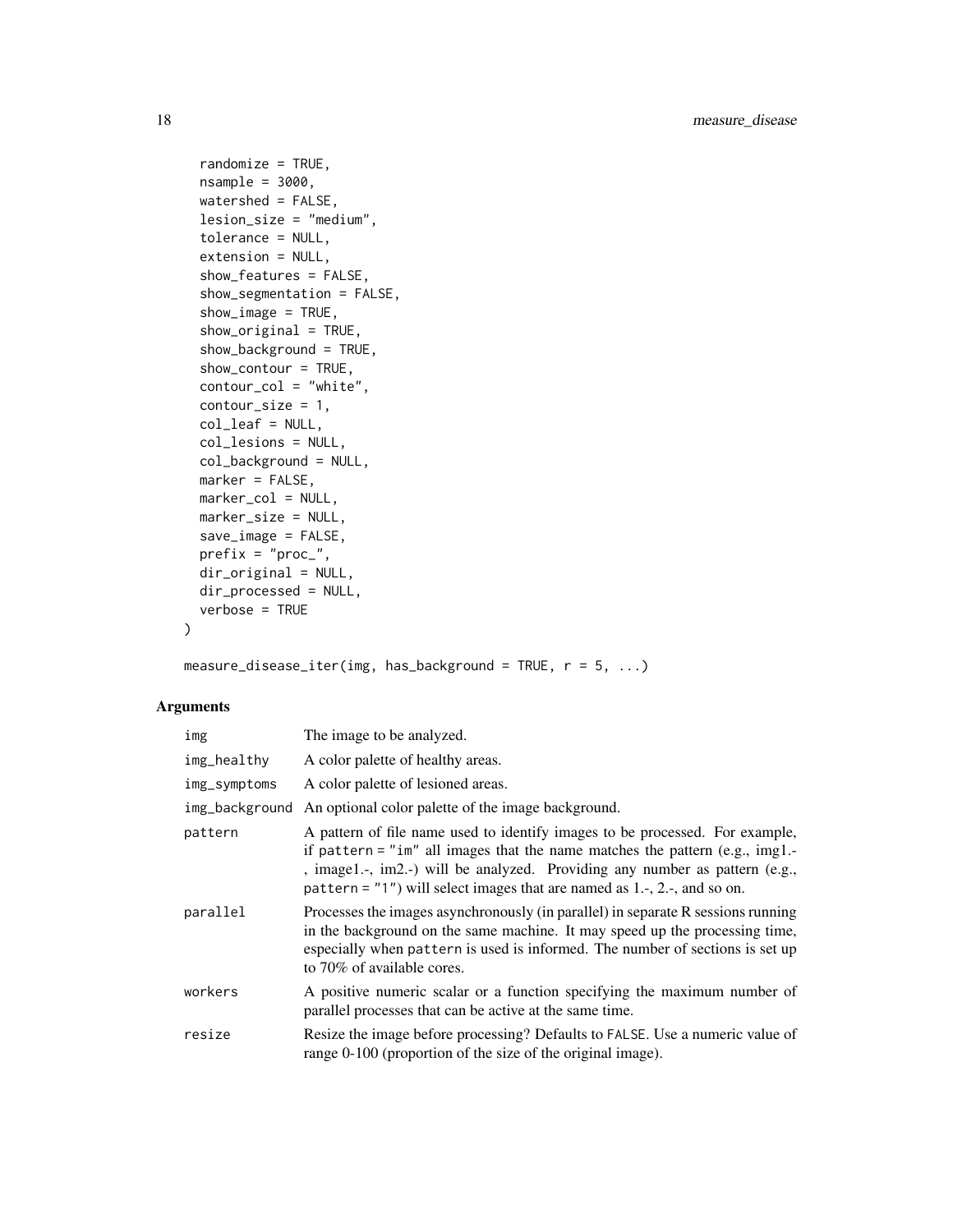```
  randomize = TRUE,
  nsample = 3000,
  watershed = FALSE,
  lesion_size = "medium",
  tolerance = NULL,
  extension = NULL,
  show_features = FALSE,
  show_segmentation = FALSE,
  show_image = TRUE,
  show_original = TRUE,
  show_background = TRUE,
  show_contour = TRUE,
  contour_col = "white",
  contour_size = 1,
  col_leaf = NULL,
  col_lesions = NULL,
  col_background = NULL,
  marker = FALSE,
  marker_col = NULL,
  marker_size = NULL,
  save_image = FALSE,
  prefix = "proc_",
  dir_original = NULL,
  dir_processed = NULL,
  verbose = TRUE
)

measure_disease_iter(img, has_background = TRUE, r = 5, ...)
```

## Arguments

| | |
|---|---|
| img | The image to be analyzed. |
| img_healthy | A color palette of healthy areas. |
| img_symptoms | A color palette of lesioned areas. |
| img_background | An optional color palette of the image background. |
| pattern | A pattern of file name used to identify images to be processed. For example, if pattern = "im" all images that the name matches the pattern (e.g., img1.-, image1.-, im2.-) will be analyzed. Providing any number as pattern (e.g., pattern = "1") will select images that are named as 1.-, 2.-, and so on. |
| parallel | Processes the images asynchronously (in parallel) in separate R sessions running in the background on the same machine. It may speed up the processing time, especially when pattern is used is informed. The number of sections is set up to 70% of available cores. |
| workers | A positive numeric scalar or a function specifying the maximum number of parallel processes that can be active at the same time. |
| resize | Resize the image before processing? Defaults to FALSE. Use a numeric value of range 0-100 (proportion of the size of the original image). |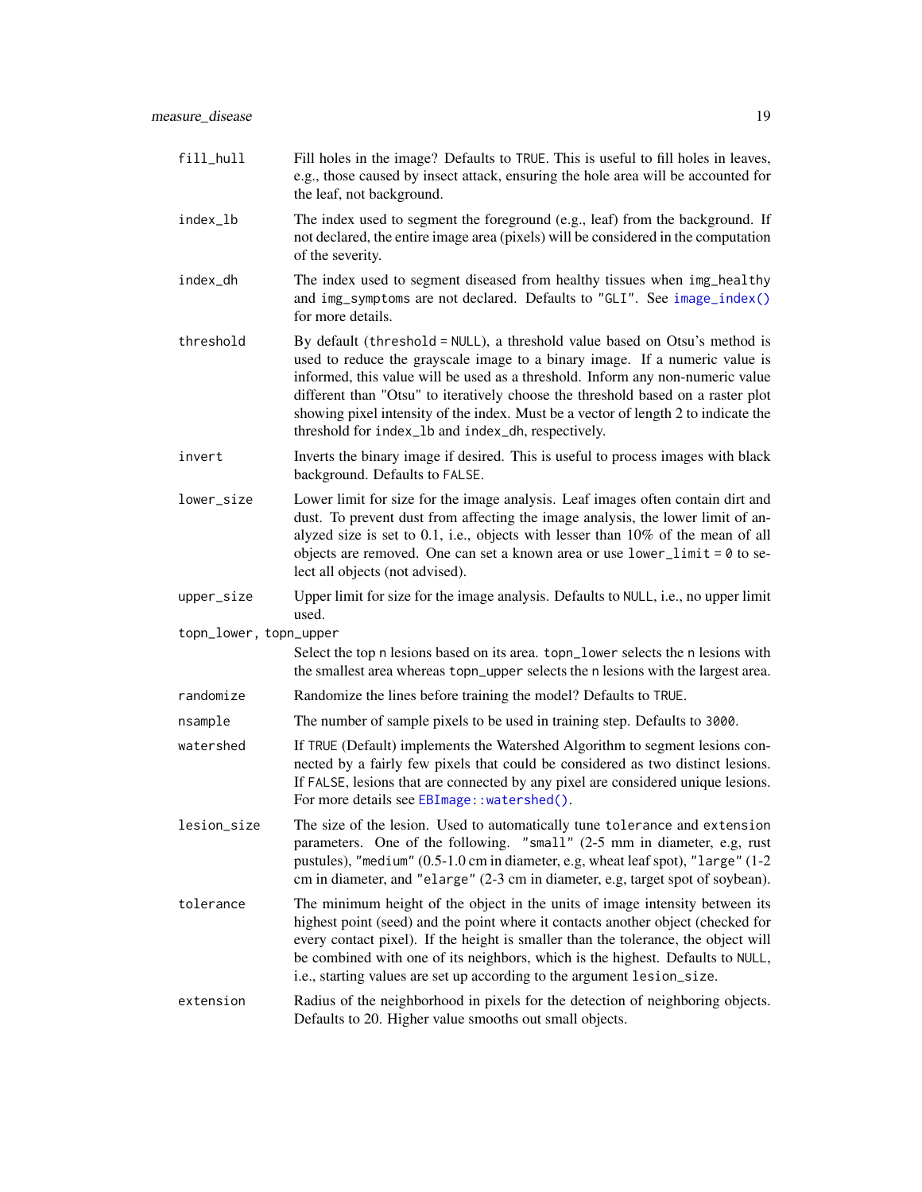`fill_hull` Fill holes in the image? Defaults to `TRUE`. This is useful to fill holes in leaves, e.g., those caused by insect attack, ensuring the hole area will be accounted for the leaf, not background.

`index_lb` The index used to segment the foreground (e.g., leaf) from the background. If not declared, the entire image area (pixels) will be considered in the computation of the severity.

`index_dh` The index used to segment diseased from healthy tissues when `img_healthy` and `img_symptoms` are not declared. Defaults to `"GLI"`. See `image_index()` for more details.

`threshold` By default (`threshold = NULL`), a threshold value based on Otsu's method is used to reduce the grayscale image to a binary image. If a numeric value is informed, this value will be used as a threshold. Inform any non-numeric value different than "Otsu" to iteratively choose the threshold based on a raster plot showing pixel intensity of the index. Must be a vector of length 2 to indicate the threshold for `index_lb` and `index_dh`, respectively.

`invert` Inverts the binary image if desired. This is useful to process images with black background. Defaults to `FALSE`.

`lower_size` Lower limit for size for the image analysis. Leaf images often contain dirt and dust. To prevent dust from affecting the image analysis, the lower limit of analyzed size is set to 0.1, i.e., objects with lesser than 10% of the mean of all objects are removed. One can set a known area or use `lower_limit = 0` to select all objects (not advised).

`upper_size` Upper limit for size for the image analysis. Defaults to `NULL`, i.e., no upper limit used.

`topn_lower, topn_upper`
Select the top `n` lesions based on its area. `topn_lower` selects the `n` lesions with the smallest area whereas `topn_upper` selects the `n` lesions with the largest area.

`randomize` Randomize the lines before training the model? Defaults to `TRUE`.

`nsample` The number of sample pixels to be used in training step. Defaults to `3000`.

`watershed` If `TRUE` (Default) implements the Watershed Algorithm to segment lesions connected by a fairly few pixels that could be considered as two distinct lesions. If `FALSE`, lesions that are connected by any pixel are considered unique lesions. For more details see `EBImage::watershed()`.

`lesion_size` The size of the lesion. Used to automatically tune `tolerance` and `extension` parameters. One of the following. `"small"` (2-5 mm in diameter, e.g, rust pustules), `"medium"` (0.5-1.0 cm in diameter, e.g, wheat leaf spot), `"large"` (1-2 cm in diameter, and `"elarge"` (2-3 cm in diameter, e.g, target spot of soybean).

`tolerance` The minimum height of the object in the units of image intensity between its highest point (seed) and the point where it contacts another object (checked for every contact pixel). If the height is smaller than the tolerance, the object will be combined with one of its neighbors, which is the highest. Defaults to `NULL`, i.e., starting values are set up according to the argument `lesion_size`.

`extension` Radius of the neighborhood in pixels for the detection of neighboring objects. Defaults to 20. Higher value smooths out small objects.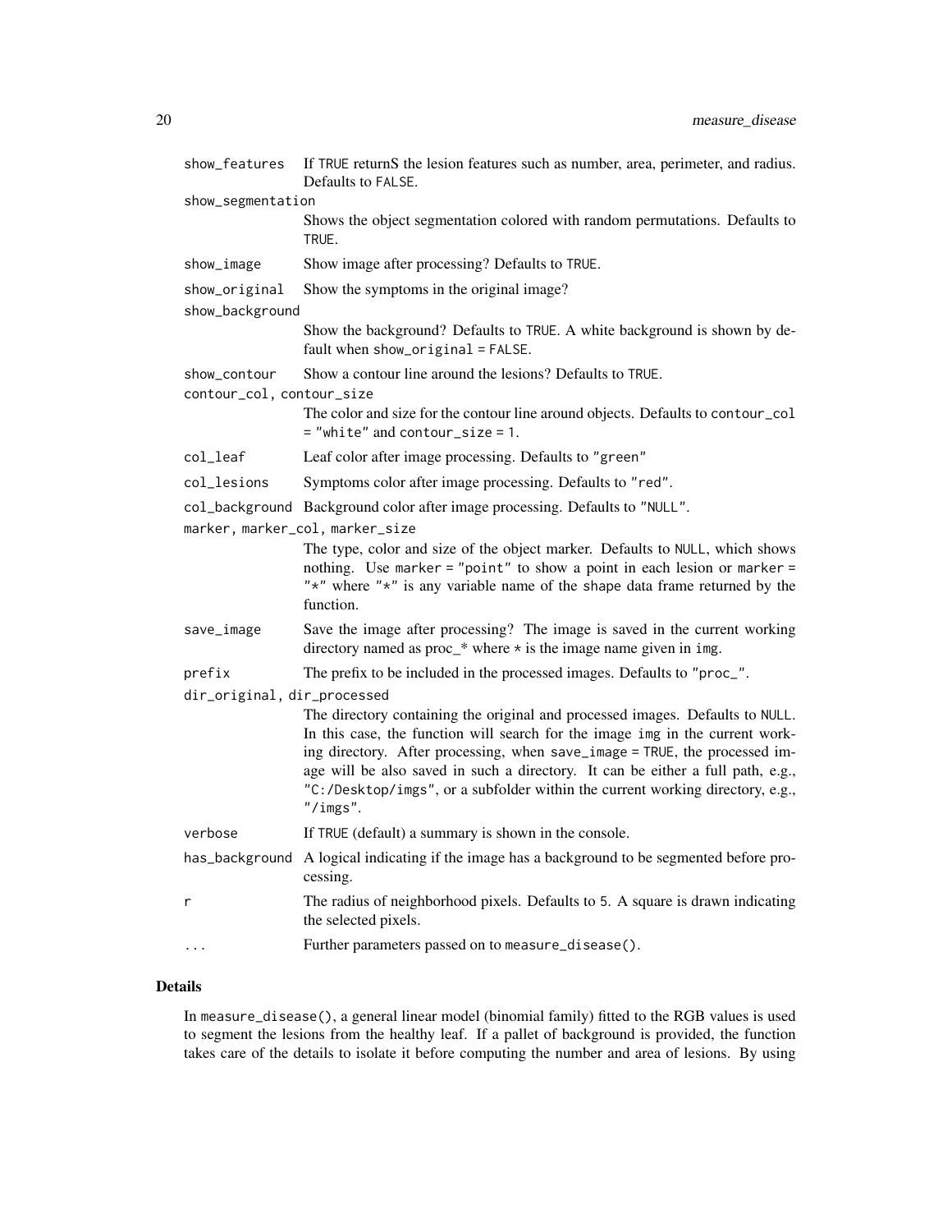| | |
|---|---|
| `show_features` | If `TRUE` returnS the lesion features such as number, area, perimeter, and radius. Defaults to `FALSE`. |
| `show_segmentation` | Shows the object segmentation colored with random permutations. Defaults to `TRUE`. |
| `show_image` | Show image after processing? Defaults to `TRUE`. |
| `show_original` | Show the symptoms in the original image? |
| `show_background` | Show the background? Defaults to `TRUE`. A white background is shown by default when `show_original = FALSE`. |
| `show_contour` | Show a contour line around the lesions? Defaults to `TRUE`. |
| `contour_col, contour_size` | The color and size for the contour line around objects. Defaults to `contour_col = "white"` and `contour_size = 1`. |
| `col_leaf` | Leaf color after image processing. Defaults to `"green"` |
| `col_lesions` | Symptoms color after image processing. Defaults to `"red"`. |
| `col_background` | Background color after image processing. Defaults to `"NULL"`. |
| `marker, marker_col, marker_size` | The type, color and size of the object marker. Defaults to `NULL`, which shows nothing. Use `marker = "point"` to show a point in each lesion or `marker = "*"` where `"*"` is any variable name of the `shape` data frame returned by the function. |
| `save_image` | Save the image after processing? The image is saved in the current working directory named as proc_* where `*` is the image name given in `img`. |
| `prefix` | The prefix to be included in the processed images. Defaults to `"proc_"`. |
| `dir_original, dir_processed` | The directory containing the original and processed images. Defaults to `NULL`. In this case, the function will search for the image `img` in the current working directory. After processing, when `save_image = TRUE`, the processed image will be also saved in such a directory. It can be either a full path, e.g., `"C:/Desktop/imgs"`, or a subfolder within the current working directory, e.g., `"/imgs"`. |
| `verbose` | If `TRUE` (default) a summary is shown in the console. |
| `has_background` | A logical indicating if the image has a background to be segmented before processing. |
| `r` | The radius of neighborhood pixels. Defaults to `5`. A square is drawn indicating the selected pixels. |
| `...` | Further parameters passed on to `measure_disease()`. |

## Details

In `measure_disease()`, a general linear model (binomial family) fitted to the RGB values is used to segment the lesions from the healthy leaf. If a pallet of background is provided, the function takes care of the details to isolate it before computing the number and area of lesions. By using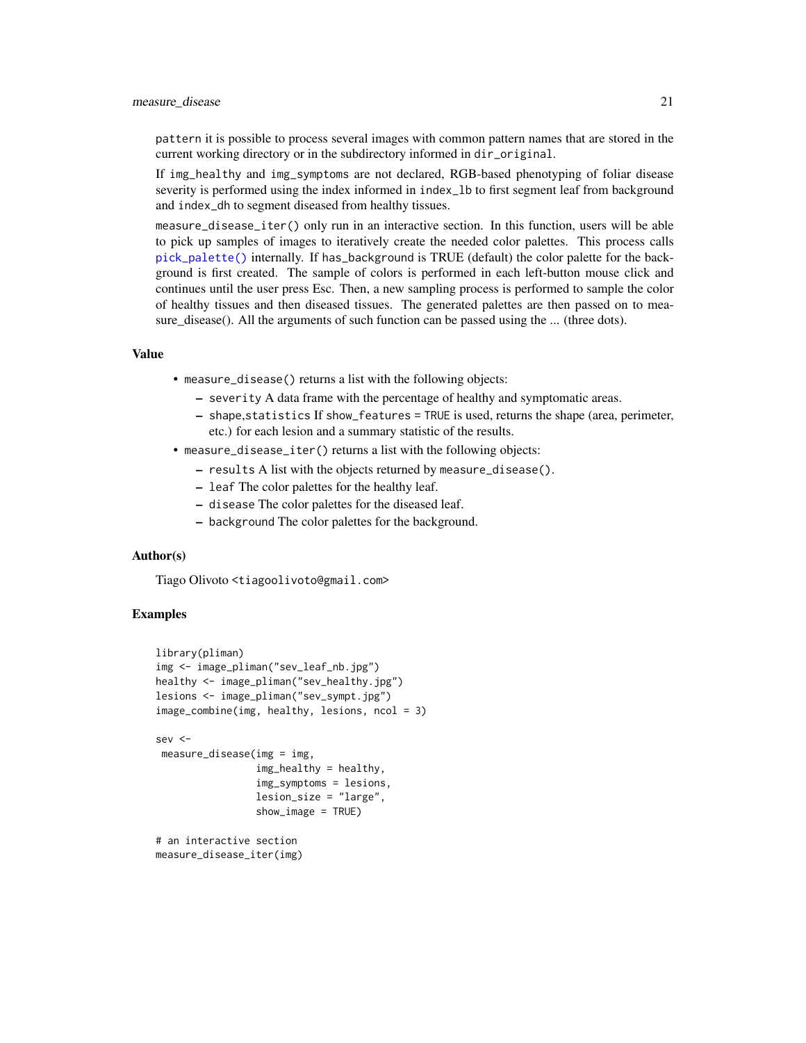`pattern` it is possible to process several images with common pattern names that are stored in the current working directory or in the subdirectory informed in `dir_original`.

If `img_healthy` and `img_symptoms` are not declared, RGB-based phenotyping of foliar disease severity is performed using the index informed in `index_lb` to first segment leaf from background and `index_dh` to segment diseased from healthy tissues.

`measure_disease_iter()` only run in an interactive section. In this function, users will be able to pick up samples of images to iteratively create the needed color palettes. This process calls `pick_palette()` internally. If `has_background` is TRUE (default) the color palette for the background is first created. The sample of colors is performed in each left-button mouse click and continues until the user press Esc. Then, a new sampling process is performed to sample the color of healthy tissues and then diseased tissues. The generated palettes are then passed on to measure_disease(). All the arguments of such function can be passed using the ... (three dots).

## Value

- `measure_disease()` returns a list with the following objects:
  - `severity` A data frame with the percentage of healthy and symptomatic areas.
  - `shape`,`statistics` If `show_features = TRUE` is used, returns the shape (area, perimeter, etc.) for each lesion and a summary statistic of the results.
- `measure_disease_iter()` returns a list with the following objects:
  - `results` A list with the objects returned by `measure_disease()`.
  - `leaf` The color palettes for the healthy leaf.
  - `disease` The color palettes for the diseased leaf.
  - `background` The color palettes for the background.

## Author(s)

Tiago Olivoto <tiagoolivoto@gmail.com>

## Examples

```
library(pliman)
img <- image_pliman("sev_leaf_nb.jpg")
healthy <- image_pliman("sev_healthy.jpg")
lesions <- image_pliman("sev_sympt.jpg")
image_combine(img, healthy, lesions, ncol = 3)

sev <-
 measure_disease(img = img,
                 img_healthy = healthy,
                 img_symptoms = lesions,
                 lesion_size = "large",
                 show_image = TRUE)

# an interactive section
measure_disease_iter(img)
```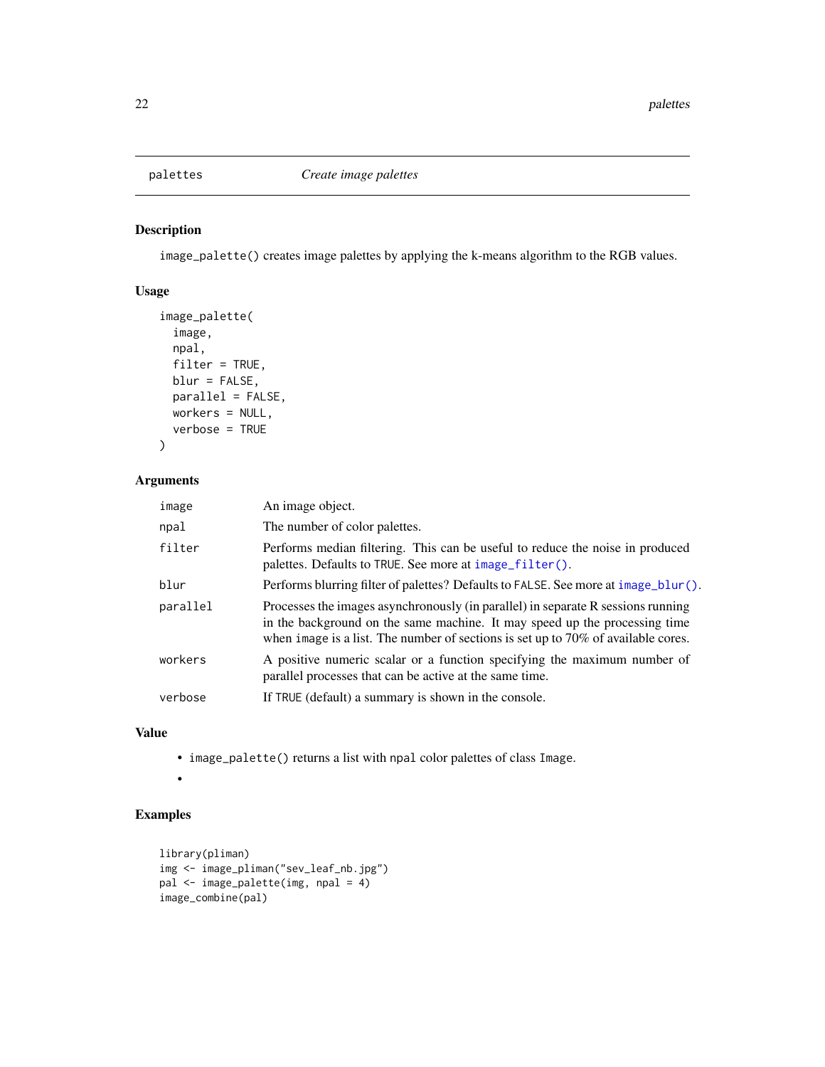## palettes — *Create image palettes*

### Description

`image_palette()` creates image palettes by applying the k-means algorithm to the RGB values.

### Usage

```
image_palette(
  image,
  npal,
  filter = TRUE,
  blur = FALSE,
  parallel = FALSE,
  workers = NULL,
  verbose = TRUE
)
```

### Arguments

| Argument | Description |
|---|---|
| `image` | An image object. |
| `npal` | The number of color palettes. |
| `filter` | Performs median filtering. This can be useful to reduce the noise in produced palettes. Defaults to `TRUE`. See more at `image_filter()`. |
| `blur` | Performs blurring filter of palettes? Defaults to `FALSE`. See more at `image_blur()`. |
| `parallel` | Processes the images asynchronously (in parallel) in separate R sessions running in the background on the same machine. It may speed up the processing time when `image` is a list. The number of sections is set up to 70% of available cores. |
| `workers` | A positive numeric scalar or a function specifying the maximum number of parallel processes that can be active at the same time. |
| `verbose` | If `TRUE` (default) a summary is shown in the console. |

### Value

- `image_palette()` returns a list with `npal` color palettes of class `Image`.
-

### Examples

```
library(pliman)
img <- image_pliman("sev_leaf_nb.jpg")
pal <- image_palette(img, npal = 4)
image_combine(pal)
```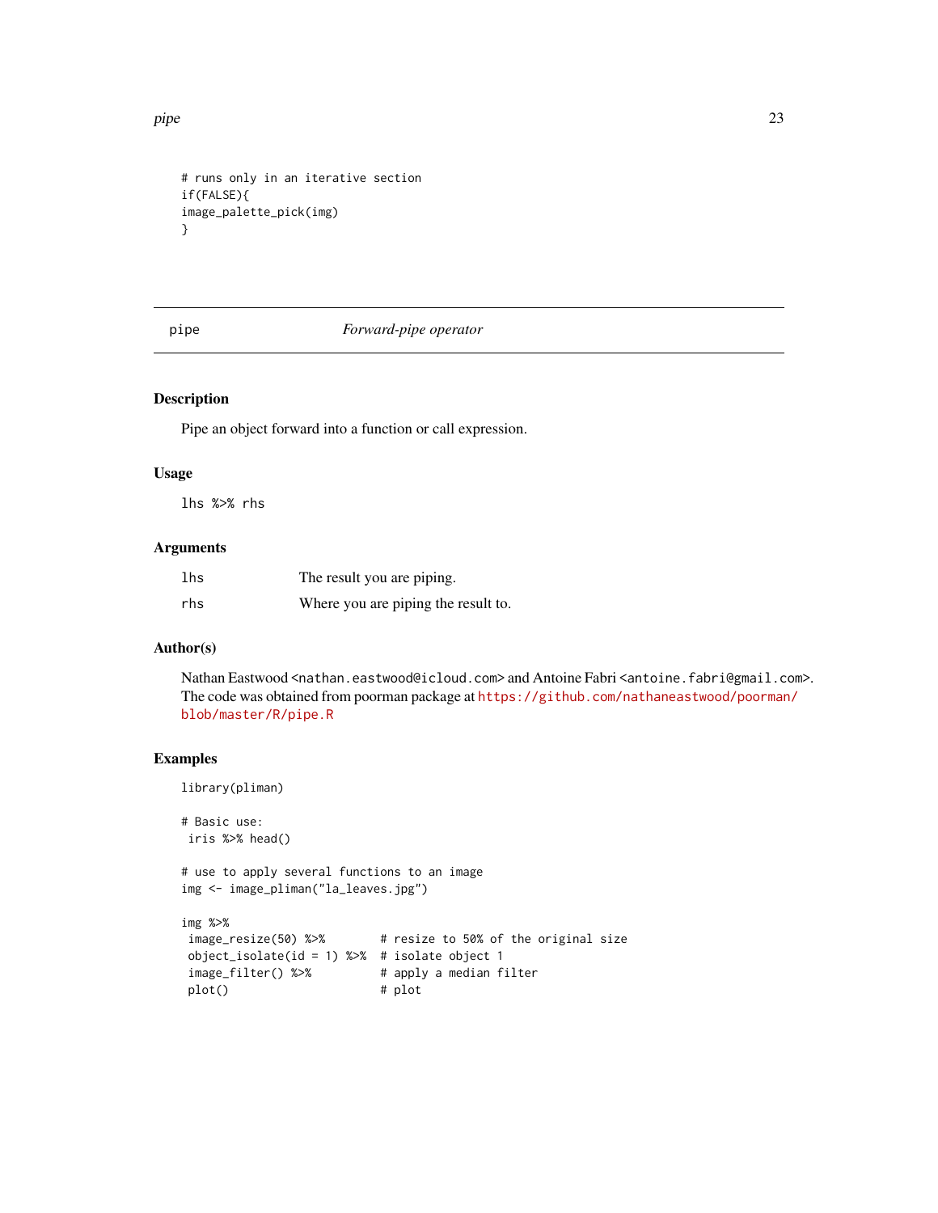```
# runs only in an iterative section
if(FALSE){
image_palette_pick(img)
}
```

## pipe    *Forward-pipe operator*

### Description

Pipe an object forward into a function or call expression.

### Usage

```
lhs %>% rhs
```

### Arguments

| | |
|---|---|
| lhs | The result you are piping. |
| rhs | Where you are piping the result to. |

### Author(s)

Nathan Eastwood <nathan.eastwood@icloud.com> and Antoine Fabri <antoine.fabri@gmail.com>. The code was obtained from poorman package at https://github.com/nathaneastwood/poorman/blob/master/R/pipe.R

### Examples

```
library(pliman)

# Basic use:
 iris %>% head()

# use to apply several functions to an image
img <- image_pliman("la_leaves.jpg")

img %>%
 image_resize(50) %>%        # resize to 50% of the original size
 object_isolate(id = 1) %>%  # isolate object 1
 image_filter() %>%          # apply a median filter
 plot()                      # plot
```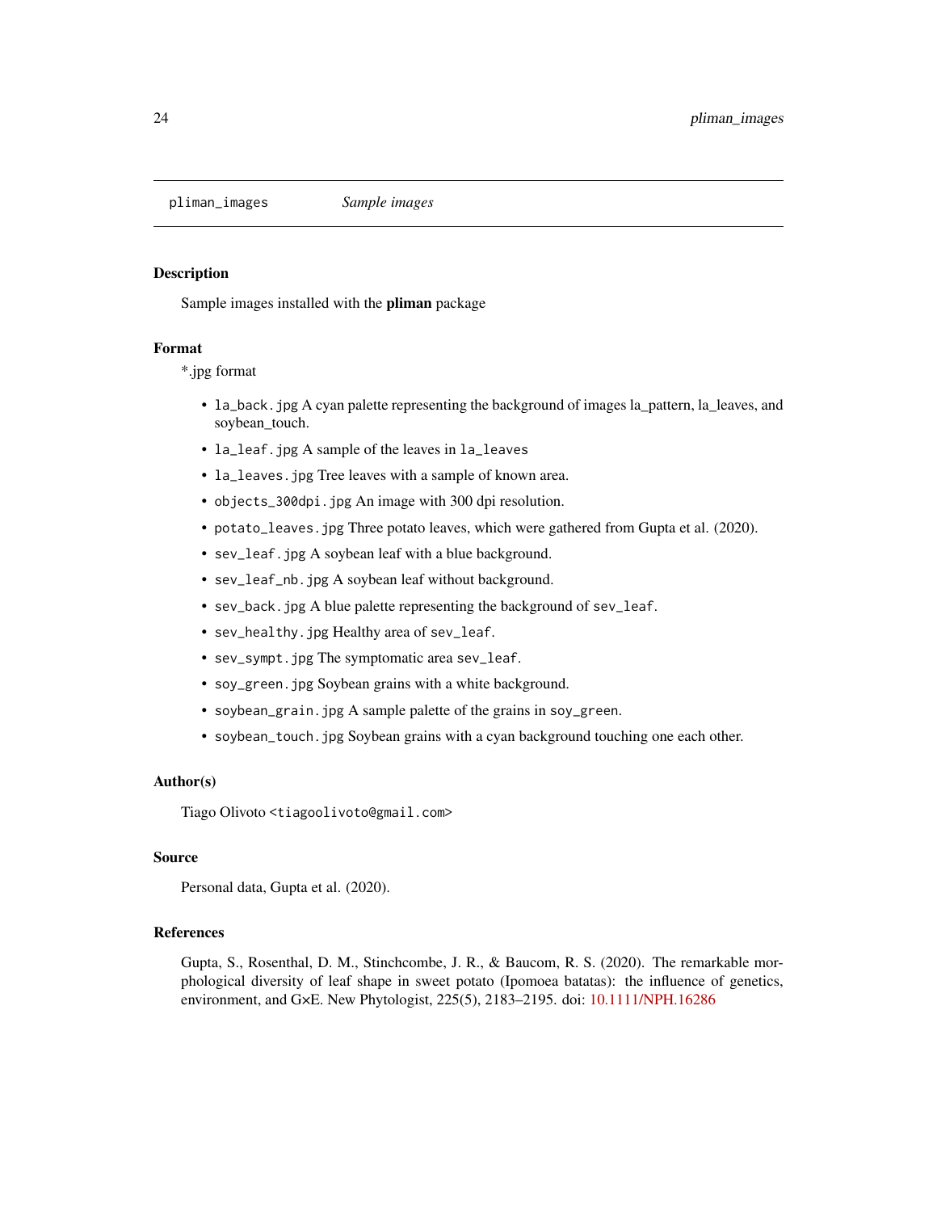pliman_images *Sample images*

## Description

Sample images installed with the **pliman** package

## Format

*.jpg format

- `la_back.jpg` A cyan palette representing the background of images la_pattern, la_leaves, and soybean_touch.
- `la_leaf.jpg` A sample of the leaves in `la_leaves`
- `la_leaves.jpg` Tree leaves with a sample of known area.
- `objects_300dpi.jpg` An image with 300 dpi resolution.
- `potato_leaves.jpg` Three potato leaves, which were gathered from Gupta et al. (2020).
- `sev_leaf.jpg` A soybean leaf with a blue background.
- `sev_leaf_nb.jpg` A soybean leaf without background.
- `sev_back.jpg` A blue palette representing the background of `sev_leaf`.
- `sev_healthy.jpg` Healthy area of `sev_leaf`.
- `sev_sympt.jpg` The symptomatic area `sev_leaf`.
- `soy_green.jpg` Soybean grains with a white background.
- `soybean_grain.jpg` A sample palette of the grains in `soy_green`.
- `soybean_touch.jpg` Soybean grains with a cyan background touching one each other.

## Author(s)

Tiago Olivoto <tiagoolivoto@gmail.com>

## Source

Personal data, Gupta et al. (2020).

## References

Gupta, S., Rosenthal, D. M., Stinchcombe, J. R., & Baucom, R. S. (2020). The remarkable morphological diversity of leaf shape in sweet potato (Ipomoea batatas): the influence of genetics, environment, and G×E. New Phytologist, 225(5), 2183–2195. doi: 10.1111/NPH.16286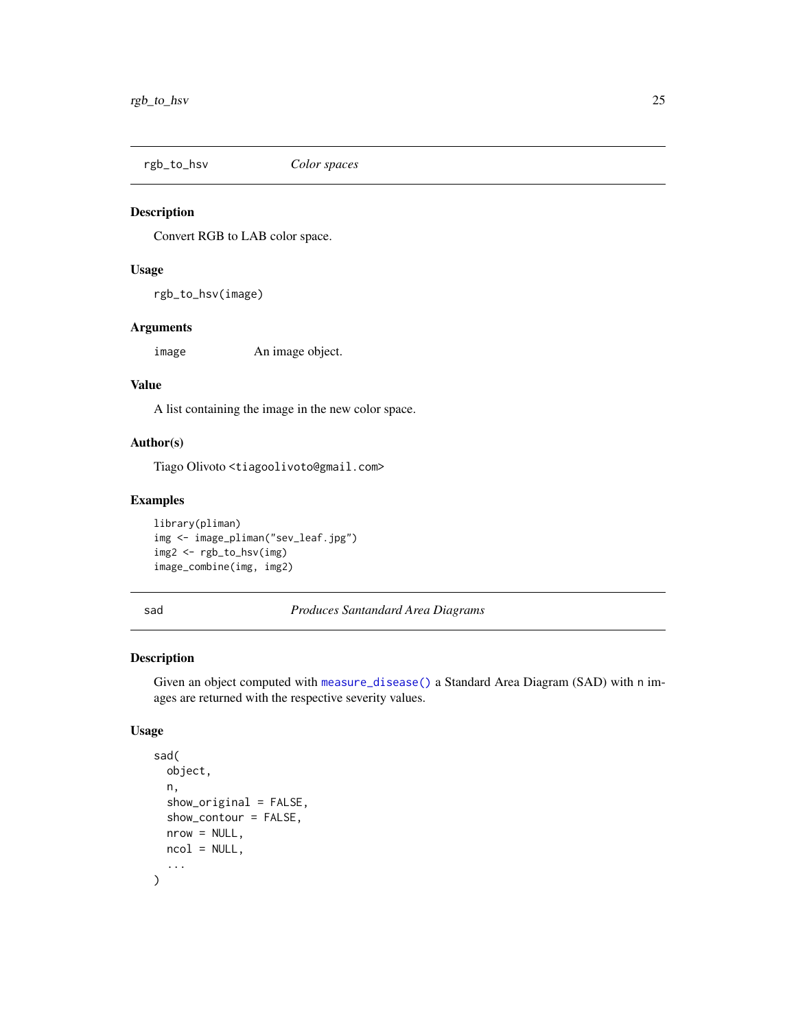## rgb_to_hsv — *Color spaces*

### Description

Convert RGB to LAB color space.

### Usage

```
rgb_to_hsv(image)
```

### Arguments

| | |
|---|---|
| image | An image object. |

### Value

A list containing the image in the new color space.

### Author(s)

Tiago Olivoto <tiagoolivoto@gmail.com>

### Examples

```
library(pliman)
img <- image_pliman("sev_leaf.jpg")
img2 <- rgb_to_hsv(img)
image_combine(img, img2)
```

## sad — *Produces Santandard Area Diagrams*

### Description

Given an object computed with `measure_disease()` a Standard Area Diagram (SAD) with `n` images are returned with the respective severity values.

### Usage

```
sad(
  object,
  n,
  show_original = FALSE,
  show_contour = FALSE,
  nrow = NULL,
  ncol = NULL,
  ...
)
```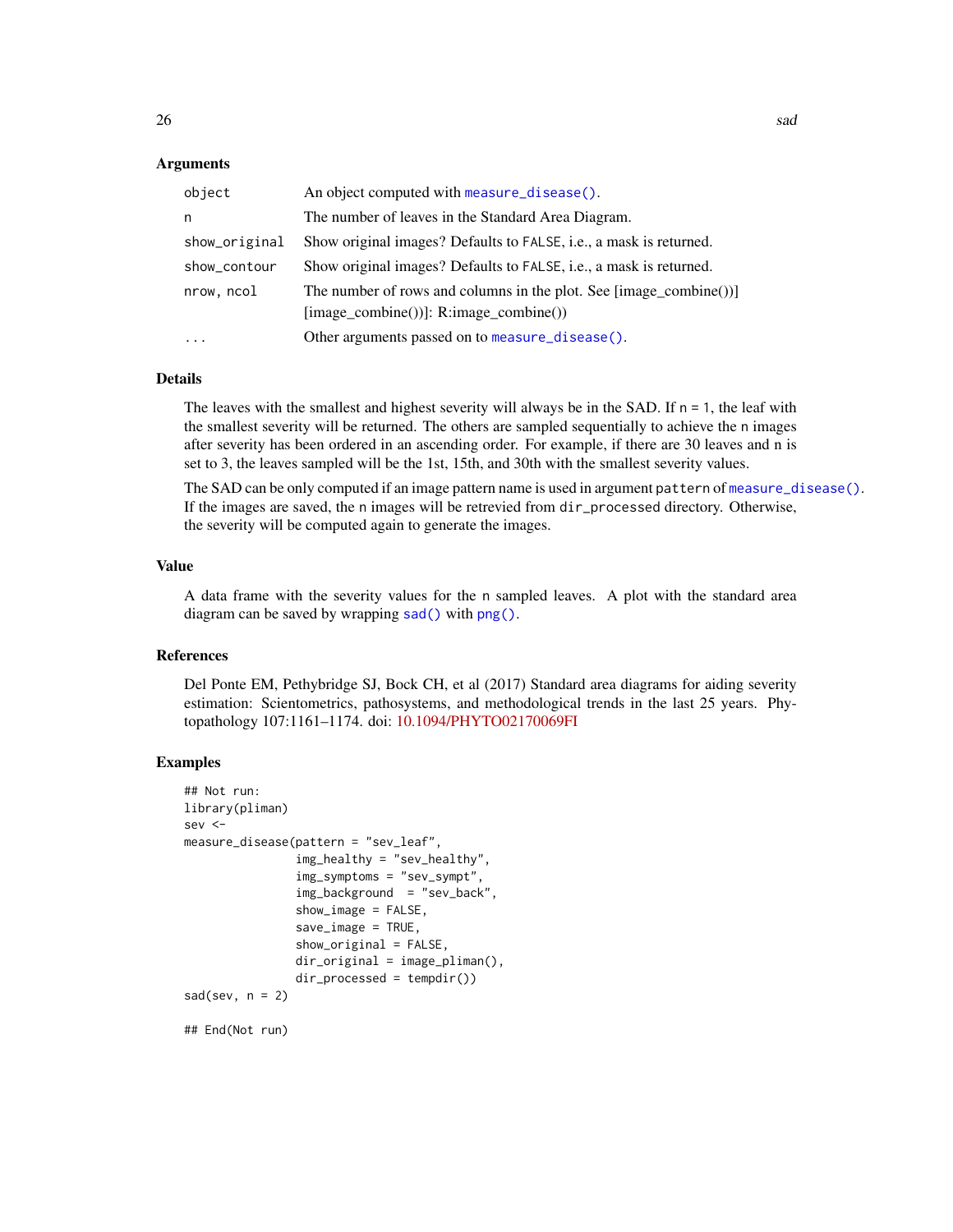### Arguments

| | |
|---|---|
| object | An object computed with measure_disease(). |
| n | The number of leaves in the Standard Area Diagram. |
| show_original | Show original images? Defaults to FALSE, i.e., a mask is returned. |
| show_contour | Show original images? Defaults to FALSE, i.e., a mask is returned. |
| nrow, ncol | The number of rows and columns in the plot. See [image_combine()] [image_combine()]: R:image_combine()) |
| ... | Other arguments passed on to measure_disease(). |

### Details

The leaves with the smallest and highest severity will always be in the SAD. If n = 1, the leaf with the smallest severity will be returned. The others are sampled sequentially to achieve the n images after severity has been ordered in an ascending order. For example, if there are 30 leaves and n is set to 3, the leaves sampled will be the 1st, 15th, and 30th with the smallest severity values.

The SAD can be only computed if an image pattern name is used in argument pattern of measure_disease(). If the images are saved, the n images will be retrevied from dir_processed directory. Otherwise, the severity will be computed again to generate the images.

### Value

A data frame with the severity values for the n sampled leaves. A plot with the standard area diagram can be saved by wrapping sad() with png().

### References

Del Ponte EM, Pethybridge SJ, Bock CH, et al (2017) Standard area diagrams for aiding severity estimation: Scientometrics, pathosystems, and methodological trends in the last 25 years. Phytopathology 107:1161–1174. doi: 10.1094/PHYTO02170069FI

### Examples

```
## Not run:
library(pliman)
sev <-
measure_disease(pattern = "sev_leaf",
                img_healthy = "sev_healthy",
                img_symptoms = "sev_sympt",
                img_background  = "sev_back",
                show_image = FALSE,
                save_image = TRUE,
                show_original = FALSE,
                dir_original = image_pliman(),
                dir_processed = tempdir())
sad(sev, n = 2)

## End(Not run)
```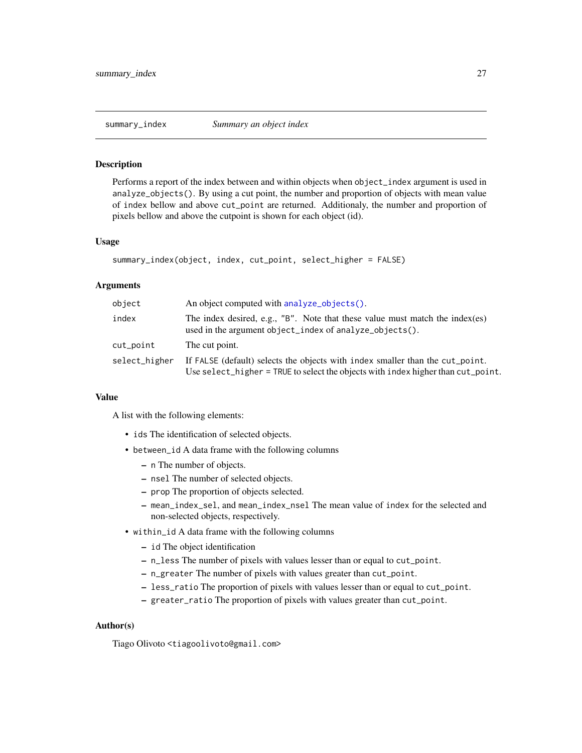## summary_index    *Summary an object index*

### Description

Performs a report of the index between and within objects when `object_index` argument is used in `analyze_objects()`. By using a cut point, the number and proportion of objects with mean value of `index` bellow and above `cut_point` are returned. Additionaly, the number and proportion of pixels bellow and above the cutpoint is shown for each object (id).

### Usage

```
summary_index(object, index, cut_point, select_higher = FALSE)
```

### Arguments

| | |
|---|---|
| `object` | An object computed with `analyze_objects()`. |
| `index` | The index desired, e.g., `"B"`. Note that these value must match the index(es) used in the argument `object_index` of `analyze_objects()`. |
| `cut_point` | The cut point. |
| `select_higher` | If `FALSE` (default) selects the objects with `index` smaller than the `cut_point`. Use `select_higher = TRUE` to select the objects with `index` higher than `cut_point`. |

### Value

A list with the following elements:

- `ids` The identification of selected objects.
- `between_id` A data frame with the following columns
  - `n` The number of objects.
  - `nsel` The number of selected objects.
  - `prop` The proportion of objects selected.
  - `mean_index_sel`, and `mean_index_nsel` The mean value of `index` for the selected and non-selected objects, respectively.
- `within_id` A data frame with the following columns
  - `id` The object identification
  - `n_less` The number of pixels with values lesser than or equal to `cut_point`.
  - `n_greater` The number of pixels with values greater than `cut_point`.
  - `less_ratio` The proportion of pixels with values lesser than or equal to `cut_point`.
  - `greater_ratio` The proportion of pixels with values greater than `cut_point`.

### Author(s)

Tiago Olivoto <tiagoolivoto@gmail.com>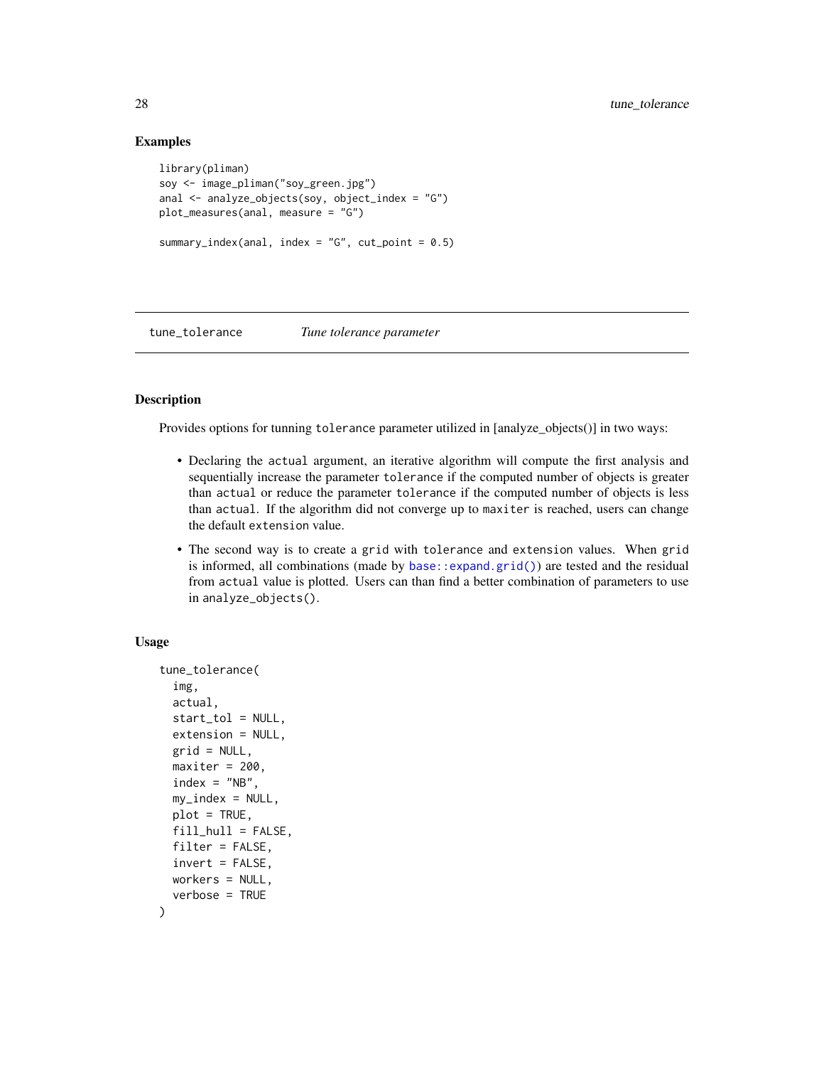## Examples

```
library(pliman)
soy <- image_pliman("soy_green.jpg")
anal <- analyze_objects(soy, object_index = "G")
plot_measures(anal, measure = "G")

summary_index(anal, index = "G", cut_point = 0.5)
```

---

# tune_tolerance *Tune tolerance parameter*

---

## Description

Provides options for tunning `tolerance` parameter utilized in [analyze_objects()] in two ways:

- Declaring the `actual` argument, an iterative algorithm will compute the first analysis and sequentially increase the parameter `tolerance` if the computed number of objects is greater than `actual` or reduce the parameter `tolerance` if the computed number of objects is less than `actual`. If the algorithm did not converge up to `maxiter` is reached, users can change the default `extension` value.
- The second way is to create a `grid` with `tolerance` and `extension` values. When `grid` is informed, all combinations (made by `base::expand.grid()`) are tested and the residual from `actual` value is plotted. Users can than find a better combination of parameters to use in `analyze_objects()`.

## Usage

```
tune_tolerance(
  img,
  actual,
  start_tol = NULL,
  extension = NULL,
  grid = NULL,
  maxiter = 200,
  index = "NB",
  my_index = NULL,
  plot = TRUE,
  fill_hull = FALSE,
  filter = FALSE,
  invert = FALSE,
  workers = NULL,
  verbose = TRUE
)
```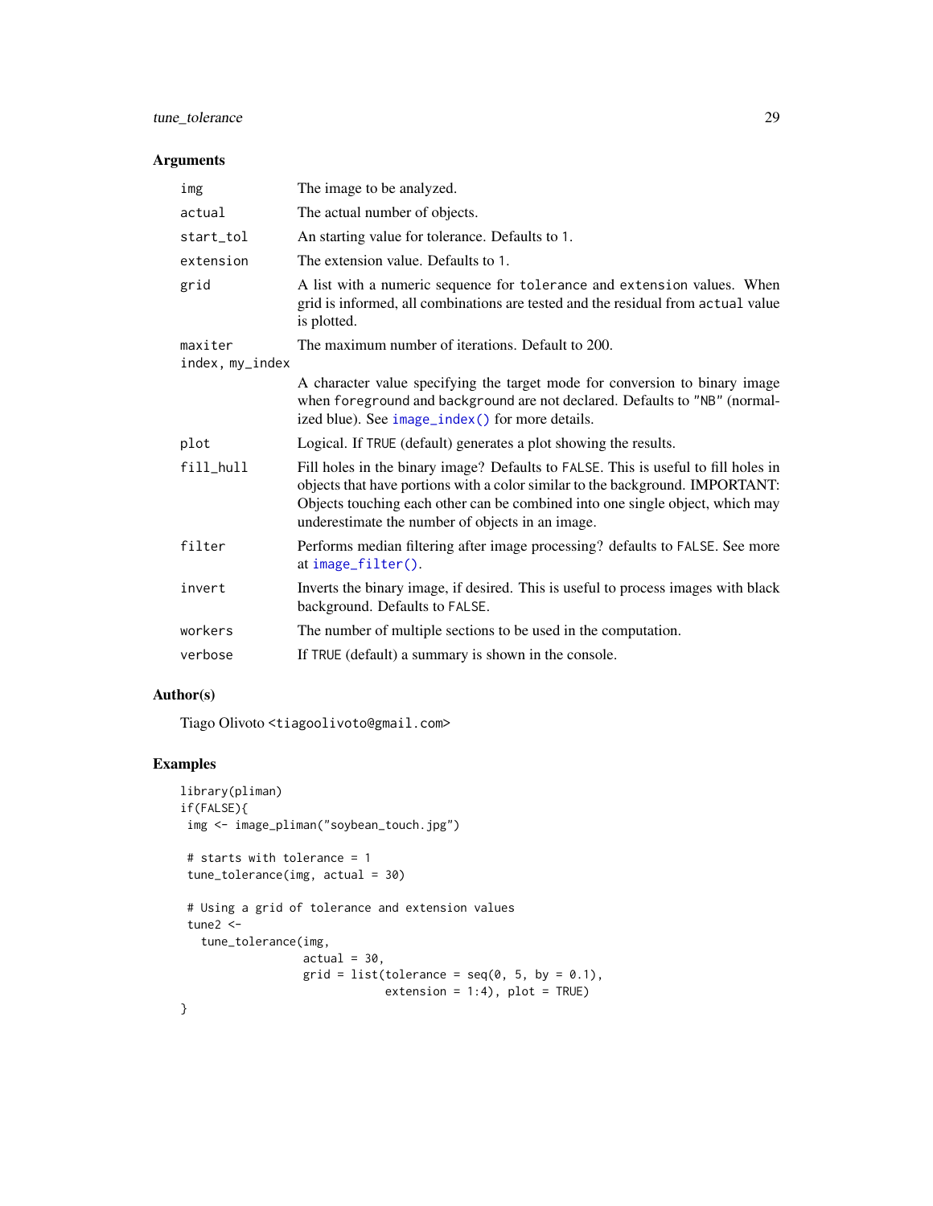## Arguments

| | |
|---|---|
| `img` | The image to be analyzed. |
| `actual` | The actual number of objects. |
| `start_tol` | An starting value for tolerance. Defaults to 1. |
| `extension` | The extension value. Defaults to 1. |
| `grid` | A list with a numeric sequence for `tolerance` and `extension` values. When grid is informed, all combinations are tested and the residual from `actual` value is plotted. |
| `maxiter` | The maximum number of iterations. Default to 200. |
| `index, my_index` | A character value specifying the target mode for conversion to binary image when `foreground` and `background` are not declared. Defaults to `"NB"` (normalized blue). See `image_index()` for more details. |
| `plot` | Logical. If `TRUE` (default) generates a plot showing the results. |
| `fill_hull` | Fill holes in the binary image? Defaults to `FALSE`. This is useful to fill holes in objects that have portions with a color similar to the background. IMPORTANT: Objects touching each other can be combined into one single object, which may underestimate the number of objects in an image. |
| `filter` | Performs median filtering after image processing? defaults to `FALSE`. See more at `image_filter()`. |
| `invert` | Inverts the binary image, if desired. This is useful to process images with black background. Defaults to `FALSE`. |
| `workers` | The number of multiple sections to be used in the computation. |
| `verbose` | If `TRUE` (default) a summary is shown in the console. |

## Author(s)

Tiago Olivoto <tiagoolivoto@gmail.com>

## Examples

```
library(pliman)
if(FALSE){
 img <- image_pliman("soybean_touch.jpg")

 # starts with tolerance = 1
 tune_tolerance(img, actual = 30)

 # Using a grid of tolerance and extension values
 tune2 <-
   tune_tolerance(img,
                  actual = 30,
                  grid = list(tolerance = seq(0, 5, by = 0.1),
                              extension = 1:4), plot = TRUE)
}
```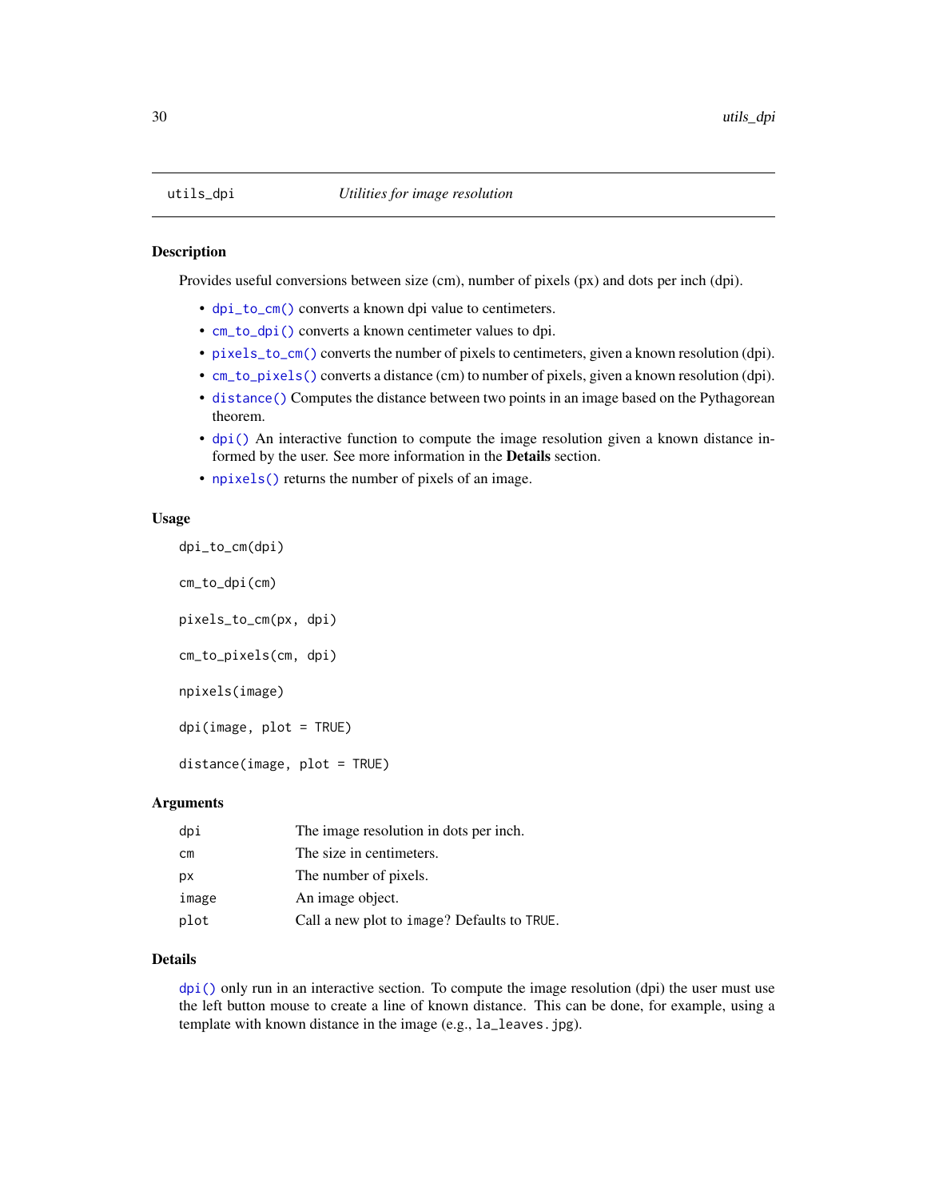## utils_dpi — *Utilities for image resolution*

### Description

Provides useful conversions between size (cm), number of pixels (px) and dots per inch (dpi).

- `dpi_to_cm()` converts a known dpi value to centimeters.
- `cm_to_dpi()` converts a known centimeter values to dpi.
- `pixels_to_cm()` converts the number of pixels to centimeters, given a known resolution (dpi).
- `cm_to_pixels()` converts a distance (cm) to number of pixels, given a known resolution (dpi).
- `distance()` Computes the distance between two points in an image based on the Pythagorean theorem.
- `dpi()` An interactive function to compute the image resolution given a known distance informed by the user. See more information in the **Details** section.
- `npixels()` returns the number of pixels of an image.

### Usage

```
dpi_to_cm(dpi)

cm_to_dpi(cm)

pixels_to_cm(px, dpi)

cm_to_pixels(cm, dpi)

npixels(image)

dpi(image, plot = TRUE)

distance(image, plot = TRUE)
```

### Arguments

| Argument | Description |
|---|---|
| `dpi` | The image resolution in dots per inch. |
| `cm` | The size in centimeters. |
| `px` | The number of pixels. |
| `image` | An image object. |
| `plot` | Call a new plot to `image`? Defaults to `TRUE`. |

### Details

`dpi()` only run in an interactive section. To compute the image resolution (dpi) the user must use the left button mouse to create a line of known distance. This can be done, for example, using a template with known distance in the image (e.g., `la_leaves.jpg`).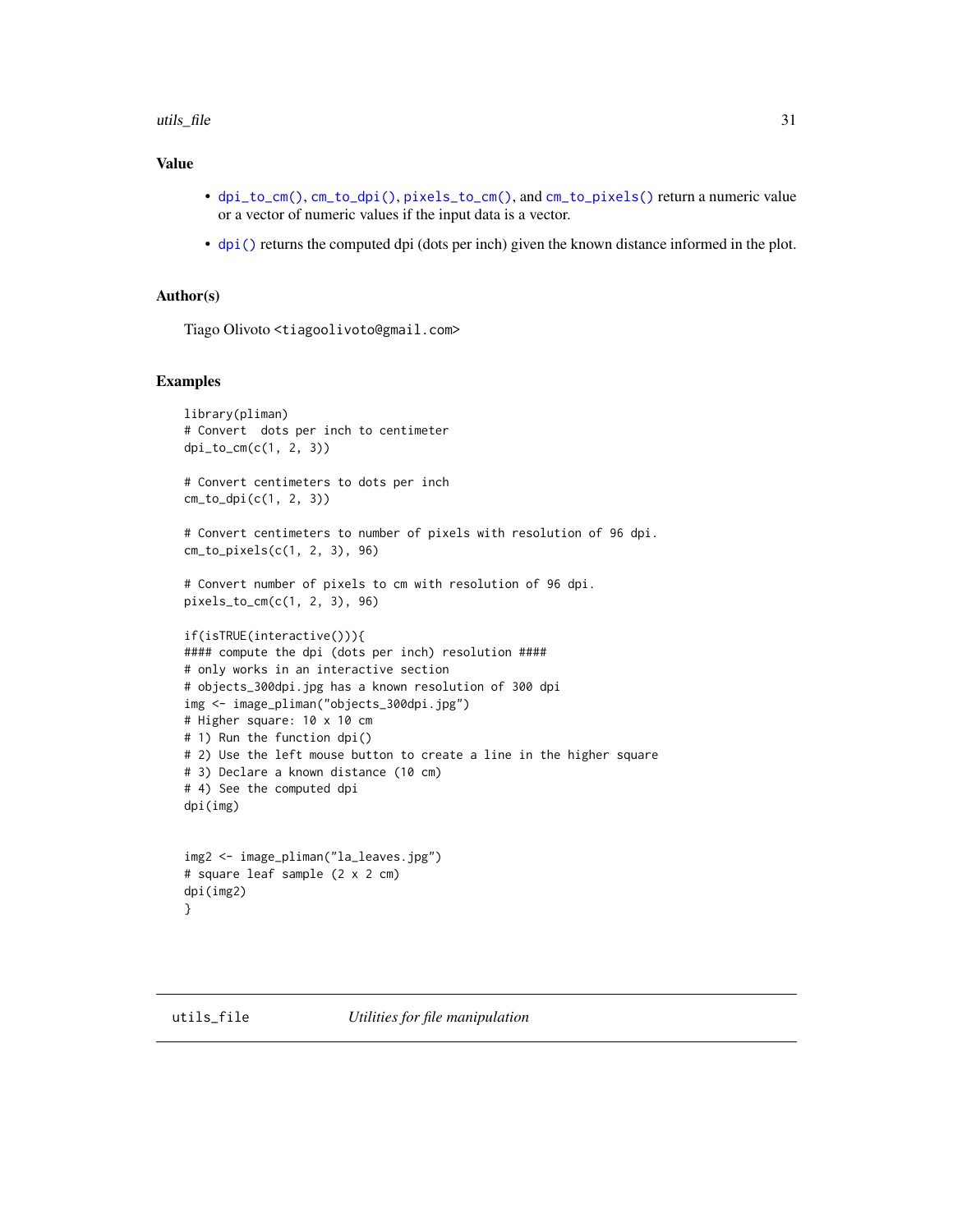### Value

- `dpi_to_cm()`, `cm_to_dpi()`, `pixels_to_cm()`, and `cm_to_pixels()` return a numeric value or a vector of numeric values if the input data is a vector.
- `dpi()` returns the computed dpi (dots per inch) given the known distance informed in the plot.

### Author(s)

Tiago Olivoto <tiagoolivoto@gmail.com>

### Examples

```
library(pliman)
# Convert  dots per inch to centimeter
dpi_to_cm(c(1, 2, 3))

# Convert centimeters to dots per inch
cm_to_dpi(c(1, 2, 3))

# Convert centimeters to number of pixels with resolution of 96 dpi.
cm_to_pixels(c(1, 2, 3), 96)

# Convert number of pixels to cm with resolution of 96 dpi.
pixels_to_cm(c(1, 2, 3), 96)

if(isTRUE(interactive())){
#### compute the dpi (dots per inch) resolution ####
# only works in an interactive section
# objects_300dpi.jpg has a known resolution of 300 dpi
img <- image_pliman("objects_300dpi.jpg")
# Higher square: 10 x 10 cm
# 1) Run the function dpi()
# 2) Use the left mouse button to create a line in the higher square
# 3) Declare a known distance (10 cm)
# 4) See the computed dpi
dpi(img)


img2 <- image_pliman("la_leaves.jpg")
# square leaf sample (2 x 2 cm)
dpi(img2)
}
```

---

## utils_file    *Utilities for file manipulation*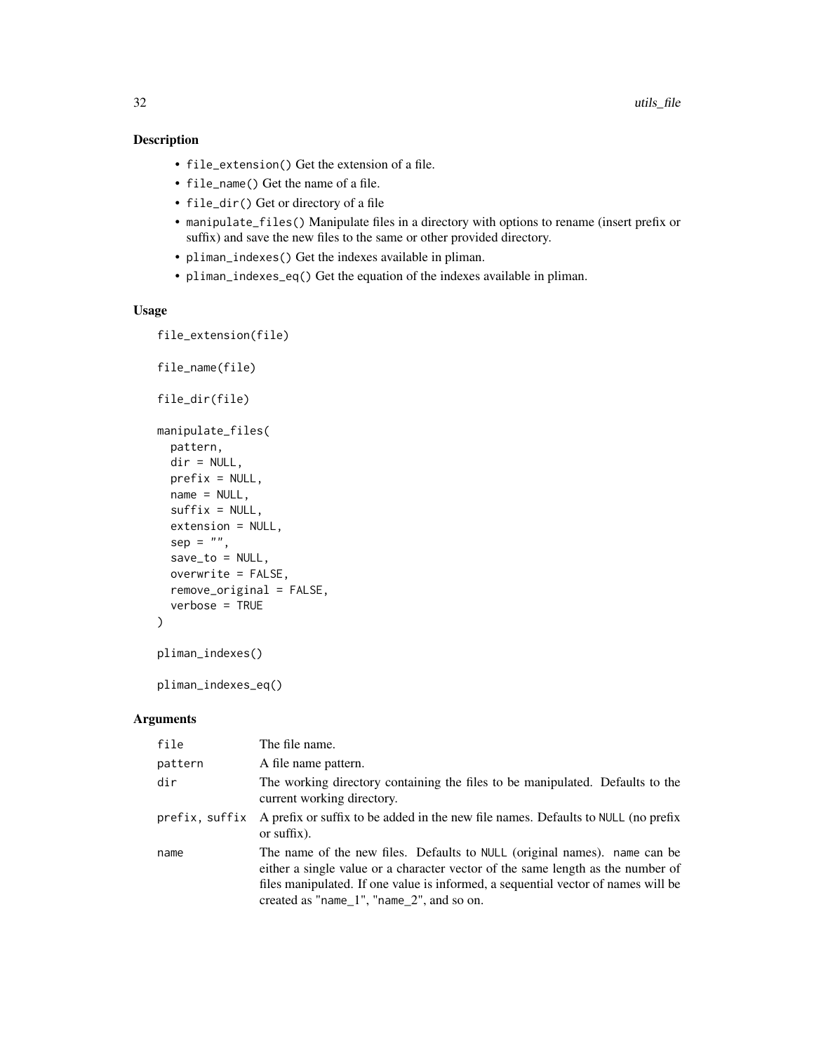## Description

- `file_extension()` Get the extension of a file.
- `file_name()` Get the name of a file.
- `file_dir()` Get or directory of a file
- `manipulate_files()` Manipulate files in a directory with options to rename (insert prefix or suffix) and save the new files to the same or other provided directory.
- `pliman_indexes()` Get the indexes available in pliman.
- `pliman_indexes_eq()` Get the equation of the indexes available in pliman.

## Usage

```
file_extension(file)

file_name(file)

file_dir(file)

manipulate_files(
  pattern,
  dir = NULL,
  prefix = NULL,
  name = NULL,
  suffix = NULL,
  extension = NULL,
  sep = "",
  save_to = NULL,
  overwrite = FALSE,
  remove_original = FALSE,
  verbose = TRUE
)

pliman_indexes()

pliman_indexes_eq()
```

## Arguments

| | |
|---|---|
| `file` | The file name. |
| `pattern` | A file name pattern. |
| `dir` | The working directory containing the files to be manipulated. Defaults to the current working directory. |
| `prefix, suffix` | A prefix or suffix to be added in the new file names. Defaults to `NULL` (no prefix or suffix). |
| `name` | The name of the new files. Defaults to `NULL` (original names). `name` can be either a single value or a character vector of the same length as the number of files manipulated. If one value is informed, a sequential vector of names will be created as "`name_1`", "`name_2`", and so on. |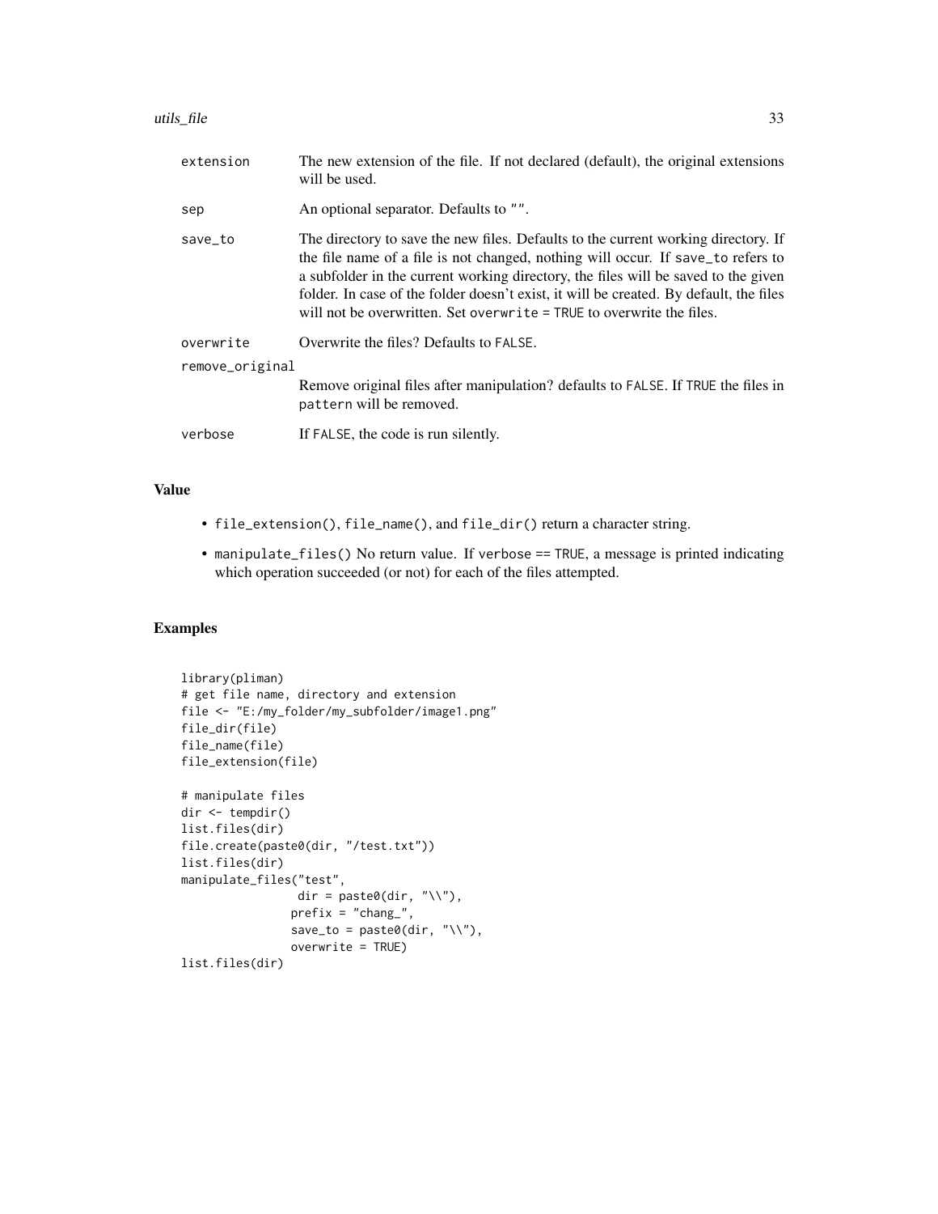| | |
|---|---|
| extension | The new extension of the file. If not declared (default), the original extensions will be used. |
| sep | An optional separator. Defaults to "". |
| save_to | The directory to save the new files. Defaults to the current working directory. If the file name of a file is not changed, nothing will occur. If save_to refers to a subfolder in the current working directory, the files will be saved to the given folder. In case of the folder doesn't exist, it will be created. By default, the files will not be overwritten. Set overwrite = TRUE to overwrite the files. |
| overwrite | Overwrite the files? Defaults to FALSE. |
| remove_original | Remove original files after manipulation? defaults to FALSE. If TRUE the files in pattern will be removed. |
| verbose | If FALSE, the code is run silently. |

## Value

- file_extension(), file_name(), and file_dir() return a character string.
- manipulate_files() No return value. If verbose == TRUE, a message is printed indicating which operation succeeded (or not) for each of the files attempted.

## Examples

```
library(pliman)
# get file name, directory and extension
file <- "E:/my_folder/my_subfolder/image1.png"
file_dir(file)
file_name(file)
file_extension(file)

# manipulate files
dir <- tempdir()
list.files(dir)
file.create(paste0(dir, "/test.txt"))
list.files(dir)
manipulate_files("test",
                 dir = paste0(dir, "\\"),
                prefix = "chang_",
                save_to = paste0(dir, "\\"),
                overwrite = TRUE)
list.files(dir)
```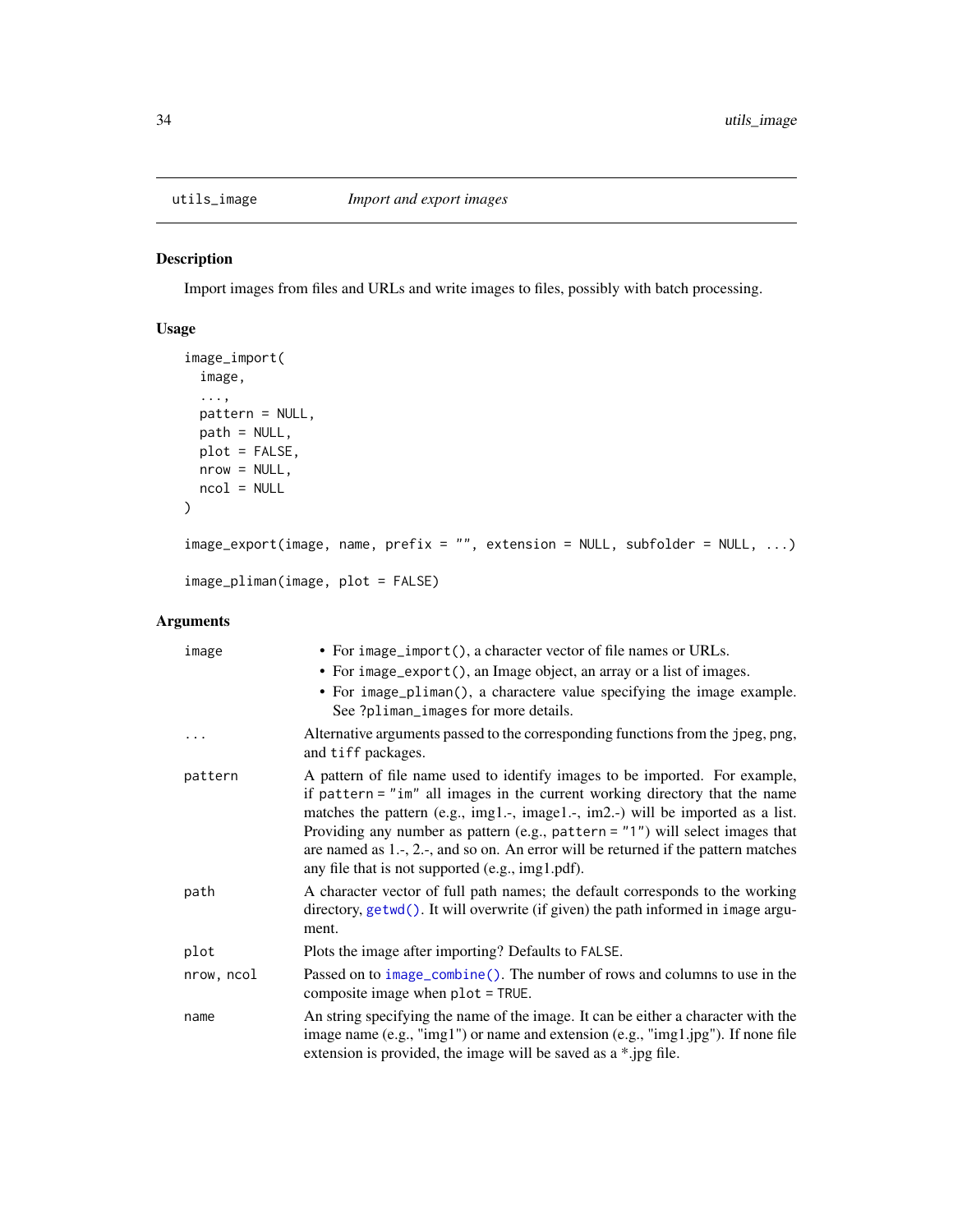## utils_image — *Import and export images*

### Description

Import images from files and URLs and write images to files, possibly with batch processing.

### Usage

```
image_import(
  image,
  ...,
  pattern = NULL,
  path = NULL,
  plot = FALSE,
  nrow = NULL,
  ncol = NULL
)

image_export(image, name, prefix = "", extension = NULL, subfolder = NULL, ...)

image_pliman(image, plot = FALSE)
```

### Arguments

| Argument | Description |
|---|---|
| `image` | • For `image_import()`, a character vector of file names or URLs.<br>• For `image_export()`, an Image object, an array or a list of images.<br>• For `image_pliman()`, a charactere value specifying the image example. See `?pliman_images` for more details. |
| `...` | Alternative arguments passed to the corresponding functions from the `jpeg`, `png`, and `tiff` packages. |
| `pattern` | A pattern of file name used to identify images to be imported. For example, if `pattern = "im"` all images in the current working directory that the name matches the pattern (e.g., img1.-, image1.-, im2.-) will be imported as a list. Providing any number as pattern (e.g., `pattern = "1"`) will select images that are named as 1.-, 2.-, and so on. An error will be returned if the pattern matches any file that is not supported (e.g., img1.pdf). |
| `path` | A character vector of full path names; the default corresponds to the working directory, `getwd()`. It will overwrite (if given) the path informed in `image` argument. |
| `plot` | Plots the image after importing? Defaults to `FALSE`. |
| `nrow, ncol` | Passed on to `image_combine()`. The number of rows and columns to use in the composite image when `plot = TRUE`. |
| `name` | An string specifying the name of the image. It can be either a character with the image name (e.g., "img1") or name and extension (e.g., "img1.jpg"). If none file extension is provided, the image will be saved as a *.jpg file. |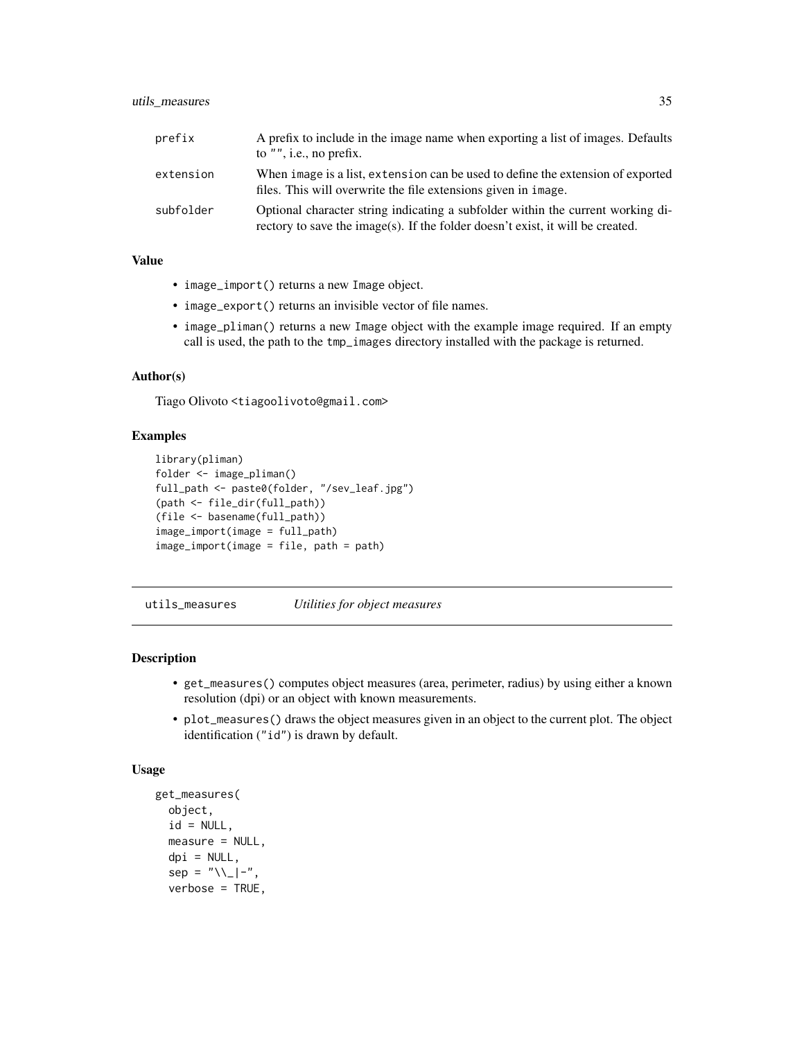| | |
|---|---|
| prefix | A prefix to include in the image name when exporting a list of images. Defaults to "", i.e., no prefix. |
| extension | When image is a list, extension can be used to define the extension of exported files. This will overwrite the file extensions given in image. |
| subfolder | Optional character string indicating a subfolder within the current working directory to save the image(s). If the folder doesn't exist, it will be created. |

### Value

- image_import() returns a new Image object.
- image_export() returns an invisible vector of file names.
- image_pliman() returns a new Image object with the example image required. If an empty call is used, the path to the tmp_images directory installed with the package is returned.

### Author(s)

Tiago Olivoto <tiagoolivoto@gmail.com>

### Examples

```
library(pliman)
folder <- image_pliman()
full_path <- paste0(folder, "/sev_leaf.jpg")
(path <- file_dir(full_path))
(file <- basename(full_path))
image_import(image = full_path)
image_import(image = file, path = path)
```

---

## utils_measures *Utilities for object measures*

---

### Description

- get_measures() computes object measures (area, perimeter, radius) by using either a known resolution (dpi) or an object with known measurements.
- plot_measures() draws the object measures given in an object to the current plot. The object identification ("id") is drawn by default.

### Usage

```
get_measures(
  object,
  id = NULL,
  measure = NULL,
  dpi = NULL,
  sep = "\\_|-",
  verbose = TRUE,
```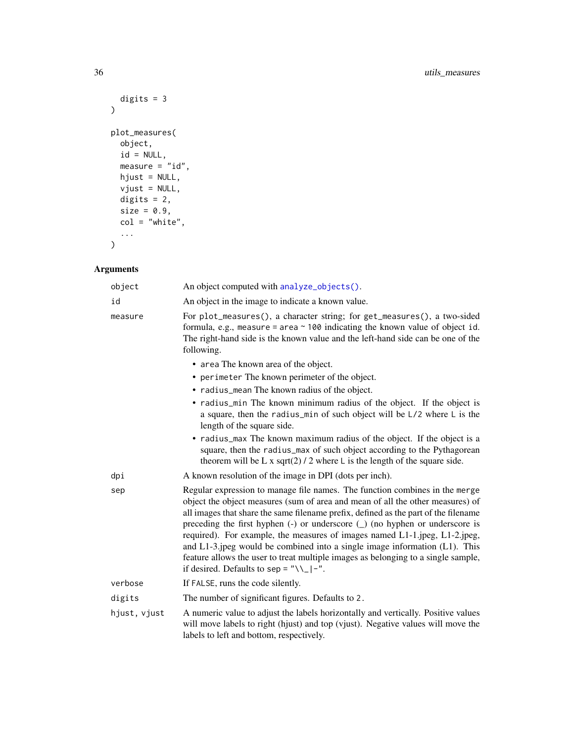```
  digits = 3
)

plot_measures(
  object,
  id = NULL,
  measure = "id",
  hjust = NULL,
  vjust = NULL,
  digits = 2,
  size = 0.9,
  col = "white",
  ...
)
```

## Arguments

| | |
|---|---|
| `object` | An object computed with `analyze_objects()`. |
| `id` | An object in the image to indicate a known value. |
| `measure` | For `plot_measures()`, a character string; for `get_measures()`, a two-sided formula, e.g., `measure = area ~ 100` indicating the known value of object `id`. The right-hand side is the known value and the left-hand side can be one of the following.<br>• `area` The known area of the object.<br>• `perimeter` The known perimeter of the object.<br>• `radius_mean` The known radius of the object.<br>• `radius_min` The known minimum radius of the object. If the object is a square, then the `radius_min` of such object will be `L/2` where `L` is the length of the square side.<br>• `radius_max` The known maximum radius of the object. If the object is a square, then the `radius_max` of such object according to the Pythagorean theorem will be L x sqrt(2) / 2 where `L` is the length of the square side. |
| `dpi` | A known resolution of the image in DPI (dots per inch). |
| `sep` | Regular expression to manage file names. The function combines in the `merge` object the object measures (sum of area and mean of all the other measures) of all images that share the same filename prefix, defined as the part of the filename preceding the first hyphen (-) or underscore (_) (no hyphen or underscore is required). For example, the measures of images named L1-1.jpeg, L1-2.jpeg, and L1-3.jpeg would be combined into a single image information (L1). This feature allows the user to treat multiple images as belonging to a single sample, if desired. Defaults to `sep = "\\_|-"`. |
| `verbose` | If `FALSE`, runs the code silently. |
| `digits` | The number of significant figures. Defaults to `2`. |
| `hjust, vjust` | A numeric value to adjust the labels horizontally and vertically. Positive values will move labels to right (hjust) and top (vjust). Negative values will move the labels to left and bottom, respectively. |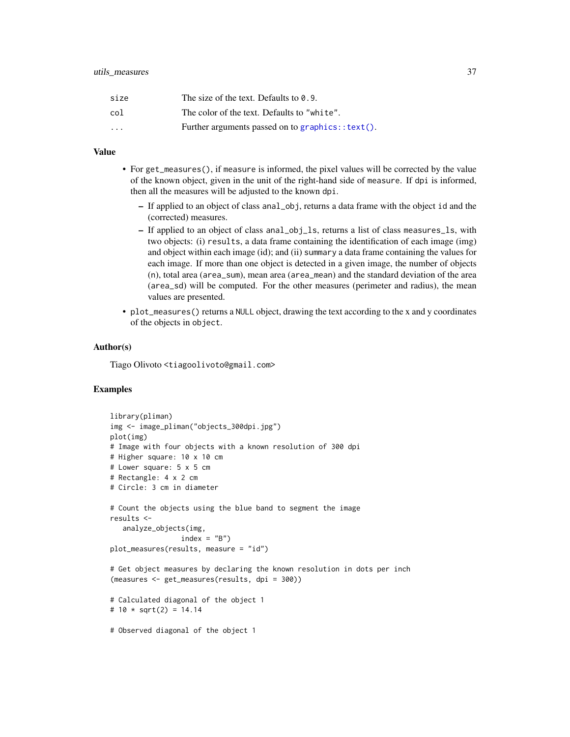| | |
|---|---|
| size | The size of the text. Defaults to 0.9. |
| col | The color of the text. Defaults to "white". |
| ... | Further arguments passed on to graphics::text(). |

## Value

- For get_measures(), if measure is informed, the pixel values will be corrected by the value of the known object, given in the unit of the right-hand side of measure. If dpi is informed, then all the measures will be adjusted to the known dpi.
  - If applied to an object of class anal_obj, returns a data frame with the object id and the (corrected) measures.
  - If applied to an object of class anal_obj_ls, returns a list of class measures_ls, with two objects: (i) results, a data frame containing the identification of each image (img) and object within each image (id); and (ii) summary a data frame containing the values for each image. If more than one object is detected in a given image, the number of objects (n), total area (area_sum), mean area (area_mean) and the standard deviation of the area (area_sd) will be computed. For the other measures (perimeter and radius), the mean values are presented.
- plot_measures() returns a NULL object, drawing the text according to the x and y coordinates of the objects in object.

## Author(s)

Tiago Olivoto <tiagoolivoto@gmail.com>

## Examples

```
library(pliman)
img <- image_pliman("objects_300dpi.jpg")
plot(img)
# Image with four objects with a known resolution of 300 dpi
# Higher square: 10 x 10 cm
# Lower square: 5 x 5 cm
# Rectangle: 4 x 2 cm
# Circle: 3 cm in diameter

# Count the objects using the blue band to segment the image
results <-
   analyze_objects(img,
                  index = "B")
plot_measures(results, measure = "id")

# Get object measures by declaring the known resolution in dots per inch
(measures <- get_measures(results, dpi = 300))

# Calculated diagonal of the object 1
# 10 * sqrt(2) = 14.14

# Observed diagonal of the object 1
```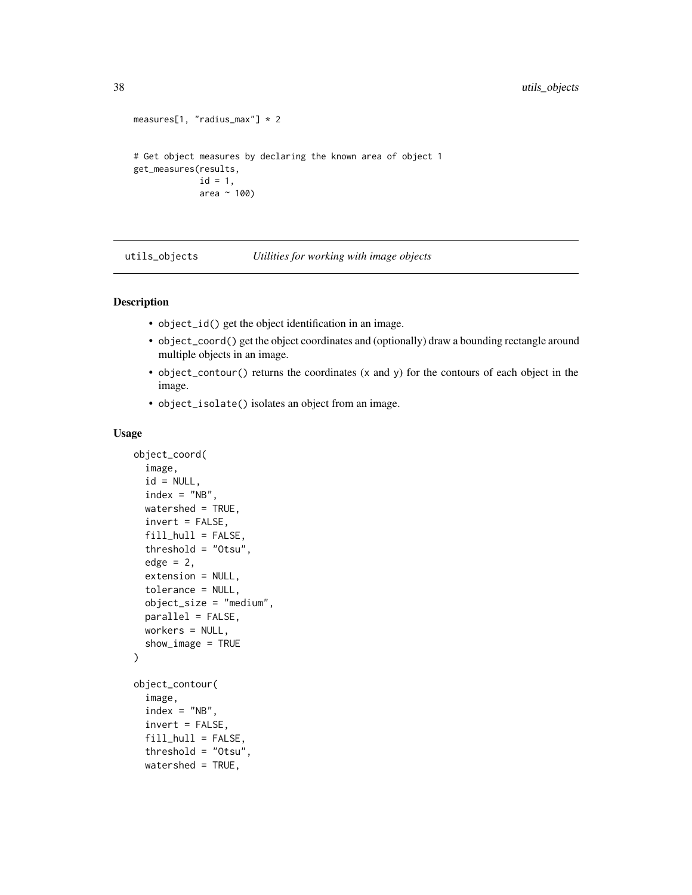```
measures[1, "radius_max"] * 2


# Get object measures by declaring the known area of object 1
get_measures(results,
             id = 1,
             area ~ 100)
```

## utils_objects    *Utilities for working with image objects*

### Description

- `object_id()` get the object identification in an image.
- `object_coord()` get the object coordinates and (optionally) draw a bounding rectangle around multiple objects in an image.
- `object_contour()` returns the coordinates (x and y) for the contours of each object in the image.
- `object_isolate()` isolates an object from an image.

### Usage

```
object_coord(
  image,
  id = NULL,
  index = "NB",
  watershed = TRUE,
  invert = FALSE,
  fill_hull = FALSE,
  threshold = "Otsu",
  edge = 2,
  extension = NULL,
  tolerance = NULL,
  object_size = "medium",
  parallel = FALSE,
  workers = NULL,
  show_image = TRUE
)

object_contour(
  image,
  index = "NB",
  invert = FALSE,
  fill_hull = FALSE,
  threshold = "Otsu",
  watershed = TRUE,
```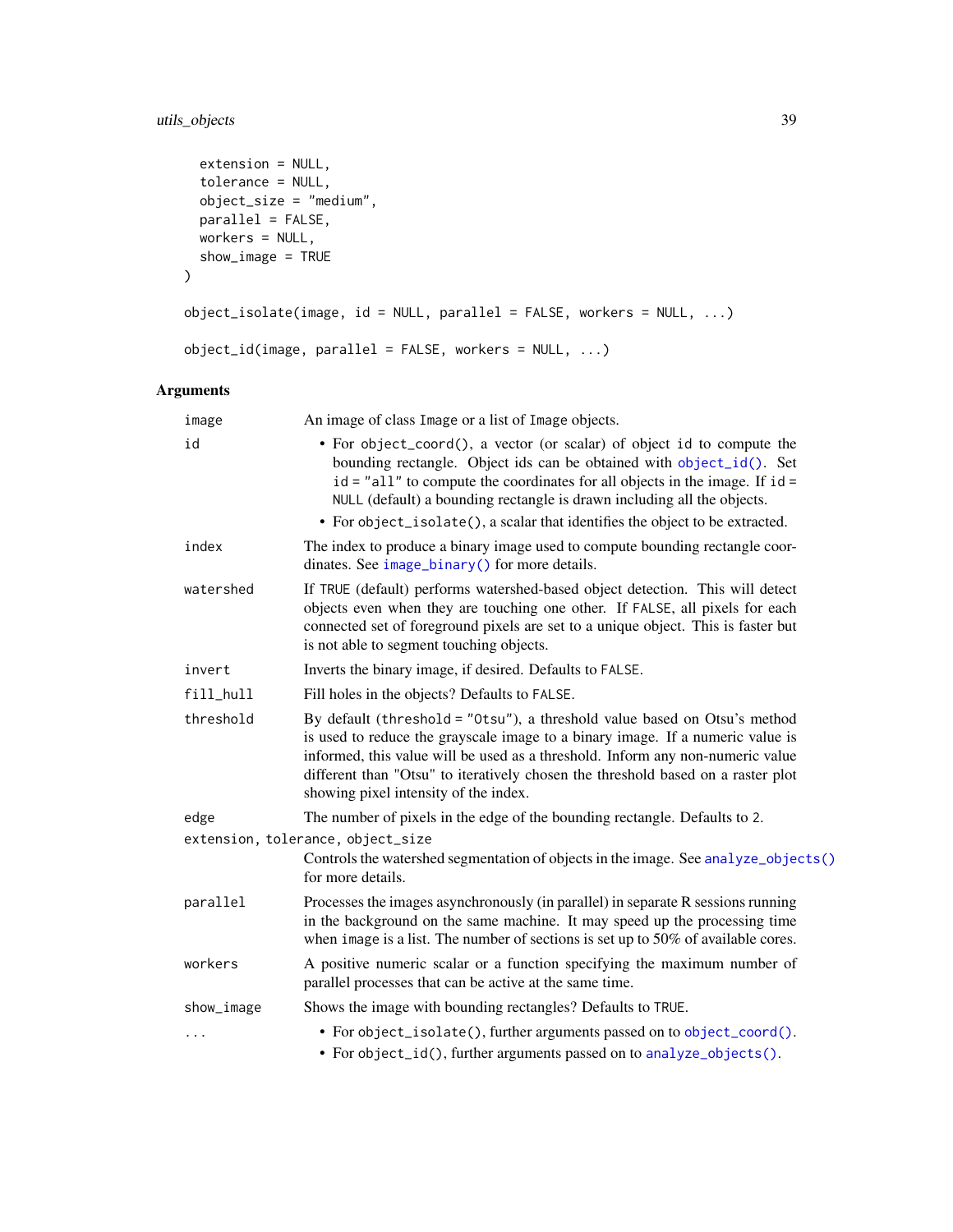```
  extension = NULL,
  tolerance = NULL,
  object_size = "medium",
  parallel = FALSE,
  workers = NULL,
  show_image = TRUE
)

object_isolate(image, id = NULL, parallel = FALSE, workers = NULL, ...)

object_id(image, parallel = FALSE, workers = NULL, ...)
```

## Arguments

| Argument | Description |
|---|---|
| `image` | An image of class `Image` or a list of `Image` objects. |
| `id` | • For `object_coord()`, a vector (or scalar) of object `id` to compute the bounding rectangle. Object ids can be obtained with `object_id()`. Set `id = "all"` to compute the coordinates for all objects in the image. If `id = NULL` (default) a bounding rectangle is drawn including all the objects.<br>• For `object_isolate()`, a scalar that identifies the object to be extracted. |
| `index` | The index to produce a binary image used to compute bounding rectangle coordinates. See `image_binary()` for more details. |
| `watershed` | If `TRUE` (default) performs watershed-based object detection. This will detect objects even when they are touching one other. If `FALSE`, all pixels for each connected set of foreground pixels are set to a unique object. This is faster but is not able to segment touching objects. |
| `invert` | Inverts the binary image, if desired. Defaults to `FALSE`. |
| `fill_hull` | Fill holes in the objects? Defaults to `FALSE`. |
| `threshold` | By default (`threshold = "Otsu"`), a threshold value based on Otsu's method is used to reduce the grayscale image to a binary image. If a numeric value is informed, this value will be used as a threshold. Inform any non-numeric value different than "Otsu" to iteratively chosen the threshold based on a raster plot showing pixel intensity of the index. |
| `edge` | The number of pixels in the edge of the bounding rectangle. Defaults to `2`. |
| `extension, tolerance, object_size` | Controls the watershed segmentation of objects in the image. See `analyze_objects()` for more details. |
| `parallel` | Processes the images asynchronously (in parallel) in separate R sessions running in the background on the same machine. It may speed up the processing time when `image` is a list. The number of sections is set up to 50% of available cores. |
| `workers` | A positive numeric scalar or a function specifying the maximum number of parallel processes that can be active at the same time. |
| `show_image` | Shows the image with bounding rectangles? Defaults to `TRUE`. |
| `...` | • For `object_isolate()`, further arguments passed on to `object_coord()`.<br>• For `object_id()`, further arguments passed on to `analyze_objects()`. |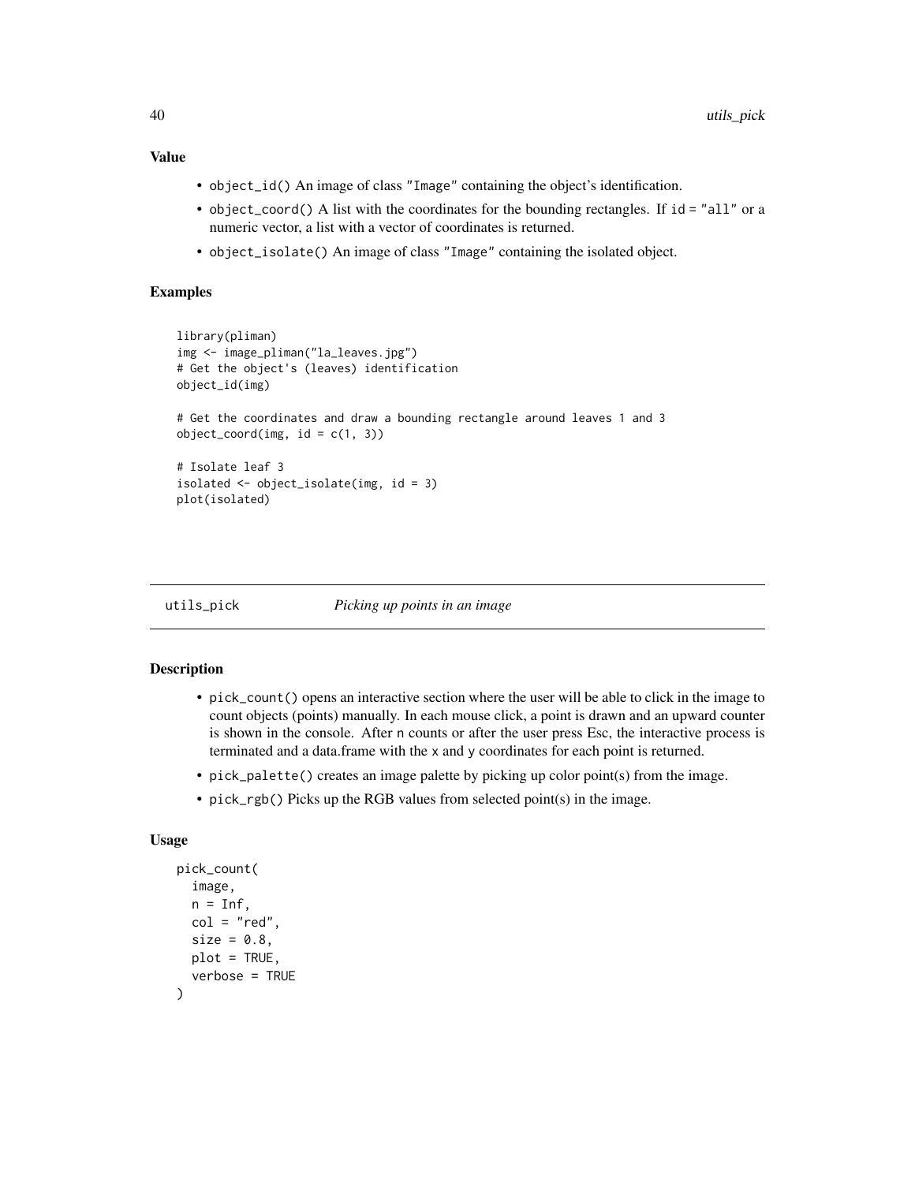### Value

- `object_id()` An image of class `"Image"` containing the object's identification.
- `object_coord()` A list with the coordinates for the bounding rectangles. If `id = "all"` or a numeric vector, a list with a vector of coordinates is returned.
- `object_isolate()` An image of class `"Image"` containing the isolated object.

### Examples

```
library(pliman)
img <- image_pliman("la_leaves.jpg")
# Get the object's (leaves) identification
object_id(img)

# Get the coordinates and draw a bounding rectangle around leaves 1 and 3
object_coord(img, id = c(1, 3))

# Isolate leaf 3
isolated <- object_isolate(img, id = 3)
plot(isolated)
```

---

## utils_pick — *Picking up points in an image*

---

### Description

- `pick_count()` opens an interactive section where the user will be able to click in the image to count objects (points) manually. In each mouse click, a point is drawn and an upward counter is shown in the console. After `n` counts or after the user press Esc, the interactive process is terminated and a data.frame with the `x` and `y` coordinates for each point is returned.
- `pick_palette()` creates an image palette by picking up color point(s) from the image.
- `pick_rgb()` Picks up the RGB values from selected point(s) in the image.

### Usage

```
pick_count(
  image,
  n = Inf,
  col = "red",
  size = 0.8,
  plot = TRUE,
  verbose = TRUE
)
```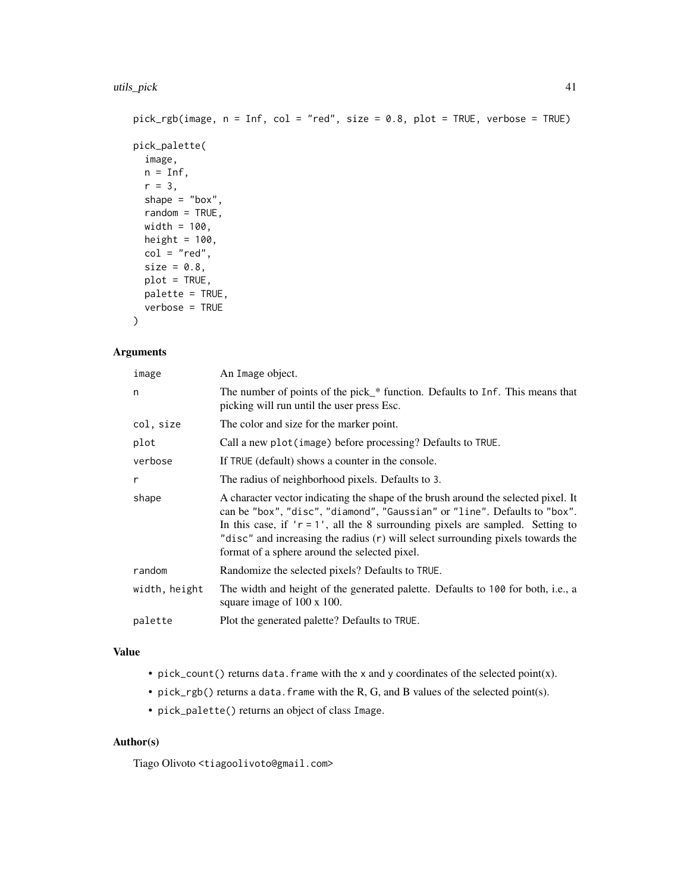```
pick_rgb(image, n = Inf, col = "red", size = 0.8, plot = TRUE, verbose = TRUE)

pick_palette(
  image,
  n = Inf,
  r = 3,
  shape = "box",
  random = TRUE,
  width = 100,
  height = 100,
  col = "red",
  size = 0.8,
  plot = TRUE,
  palette = TRUE,
  verbose = TRUE
)
```

## Arguments

| | |
|---|---|
| image | An Image object. |
| n | The number of points of the pick_* function. Defaults to Inf. This means that picking will run until the user press Esc. |
| col, size | The color and size for the marker point. |
| plot | Call a new plot(image) before processing? Defaults to TRUE. |
| verbose | If TRUE (default) shows a counter in the console. |
| r | The radius of neighborhood pixels. Defaults to 3. |
| shape | A character vector indicating the shape of the brush around the selected pixel. It can be "box", "disc", "diamond", "Gaussian" or "line". Defaults to "box". In this case, if 'r = 1', all the 8 surrounding pixels are sampled. Setting to "disc" and increasing the radius (r) will select surrounding pixels towards the format of a sphere around the selected pixel. |
| random | Randomize the selected pixels? Defaults to TRUE. |
| width, height | The width and height of the generated palette. Defaults to 100 for both, i.e., a square image of 100 x 100. |
| palette | Plot the generated palette? Defaults to TRUE. |

## Value

- pick_count() returns data.frame with the x and y coordinates of the selected point(x).
- pick_rgb() returns a data.frame with the R, G, and B values of the selected point(s).
- pick_palette() returns an object of class Image.

## Author(s)

Tiago Olivoto <tiagoolivoto@gmail.com>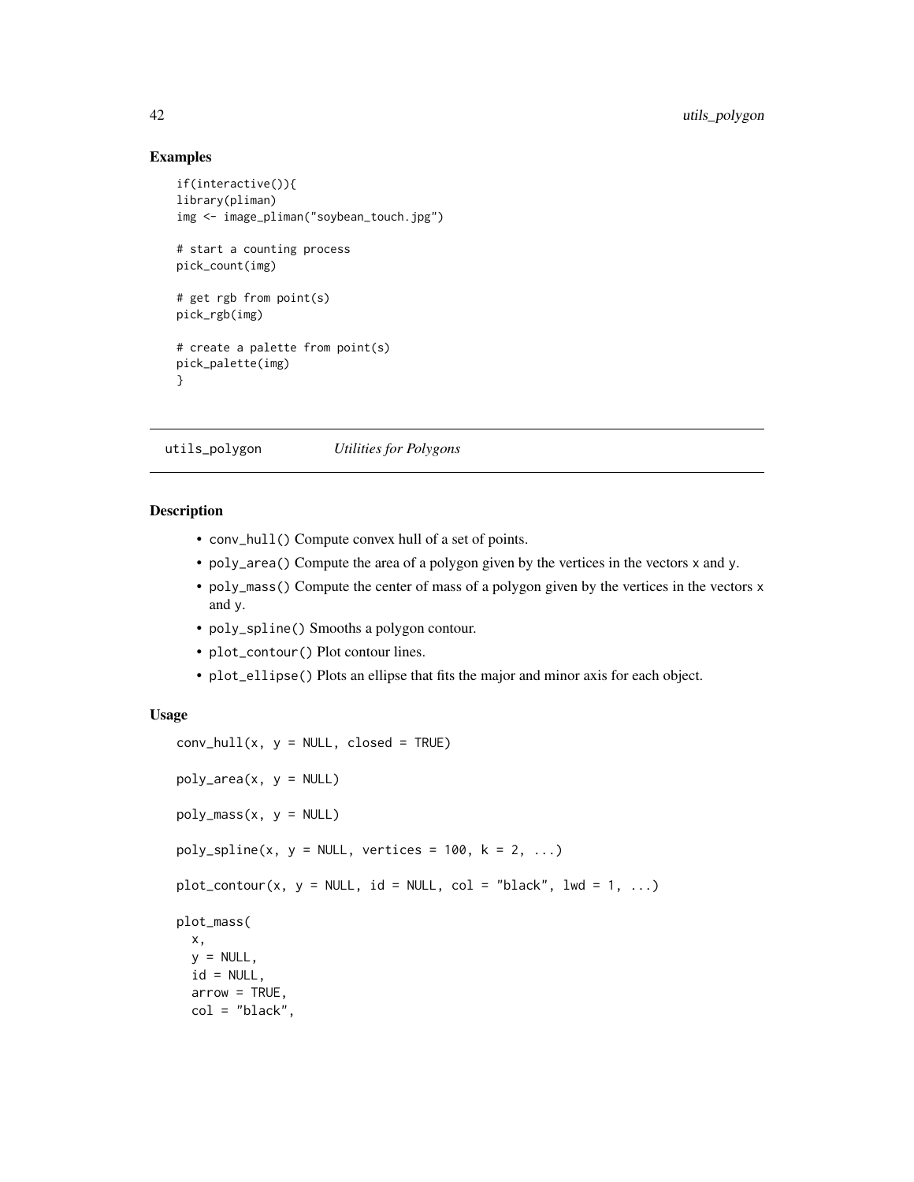## Examples

```
if(interactive()){
library(pliman)
img <- image_pliman("soybean_touch.jpg")

# start a counting process
pick_count(img)

# get rgb from point(s)
pick_rgb(img)

# create a palette from point(s)
pick_palette(img)
}
```

---

# utils_polygon *Utilities for Polygons*

---

## Description

- `conv_hull()` Compute convex hull of a set of points.
- `poly_area()` Compute the area of a polygon given by the vertices in the vectors `x` and `y`.
- `poly_mass()` Compute the center of mass of a polygon given by the vertices in the vectors `x` and `y`.
- `poly_spline()` Smooths a polygon contour.
- `plot_contour()` Plot contour lines.
- `plot_ellipse()` Plots an ellipse that fits the major and minor axis for each object.

## Usage

```
conv_hull(x, y = NULL, closed = TRUE)

poly_area(x, y = NULL)

poly_mass(x, y = NULL)

poly_spline(x, y = NULL, vertices = 100, k = 2, ...)

plot_contour(x, y = NULL, id = NULL, col = "black", lwd = 1, ...)

plot_mass(
  x,
  y = NULL,
  id = NULL,
  arrow = TRUE,
  col = "black",
```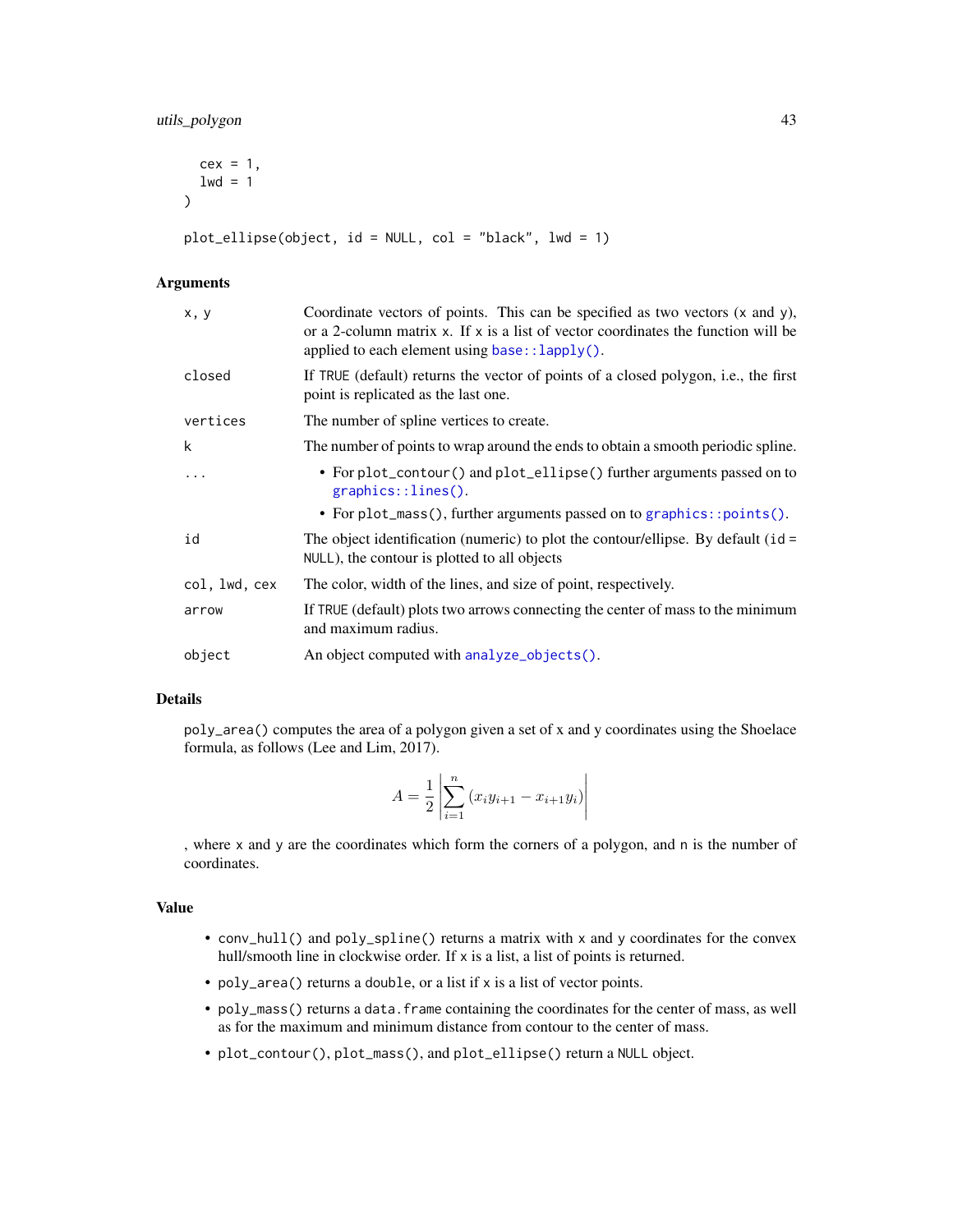```
  cex = 1,
  lwd = 1
)

plot_ellipse(object, id = NULL, col = "black", lwd = 1)
```

## Arguments

| | |
|---|---|
| x, y | Coordinate vectors of points. This can be specified as two vectors (x and y), or a 2-column matrix x. If x is a list of vector coordinates the function will be applied to each element using `base::lapply()`. |
| closed | If TRUE (default) returns the vector of points of a closed polygon, i.e., the first point is replicated as the last one. |
| vertices | The number of spline vertices to create. |
| k | The number of points to wrap around the ends to obtain a smooth periodic spline. |
| ... | • For `plot_contour()` and `plot_ellipse()` further arguments passed on to `graphics::lines()`. • For `plot_mass()`, further arguments passed on to `graphics::points()`. |
| id | The object identification (numeric) to plot the contour/ellipse. By default (id = NULL), the contour is plotted to all objects |
| col, lwd, cex | The color, width of the lines, and size of point, respectively. |
| arrow | If TRUE (default) plots two arrows connecting the center of mass to the minimum and maximum radius. |
| object | An object computed with `analyze_objects()`. |

## Details

`poly_area()` computes the area of a polygon given a set of x and y coordinates using the Shoelace formula, as follows (Lee and Lim, 2017).

$$A = \frac{1}{2}\left|\sum_{i=1}^{n}(x_i y_{i+1} - x_{i+1} y_i)\right|$$

, where x and y are the coordinates which form the corners of a polygon, and n is the number of coordinates.

## Value

- `conv_hull()` and `poly_spline()` returns a matrix with x and y coordinates for the convex hull/smooth line in clockwise order. If x is a list, a list of points is returned.
- `poly_area()` returns a double, or a list if x is a list of vector points.
- `poly_mass()` returns a `data.frame` containing the coordinates for the center of mass, as well as for the maximum and minimum distance from contour to the center of mass.
- `plot_contour()`, `plot_mass()`, and `plot_ellipse()` return a NULL object.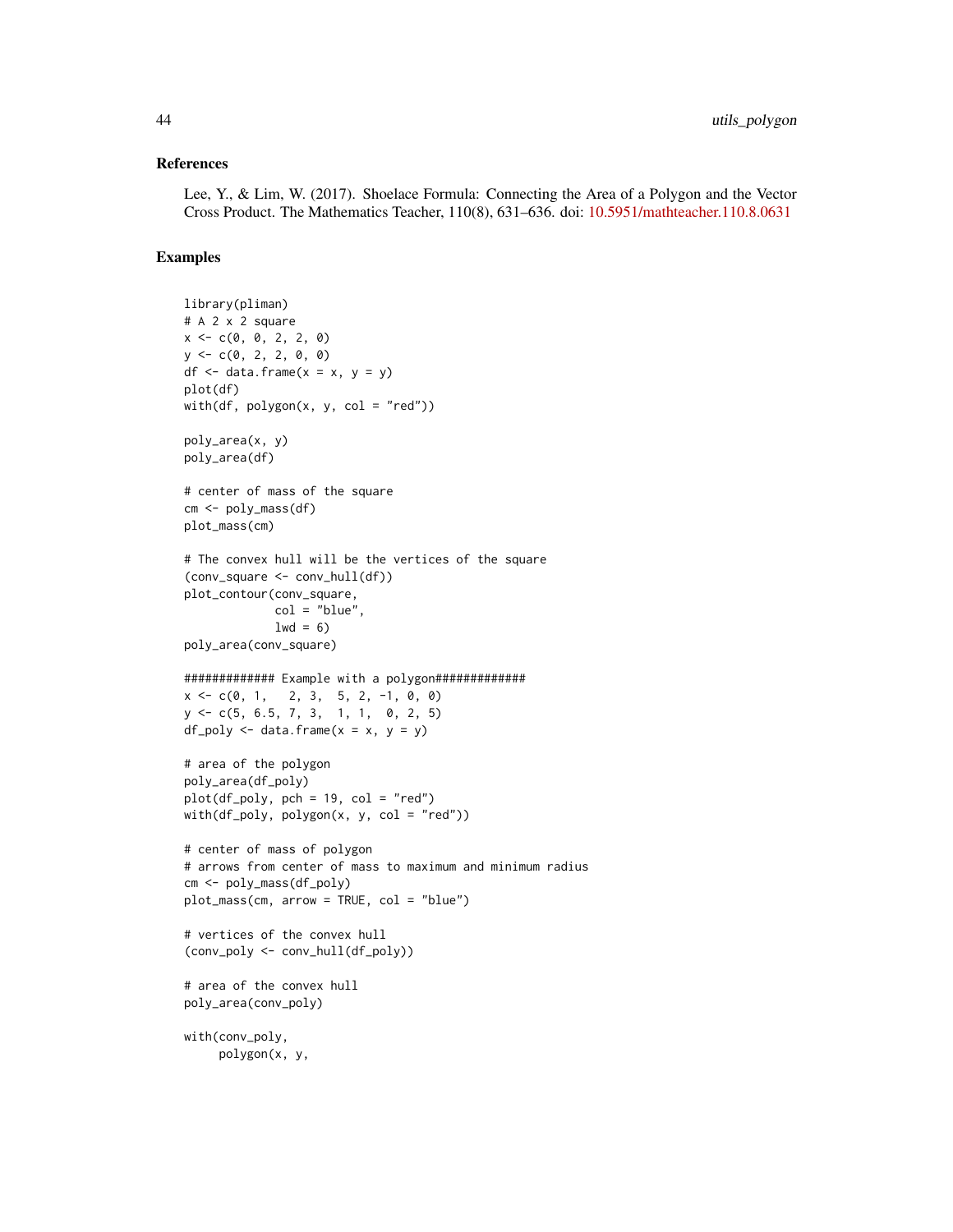## References

Lee, Y., & Lim, W. (2017). Shoelace Formula: Connecting the Area of a Polygon and the Vector Cross Product. The Mathematics Teacher, 110(8), 631–636. doi: 10.5951/mathteacher.110.8.0631

## Examples

```
library(pliman)
# A 2 x 2 square
x <- c(0, 0, 2, 2, 0)
y <- c(0, 2, 2, 0, 0)
df <- data.frame(x = x, y = y)
plot(df)
with(df, polygon(x, y, col = "red"))

poly_area(x, y)
poly_area(df)

# center of mass of the square
cm <- poly_mass(df)
plot_mass(cm)

# The convex hull will be the vertices of the square
(conv_square <- conv_hull(df))
plot_contour(conv_square,
             col = "blue",
             lwd = 6)
poly_area(conv_square)

############# Example with a polygon#############
x <- c(0, 1,   2, 3,  5, 2, -1, 0, 0)
y <- c(5, 6.5, 7, 3,  1, 1,  0, 2, 5)
df_poly <- data.frame(x = x, y = y)

# area of the polygon
poly_area(df_poly)
plot(df_poly, pch = 19, col = "red")
with(df_poly, polygon(x, y, col = "red"))

# center of mass of polygon
# arrows from center of mass to maximum and minimum radius
cm <- poly_mass(df_poly)
plot_mass(cm, arrow = TRUE, col = "blue")

# vertices of the convex hull
(conv_poly <- conv_hull(df_poly))

# area of the convex hull
poly_area(conv_poly)

with(conv_poly,
     polygon(x, y,
```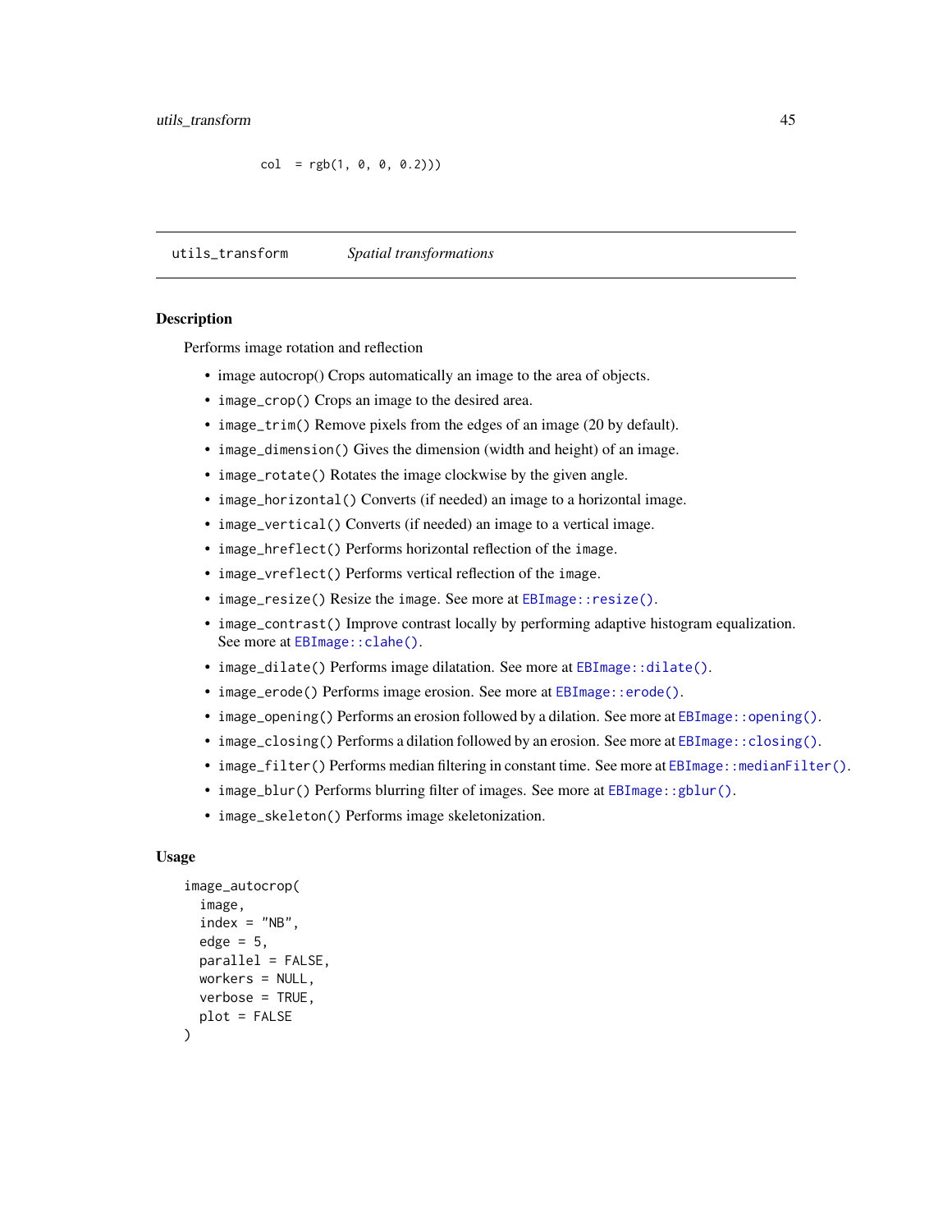```
col  = rgb(1, 0, 0, 0.2)))
```

---

utils_transform        *Spatial transformations*

---

### Description

Performs image rotation and reflection

- image autocrop() Crops automatically an image to the area of objects.
- `image_crop()` Crops an image to the desired area.
- `image_trim()` Remove pixels from the edges of an image (20 by default).
- `image_dimension()` Gives the dimension (width and height) of an image.
- `image_rotate()` Rotates the image clockwise by the given angle.
- `image_horizontal()` Converts (if needed) an image to a horizontal image.
- `image_vertical()` Converts (if needed) an image to a vertical image.
- `image_hreflect()` Performs horizontal reflection of the `image`.
- `image_vreflect()` Performs vertical reflection of the `image`.
- `image_resize()` Resize the `image`. See more at `EBImage::resize()`.
- `image_contrast()` Improve contrast locally by performing adaptive histogram equalization. See more at `EBImage::clahe()`.
- `image_dilate()` Performs image dilatation. See more at `EBImage::dilate()`.
- `image_erode()` Performs image erosion. See more at `EBImage::erode()`.
- `image_opening()` Performs an erosion followed by a dilation. See more at `EBImage::opening()`.
- `image_closing()` Performs a dilation followed by an erosion. See more at `EBImage::closing()`.
- `image_filter()` Performs median filtering in constant time. See more at `EBImage::medianFilter()`.
- `image_blur()` Performs blurring filter of images. See more at `EBImage::gblur()`.
- `image_skeleton()` Performs image skeletonization.

### Usage

```
image_autocrop(
  image,
  index = "NB",
  edge = 5,
  parallel = FALSE,
  workers = NULL,
  verbose = TRUE,
  plot = FALSE
)
```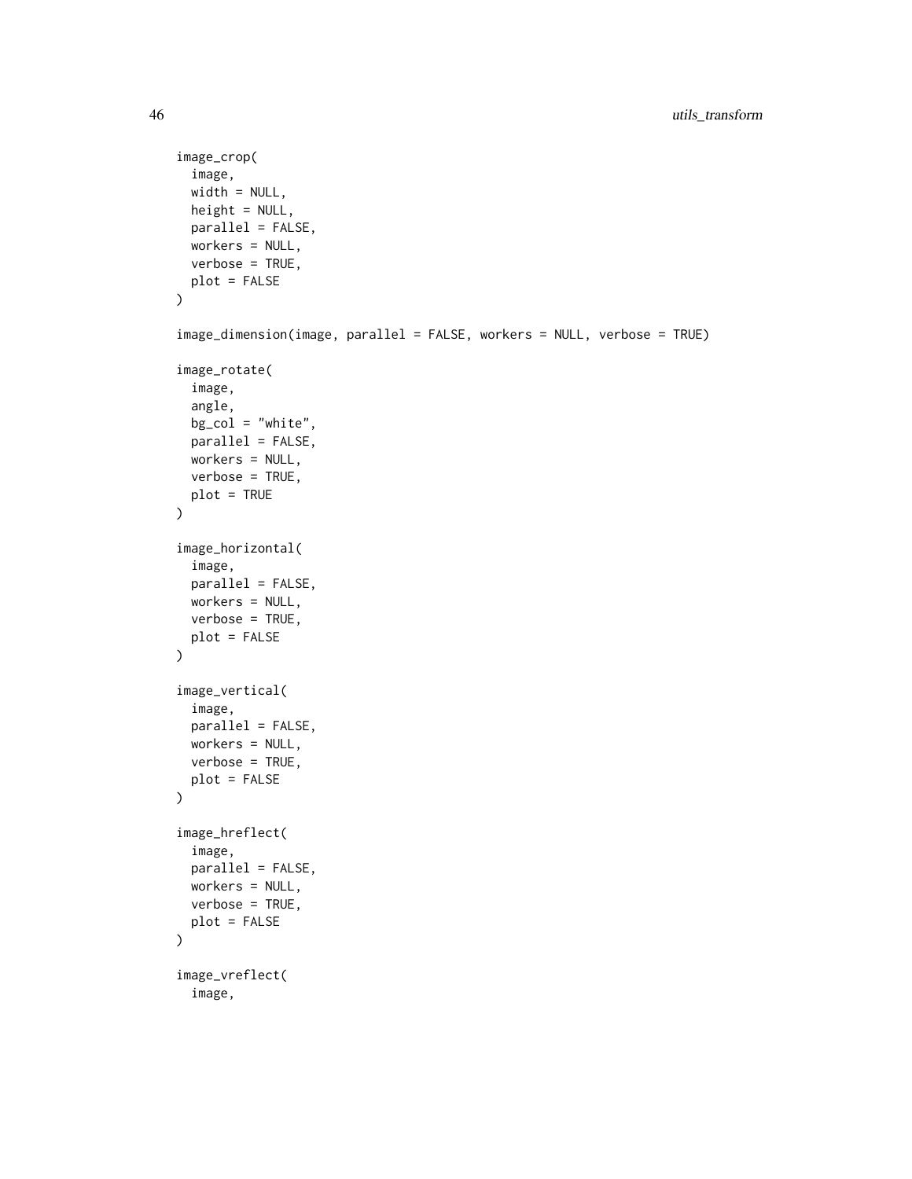```
image_crop(
  image,
  width = NULL,
  height = NULL,
  parallel = FALSE,
  workers = NULL,
  verbose = TRUE,
  plot = FALSE
)

image_dimension(image, parallel = FALSE, workers = NULL, verbose = TRUE)

image_rotate(
  image,
  angle,
  bg_col = "white",
  parallel = FALSE,
  workers = NULL,
  verbose = TRUE,
  plot = TRUE
)

image_horizontal(
  image,
  parallel = FALSE,
  workers = NULL,
  verbose = TRUE,
  plot = FALSE
)

image_vertical(
  image,
  parallel = FALSE,
  workers = NULL,
  verbose = TRUE,
  plot = FALSE
)

image_hreflect(
  image,
  parallel = FALSE,
  workers = NULL,
  verbose = TRUE,
  plot = FALSE
)

image_vreflect(
  image,
```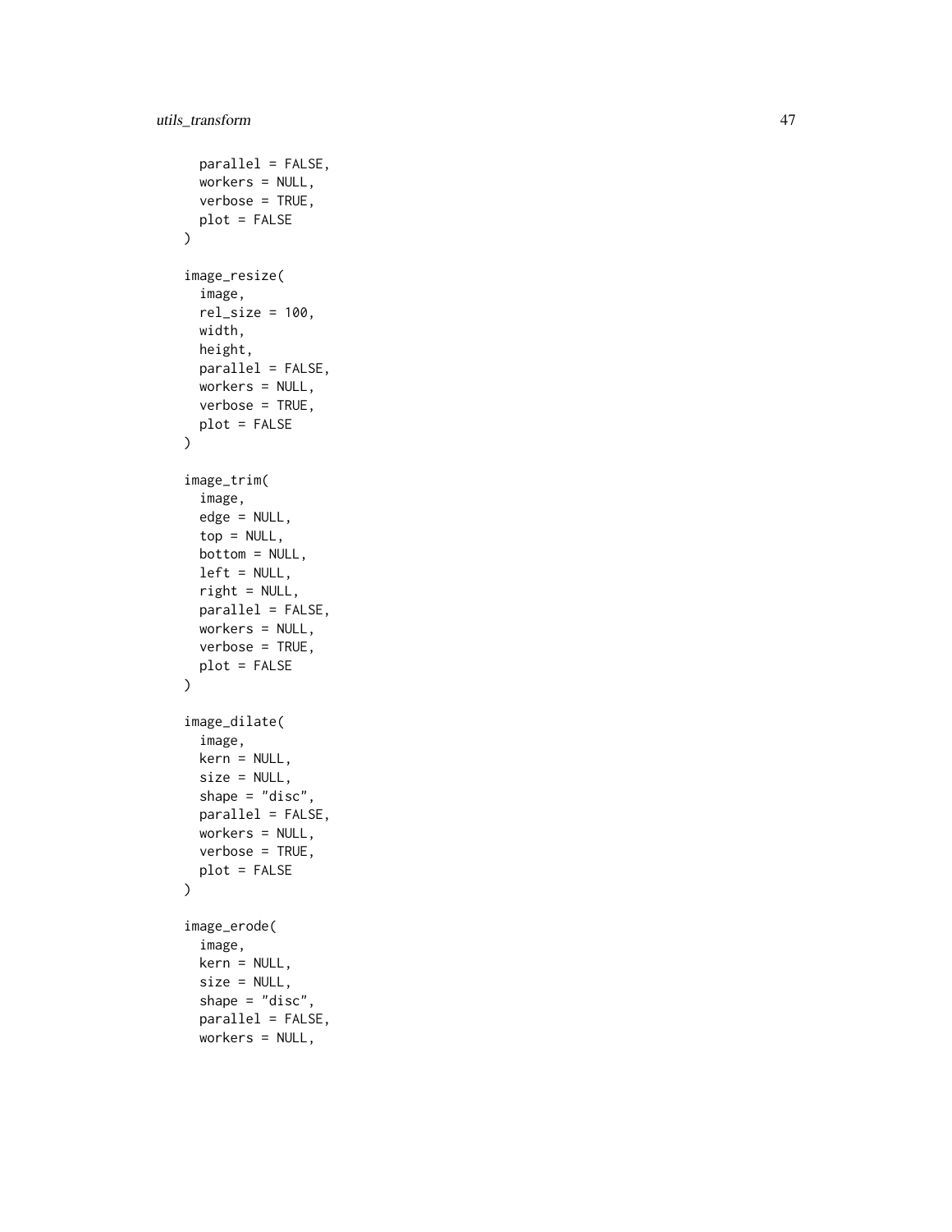```
  parallel = FALSE,
  workers = NULL,
  verbose = TRUE,
  plot = FALSE
)

image_resize(
  image,
  rel_size = 100,
  width,
  height,
  parallel = FALSE,
  workers = NULL,
  verbose = TRUE,
  plot = FALSE
)

image_trim(
  image,
  edge = NULL,
  top = NULL,
  bottom = NULL,
  left = NULL,
  right = NULL,
  parallel = FALSE,
  workers = NULL,
  verbose = TRUE,
  plot = FALSE
)

image_dilate(
  image,
  kern = NULL,
  size = NULL,
  shape = "disc",
  parallel = FALSE,
  workers = NULL,
  verbose = TRUE,
  plot = FALSE
)

image_erode(
  image,
  kern = NULL,
  size = NULL,
  shape = "disc",
  parallel = FALSE,
  workers = NULL,
```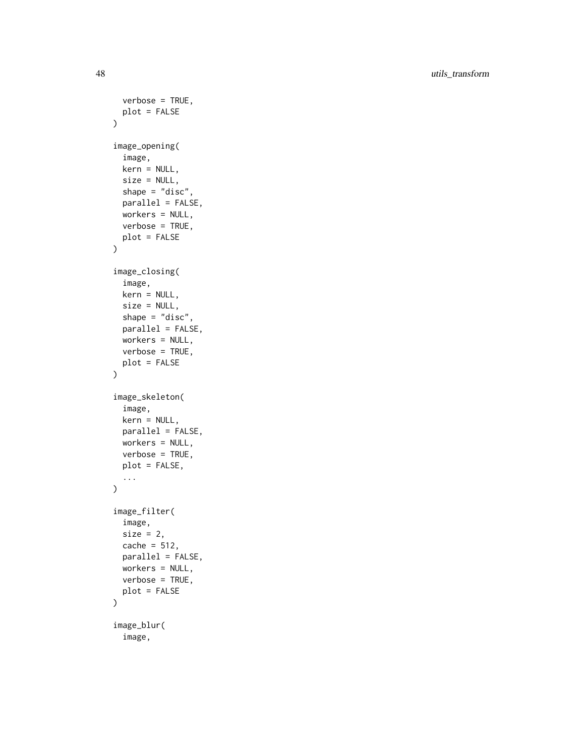```
  verbose = TRUE,
  plot = FALSE
)

image_opening(
  image,
  kern = NULL,
  size = NULL,
  shape = "disc",
  parallel = FALSE,
  workers = NULL,
  verbose = TRUE,
  plot = FALSE
)

image_closing(
  image,
  kern = NULL,
  size = NULL,
  shape = "disc",
  parallel = FALSE,
  workers = NULL,
  verbose = TRUE,
  plot = FALSE
)

image_skeleton(
  image,
  kern = NULL,
  parallel = FALSE,
  workers = NULL,
  verbose = TRUE,
  plot = FALSE,
  ...
)

image_filter(
  image,
  size = 2,
  cache = 512,
  parallel = FALSE,
  workers = NULL,
  verbose = TRUE,
  plot = FALSE
)

image_blur(
  image,
```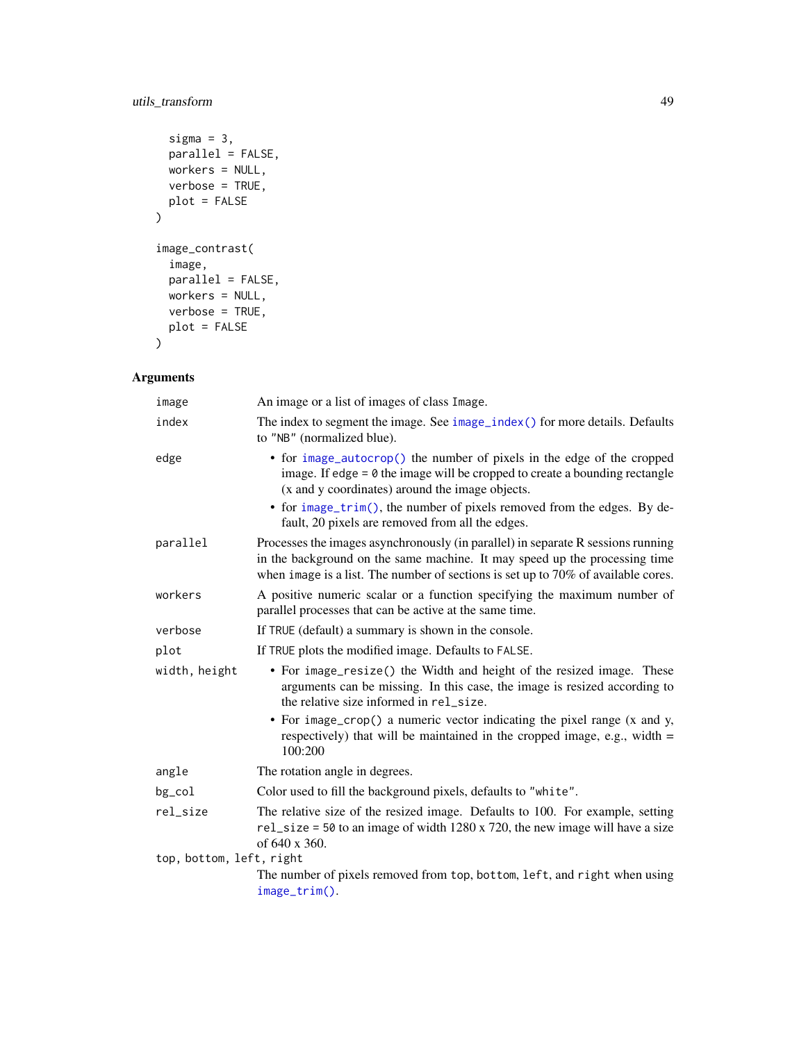```
  sigma = 3,
  parallel = FALSE,
  workers = NULL,
  verbose = TRUE,
  plot = FALSE
)

image_contrast(
  image,
  parallel = FALSE,
  workers = NULL,
  verbose = TRUE,
  plot = FALSE
)
```

## Arguments

| Argument | Description |
|---|---|
| image | An image or a list of images of class Image. |
| index | The index to segment the image. See image_index() for more details. Defaults to "NB" (normalized blue). |
| edge | • for image_autocrop() the number of pixels in the edge of the cropped image. If edge = 0 the image will be cropped to create a bounding rectangle (x and y coordinates) around the image objects. <br> • for image_trim(), the number of pixels removed from the edges. By default, 20 pixels are removed from all the edges. |
| parallel | Processes the images asynchronously (in parallel) in separate R sessions running in the background on the same machine. It may speed up the processing time when image is a list. The number of sections is set up to 70% of available cores. |
| workers | A positive numeric scalar or a function specifying the maximum number of parallel processes that can be active at the same time. |
| verbose | If TRUE (default) a summary is shown in the console. |
| plot | If TRUE plots the modified image. Defaults to FALSE. |
| width, height | • For image_resize() the Width and height of the resized image. These arguments can be missing. In this case, the image is resized according to the relative size informed in rel_size. <br> • For image_crop() a numeric vector indicating the pixel range (x and y, respectively) that will be maintained in the cropped image, e.g., width = 100:200 |
| angle | The rotation angle in degrees. |
| bg_col | Color used to fill the background pixels, defaults to "white". |
| rel_size | The relative size of the resized image. Defaults to 100. For example, setting rel_size = 50 to an image of width 1280 x 720, the new image will have a size of 640 x 360. |
| top, bottom, left, right | The number of pixels removed from top, bottom, left, and right when using image_trim(). |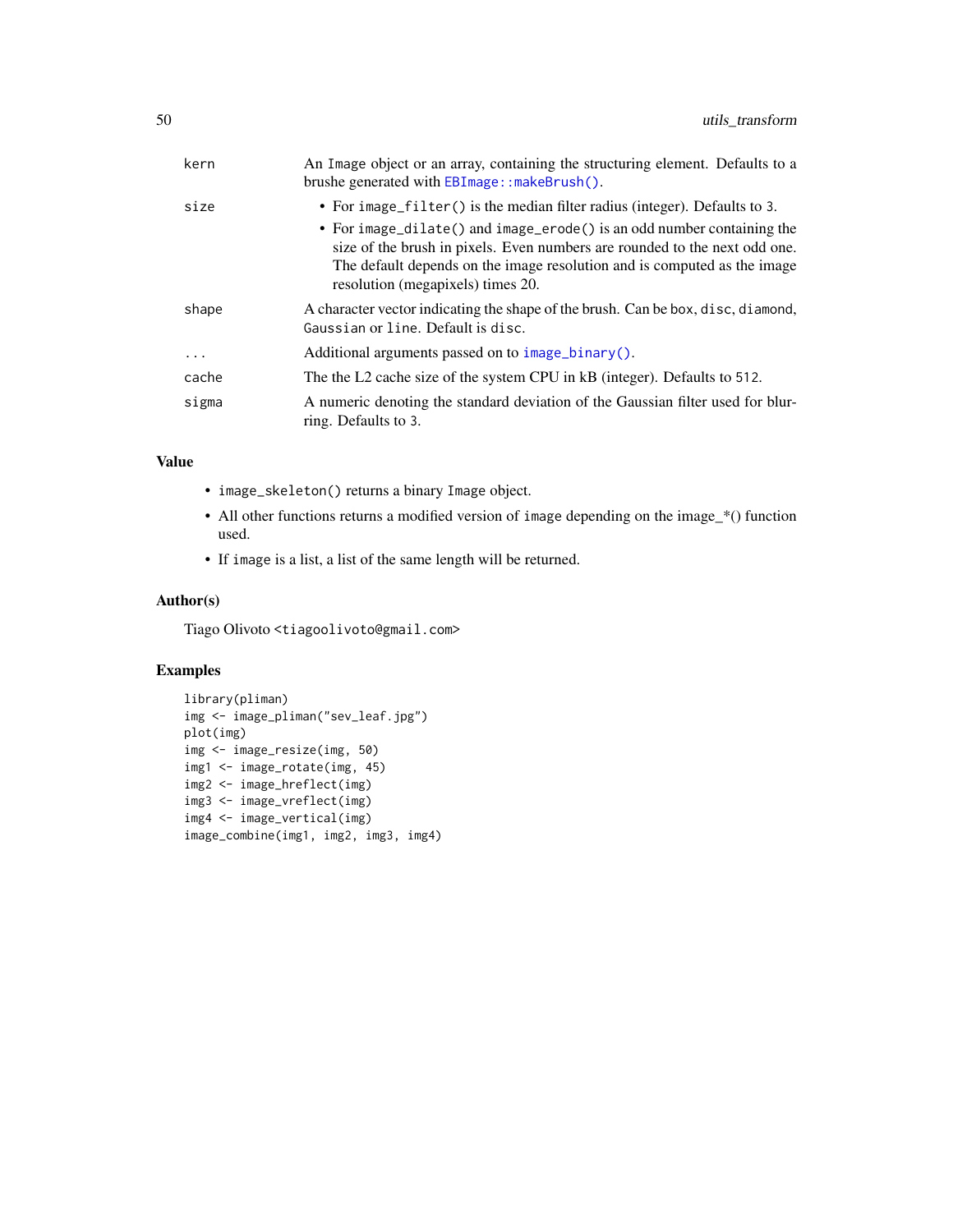| | |
|---|---|
| kern | An Image object or an array, containing the structuring element. Defaults to a brushe generated with EBImage::makeBrush(). |
| size | • For image_filter() is the median filter radius (integer). Defaults to 3.<br>• For image_dilate() and image_erode() is an odd number containing the size of the brush in pixels. Even numbers are rounded to the next odd one. The default depends on the image resolution and is computed as the image resolution (megapixels) times 20. |
| shape | A character vector indicating the shape of the brush. Can be box, disc, diamond, Gaussian or line. Default is disc. |
| ... | Additional arguments passed on to image_binary(). |
| cache | The the L2 cache size of the system CPU in kB (integer). Defaults to 512. |
| sigma | A numeric denoting the standard deviation of the Gaussian filter used for blurring. Defaults to 3. |

## Value

- image_skeleton() returns a binary Image object.
- All other functions returns a modified version of image depending on the image_*() function used.
- If image is a list, a list of the same length will be returned.

## Author(s)

Tiago Olivoto <tiagoolivoto@gmail.com>

## Examples

```
library(pliman)
img <- image_pliman("sev_leaf.jpg")
plot(img)
img <- image_resize(img, 50)
img1 <- image_rotate(img, 45)
img2 <- image_hreflect(img)
img3 <- image_vreflect(img)
img4 <- image_vertical(img)
image_combine(img1, img2, img3, img4)
```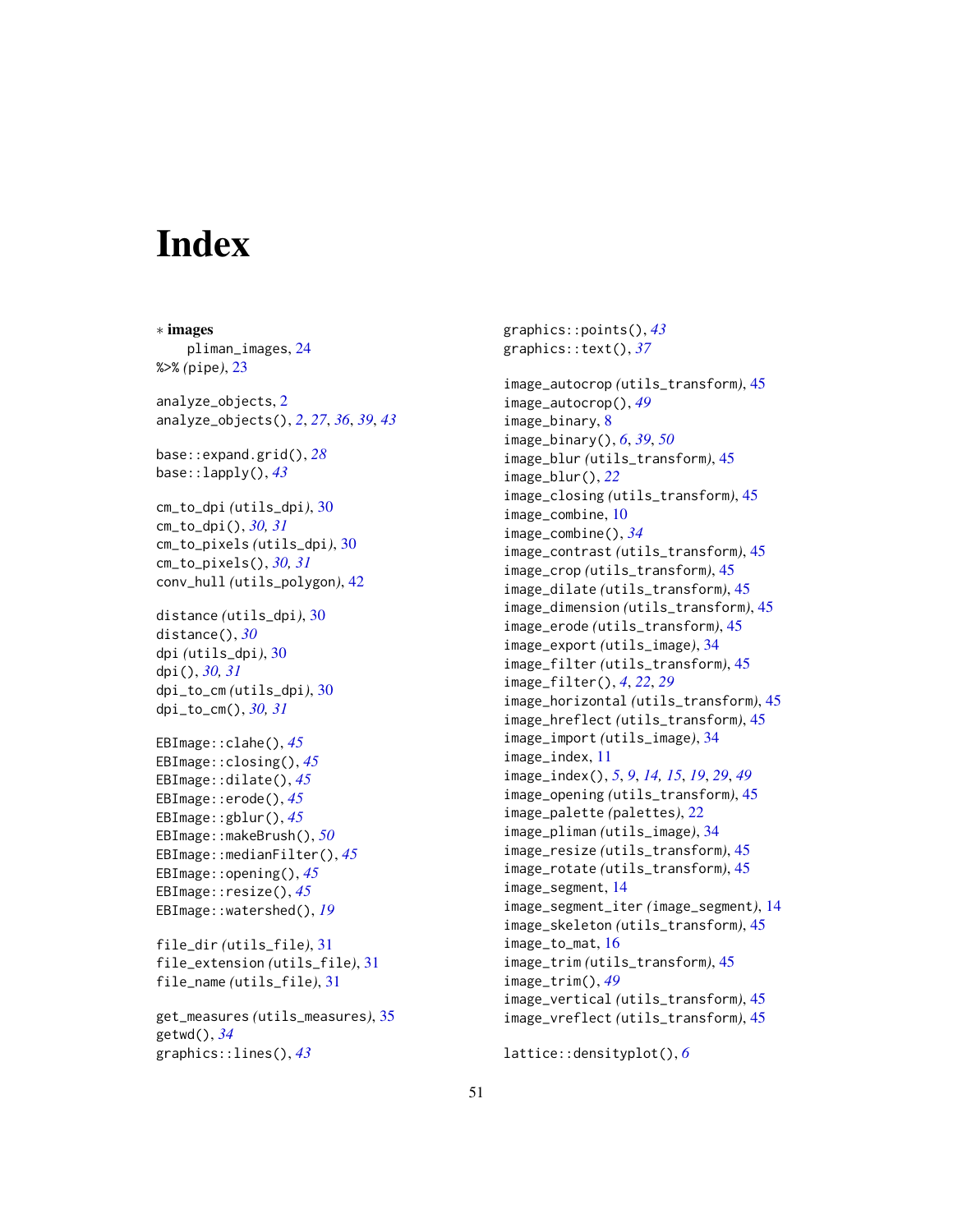# Index

∗ **images**
pliman_images, 24
%>% *(pipe)*, 23

analyze_objects, 2
analyze_objects(), *2*, *27*, *36*, *39*, *43*

base::expand.grid(), *28*
base::lapply(), *43*

cm_to_dpi *(utils_dpi)*, 30
cm_to_dpi(), *30, 31*
cm_to_pixels *(utils_dpi)*, 30
cm_to_pixels(), *30, 31*
conv_hull *(utils_polygon)*, 42

distance *(utils_dpi)*, 30
distance(), *30*
dpi *(utils_dpi)*, 30
dpi(), *30, 31*
dpi_to_cm *(utils_dpi)*, 30
dpi_to_cm(), *30, 31*

EBImage::clahe(), *45*
EBImage::closing(), *45*
EBImage::dilate(), *45*
EBImage::erode(), *45*
EBImage::gblur(), *45*
EBImage::makeBrush(), *50*
EBImage::medianFilter(), *45*
EBImage::opening(), *45*
EBImage::resize(), *45*
EBImage::watershed(), *19*

file_dir *(utils_file)*, 31
file_extension *(utils_file)*, 31
file_name *(utils_file)*, 31

get_measures *(utils_measures)*, 35
getwd(), *34*
graphics::lines(), *43*
graphics::points(), *43*
graphics::text(), *37*

image_autocrop *(utils_transform)*, 45
image_autocrop(), *49*
image_binary, 8
image_binary(), *6*, *39*, *50*
image_blur *(utils_transform)*, 45
image_blur(), *22*
image_closing *(utils_transform)*, 45
image_combine, 10
image_combine(), *34*
image_contrast *(utils_transform)*, 45
image_crop *(utils_transform)*, 45
image_dilate *(utils_transform)*, 45
image_dimension *(utils_transform)*, 45
image_erode *(utils_transform)*, 45
image_export *(utils_image)*, 34
image_filter *(utils_transform)*, 45
image_filter(), *4*, *22*, *29*
image_horizontal *(utils_transform)*, 45
image_hreflect *(utils_transform)*, 45
image_import *(utils_image)*, 34
image_index, 11
image_index(), *5*, *9*, *14, 15*, *19*, *29*, *49*
image_opening *(utils_transform)*, 45
image_palette *(palettes)*, 22
image_pliman *(utils_image)*, 34
image_resize *(utils_transform)*, 45
image_rotate *(utils_transform)*, 45
image_segment, 14
image_segment_iter *(image_segment)*, 14
image_skeleton *(utils_transform)*, 45
image_to_mat, 16
image_trim *(utils_transform)*, 45
image_trim(), *49*
image_vertical *(utils_transform)*, 45
image_vreflect *(utils_transform)*, 45

lattice::densityplot(), *6*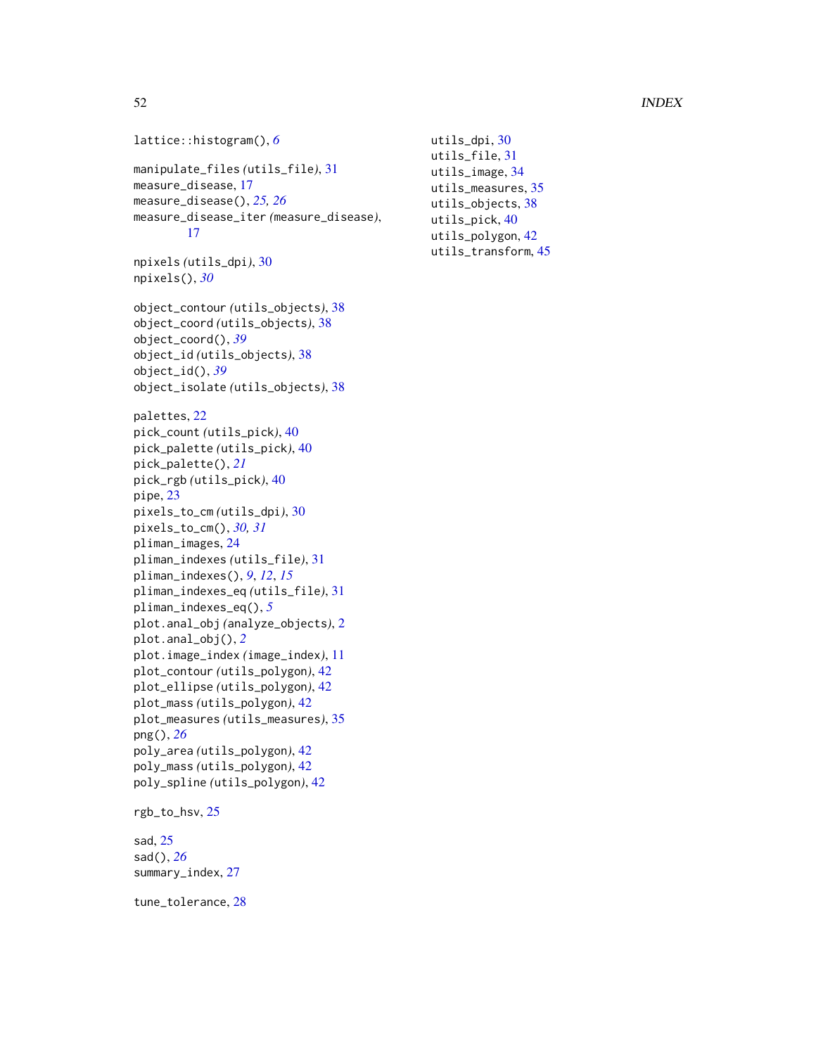lattice::histogram(), *6*

manipulate_files (utils_file), 31
measure_disease, 17
measure_disease(), *25, 26*
measure_disease_iter (measure_disease), 17

npixels (utils_dpi), 30
npixels(), *30*

object_contour (utils_objects), 38
object_coord (utils_objects), 38
object_coord(), *39*
object_id (utils_objects), 38
object_id(), *39*
object_isolate (utils_objects), 38

palettes, 22
pick_count (utils_pick), 40
pick_palette (utils_pick), 40
pick_palette(), *21*
pick_rgb (utils_pick), 40
pipe, 23
pixels_to_cm (utils_dpi), 30
pixels_to_cm(), *30, 31*
pliman_images, 24
pliman_indexes (utils_file), 31
pliman_indexes(), *9*, *12*, *15*
pliman_indexes_eq (utils_file), 31
pliman_indexes_eq(), *5*
plot.anal_obj (analyze_objects), 2
plot.anal_obj(), *2*
plot.image_index (image_index), 11
plot_contour (utils_polygon), 42
plot_ellipse (utils_polygon), 42
plot_mass (utils_polygon), 42
plot_measures (utils_measures), 35
png(), *26*
poly_area (utils_polygon), 42
poly_mass (utils_polygon), 42
poly_spline (utils_polygon), 42

rgb_to_hsv, 25

sad, 25
sad(), *26*
summary_index, 27

tune_tolerance, 28

utils_dpi, 30
utils_file, 31
utils_image, 34
utils_measures, 35
utils_objects, 38
utils_pick, 40
utils_polygon, 42
utils_transform, 45